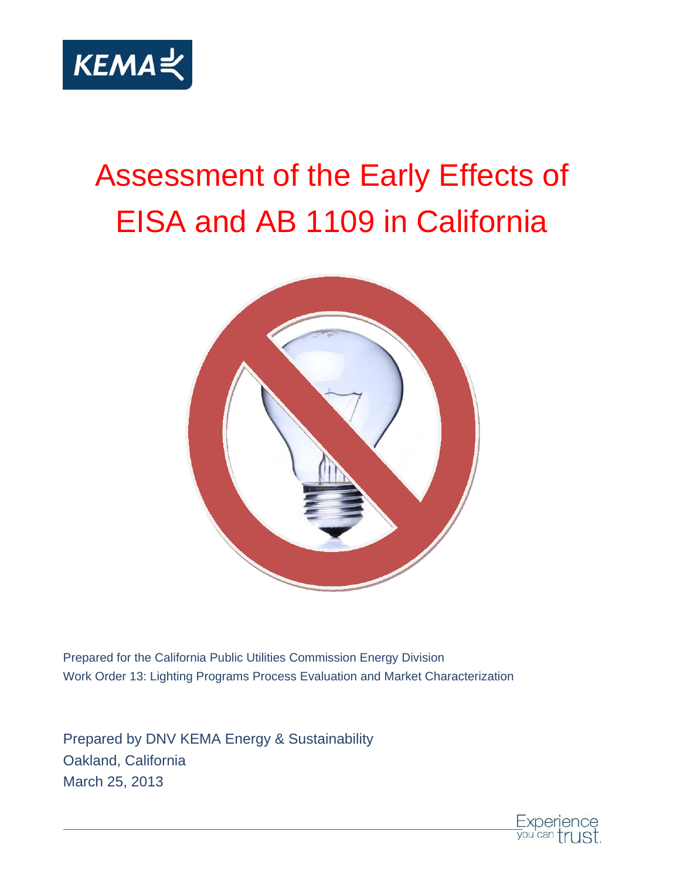KEMA

# Assessment of the Early Effects of EISA and AB 1109 in California

Prepared for the California Public Utilities Commission Energy Division
Work Order 13: Lighting Programs Process Evaluation and Market Characterization

Prepared by DNV KEMA Energy & Sustainability
Oakland, California
March 25, 2013

Experience you can trust.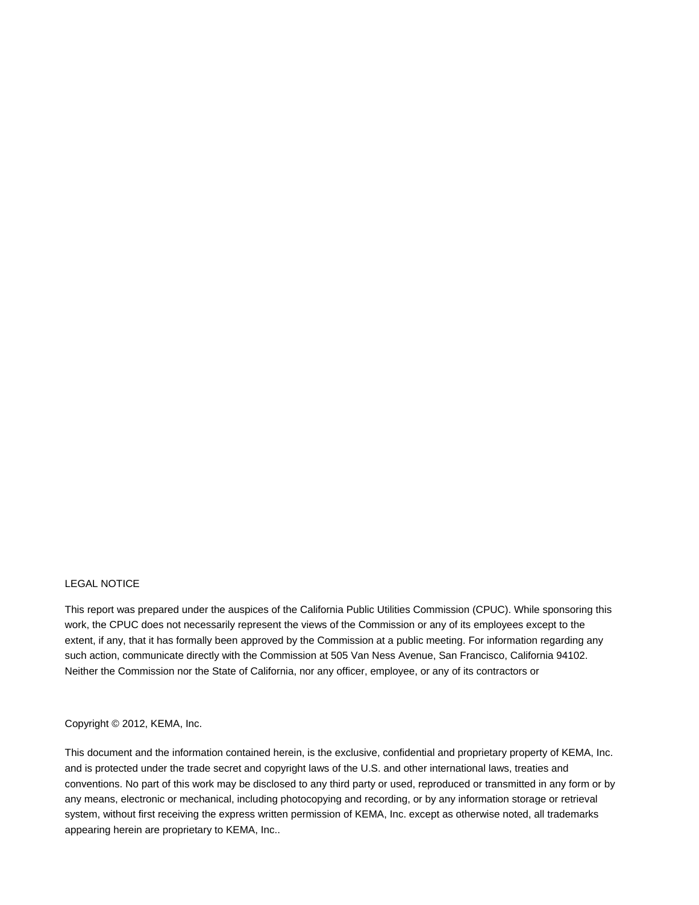LEGAL NOTICE

This report was prepared under the auspices of the California Public Utilities Commission (CPUC). While sponsoring this work, the CPUC does not necessarily represent the views of the Commission or any of its employees except to the extent, if any, that it has formally been approved by the Commission at a public meeting. For information regarding any such action, communicate directly with the Commission at 505 Van Ness Avenue, San Francisco, California 94102. Neither the Commission nor the State of California, nor any officer, employee, or any of its contractors or

Copyright © 2012, KEMA, Inc.

This document and the information contained herein, is the exclusive, confidential and proprietary property of KEMA, Inc. and is protected under the trade secret and copyright laws of the U.S. and other international laws, treaties and conventions. No part of this work may be disclosed to any third party or used, reproduced or transmitted in any form or by any means, electronic or mechanical, including photocopying and recording, or by any information storage or retrieval system, without first receiving the express written permission of KEMA, Inc. except as otherwise noted, all trademarks appearing herein are proprietary to KEMA, Inc..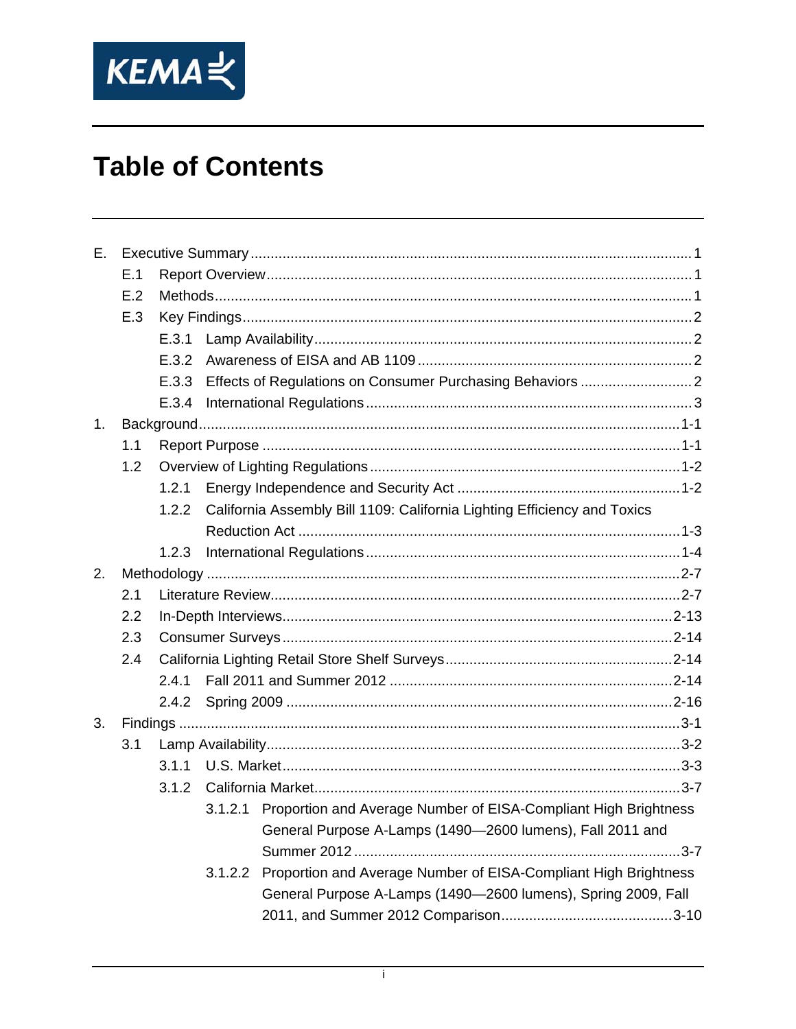# Table of Contents

E. Executive Summary ........ 1
- E.1 Report Overview ........ 1
- E.2 Methods ........ 1
- E.3 Key Findings ........ 2
  - E.3.1 Lamp Availability ........ 2
  - E.3.2 Awareness of EISA and AB 1109 ........ 2
  - E.3.3 Effects of Regulations on Consumer Purchasing Behaviors ........ 2
  - E.3.4 International Regulations ........ 3

1. Background ........ 1-1
   - 1.1 Report Purpose ........ 1-1
   - 1.2 Overview of Lighting Regulations ........ 1-2
     - 1.2.1 Energy Independence and Security Act ........ 1-2
     - 1.2.2 California Assembly Bill 1109: California Lighting Efficiency and Toxics Reduction Act ........ 1-3
     - 1.2.3 International Regulations ........ 1-4
2. Methodology ........ 2-7
   - 2.1 Literature Review ........ 2-7
   - 2.2 In-Depth Interviews ........ 2-13
   - 2.3 Consumer Surveys ........ 2-14
   - 2.4 California Lighting Retail Store Shelf Surveys ........ 2-14
     - 2.4.1 Fall 2011 and Summer 2012 ........ 2-14
     - 2.4.2 Spring 2009 ........ 2-16
3. Findings ........ 3-1
   - 3.1 Lamp Availability ........ 3-2
     - 3.1.1 U.S. Market ........ 3-3
     - 3.1.2 California Market ........ 3-7
       - 3.1.2.1 Proportion and Average Number of EISA-Compliant High Brightness General Purpose A-Lamps (1490—2600 lumens), Fall 2011 and Summer 2012 ........ 3-7
       - 3.1.2.2 Proportion and Average Number of EISA-Compliant High Brightness General Purpose A-Lamps (1490—2600 lumens), Spring 2009, Fall 2011, and Summer 2012 Comparison ........ 3-10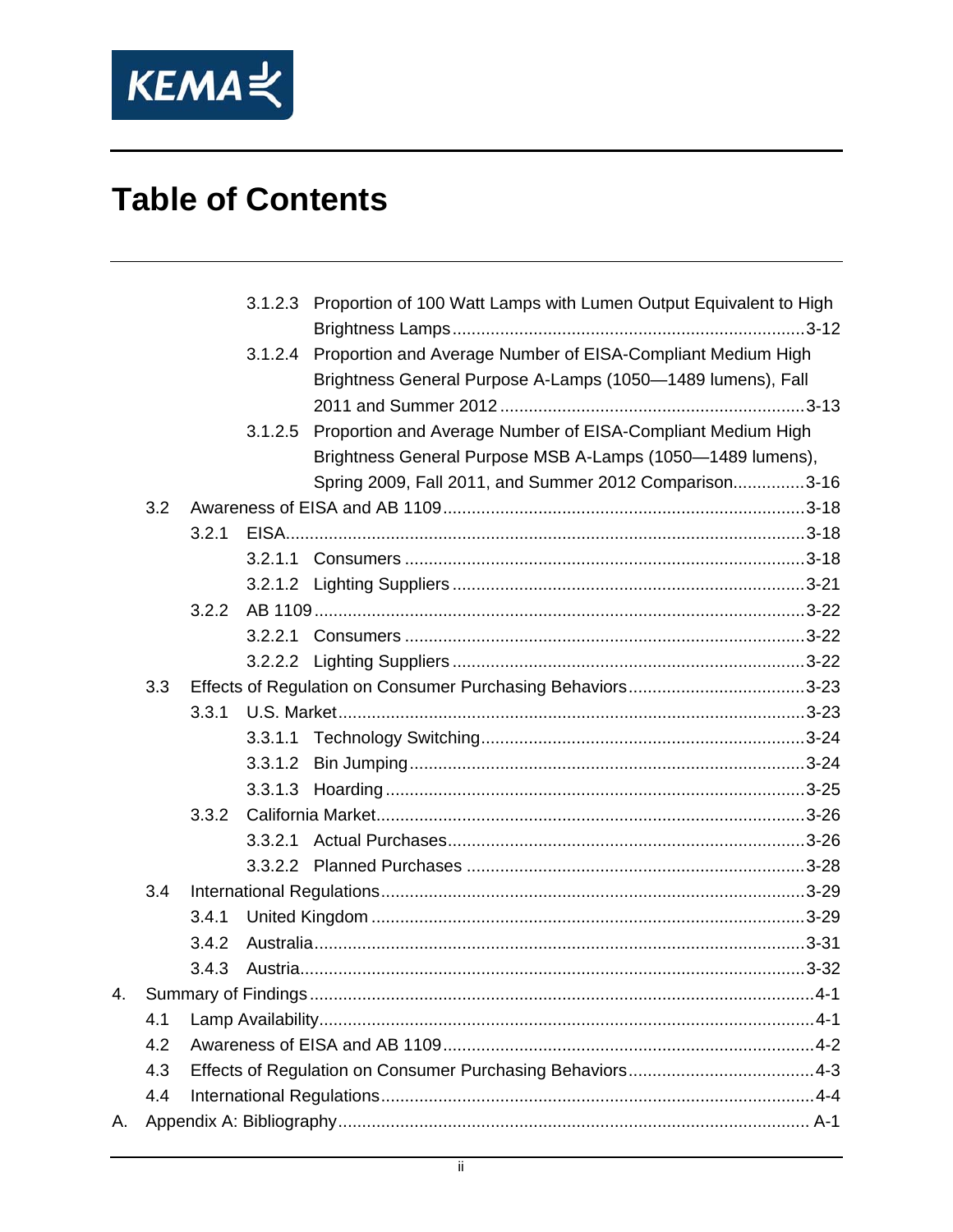# Table of Contents

3.1.2.3 Proportion of 100 Watt Lamps with Lumen Output Equivalent to High Brightness Lamps .......... 3-12

3.1.2.4 Proportion and Average Number of EISA-Compliant Medium High Brightness General Purpose A-Lamps (1050—1489 lumens), Fall 2011 and Summer 2012 .......... 3-13

3.1.2.5 Proportion and Average Number of EISA-Compliant Medium High Brightness General Purpose MSB A-Lamps (1050—1489 lumens), Spring 2009, Fall 2011, and Summer 2012 Comparison .......... 3-16

3.2 Awareness of EISA and AB 1109 .......... 3-18

3.2.1 EISA .......... 3-18

3.2.1.1 Consumers .......... 3-18

3.2.1.2 Lighting Suppliers .......... 3-21

3.2.2 AB 1109 .......... 3-22

3.2.2.1 Consumers .......... 3-22

3.2.2.2 Lighting Suppliers .......... 3-22

3.3 Effects of Regulation on Consumer Purchasing Behaviors .......... 3-23

3.3.1 U.S. Market .......... 3-23

3.3.1.1 Technology Switching .......... 3-24

3.3.1.2 Bin Jumping .......... 3-24

3.3.1.3 Hoarding .......... 3-25

3.3.2 California Market .......... 3-26

3.3.2.1 Actual Purchases .......... 3-26

3.3.2.2 Planned Purchases .......... 3-28

3.4 International Regulations .......... 3-29

3.4.1 United Kingdom .......... 3-29

3.4.2 Australia .......... 3-31

3.4.3 Austria .......... 3-32

4. Summary of Findings .......... 4-1

4.1 Lamp Availability .......... 4-1

4.2 Awareness of EISA and AB 1109 .......... 4-2

4.3 Effects of Regulation on Consumer Purchasing Behaviors .......... 4-3

4.4 International Regulations .......... 4-4

A. Appendix A: Bibliography .......... A-1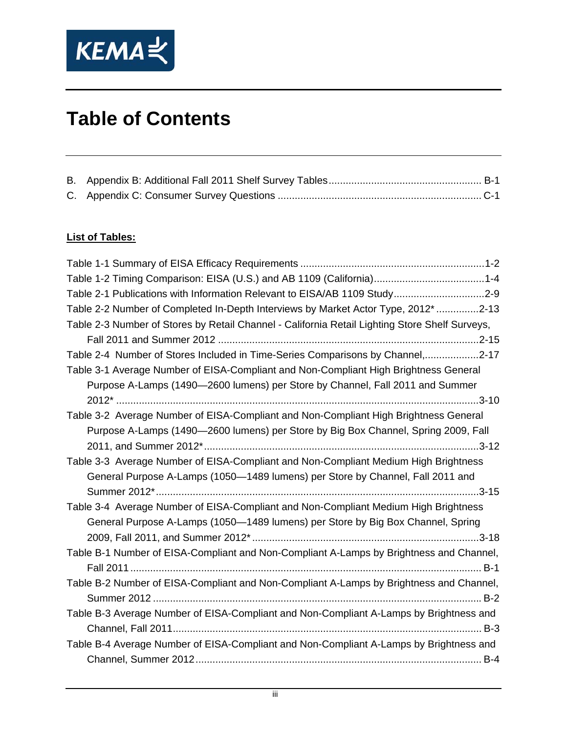# Table of Contents

B. Appendix B: Additional Fall 2011 Shelf Survey Tables ..................................................... B-1
C. Appendix C: Consumer Survey Questions ........................................................................ C-1

**List of Tables:**

Table 1-1 Summary of EISA Efficacy Requirements ................................................................1-2
Table 1-2 Timing Comparison: EISA (U.S.) and AB 1109 (California).......................................1-4
Table 2-1 Publications with Information Relevant to EISA/AB 1109 Study................................2-9
Table 2-2 Number of Completed In-Depth Interviews by Market Actor Type, 2012* ...............2-13
Table 2-3 Number of Stores by Retail Channel - California Retail Lighting Store Shelf Surveys, Fall 2011 and Summer 2012 ...........................................................................................2-15
Table 2-4 Number of Stores Included in Time-Series Comparisons by Channel,...................2-17
Table 3-1 Average Number of EISA-Compliant and Non-Compliant High Brightness General Purpose A-Lamps (1490—2600 lumens) per Store by Channel, Fall 2011 and Summer 2012* ...............................................................................................................................3-10
Table 3-2 Average Number of EISA-Compliant and Non-Compliant High Brightness General Purpose A-Lamps (1490—2600 lumens) per Store by Big Box Channel, Spring 2009, Fall 2011, and Summer 2012*................................................................................................3-12
Table 3-3 Average Number of EISA-Compliant and Non-Compliant Medium High Brightness General Purpose A-Lamps (1050—1489 lumens) per Store by Channel, Fall 2011 and Summer 2012*.................................................................................................................3-15
Table 3-4 Average Number of EISA-Compliant and Non-Compliant Medium High Brightness General Purpose A-Lamps (1050—1489 lumens) per Store by Big Box Channel, Spring 2009, Fall 2011, and Summer 2012*...............................................................................3-18
Table B-1 Number of EISA-Compliant and Non-Compliant A-Lamps by Brightness and Channel, Fall 2011 .......................................................................................................................... B-1
Table B-2 Number of EISA-Compliant and Non-Compliant A-Lamps by Brightness and Channel, Summer 2012 ................................................................................................................... B-2
Table B-3 Average Number of EISA-Compliant and Non-Compliant A-Lamps by Brightness and Channel, Fall 2011............................................................................................................ B-3
Table B-4 Average Number of EISA-Compliant and Non-Compliant A-Lamps by Brightness and Channel, Summer 2012.................................................................................................... B-4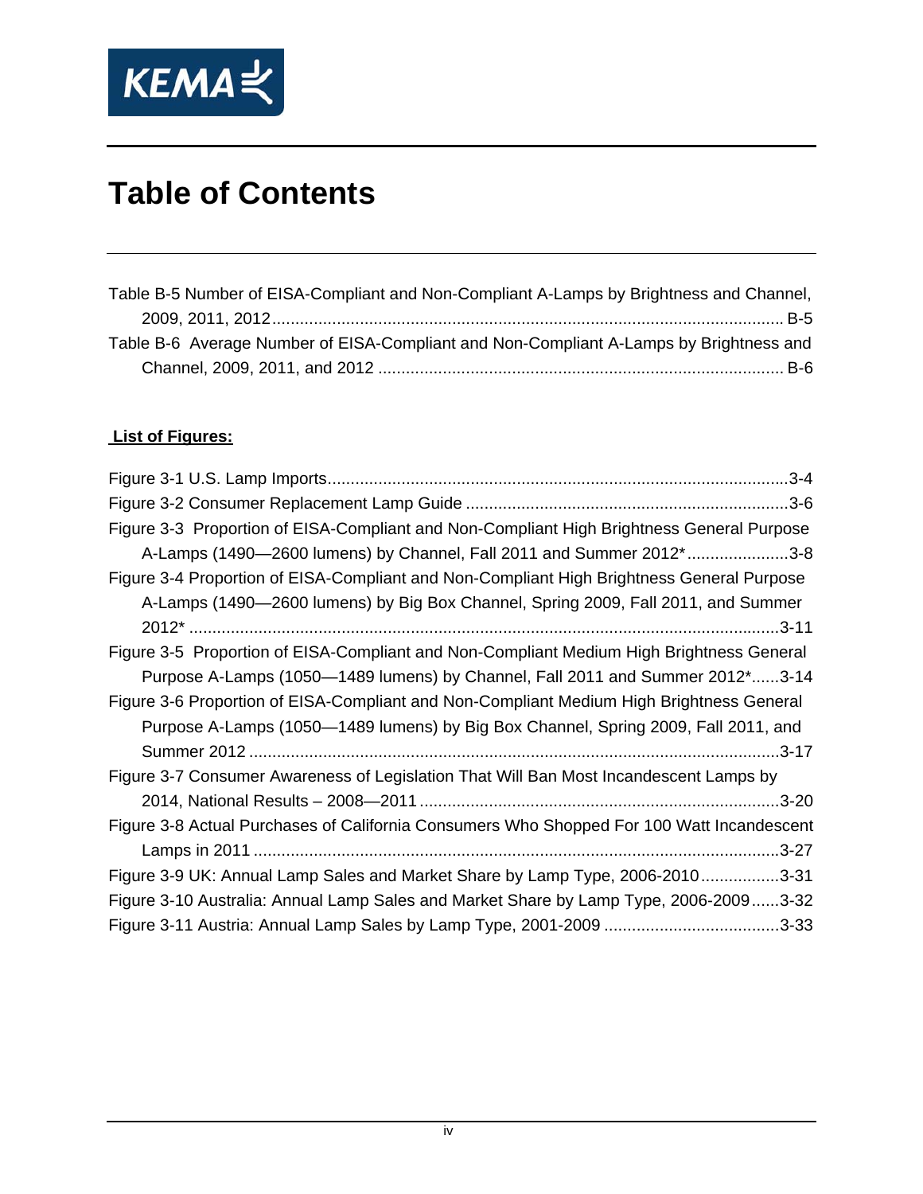# Table of Contents

Table B-5 Number of EISA-Compliant and Non-Compliant A-Lamps by Brightness and Channel, 2009, 2011, 2012 ........ B-5

Table B-6 Average Number of EISA-Compliant and Non-Compliant A-Lamps by Brightness and Channel, 2009, 2011, and 2012 ........ B-6

**List of Figures:**

Figure 3-1 U.S. Lamp Imports ........ 3-4

Figure 3-2 Consumer Replacement Lamp Guide ........ 3-6

Figure 3-3 Proportion of EISA-Compliant and Non-Compliant High Brightness General Purpose A-Lamps (1490—2600 lumens) by Channel, Fall 2011 and Summer 2012* ........ 3-8

Figure 3-4 Proportion of EISA-Compliant and Non-Compliant High Brightness General Purpose A-Lamps (1490—2600 lumens) by Big Box Channel, Spring 2009, Fall 2011, and Summer 2012* ........ 3-11

Figure 3-5 Proportion of EISA-Compliant and Non-Compliant Medium High Brightness General Purpose A-Lamps (1050—1489 lumens) by Channel, Fall 2011 and Summer 2012* ........ 3-14

Figure 3-6 Proportion of EISA-Compliant and Non-Compliant Medium High Brightness General Purpose A-Lamps (1050—1489 lumens) by Big Box Channel, Spring 2009, Fall 2011, and Summer 2012 ........ 3-17

Figure 3-7 Consumer Awareness of Legislation That Will Ban Most Incandescent Lamps by 2014, National Results – 2008—2011 ........ 3-20

Figure 3-8 Actual Purchases of California Consumers Who Shopped For 100 Watt Incandescent Lamps in 2011 ........ 3-27

Figure 3-9 UK: Annual Lamp Sales and Market Share by Lamp Type, 2006-2010 ........ 3-31

Figure 3-10 Australia: Annual Lamp Sales and Market Share by Lamp Type, 2006-2009 ........ 3-32

Figure 3-11 Austria: Annual Lamp Sales by Lamp Type, 2001-2009 ........ 3-33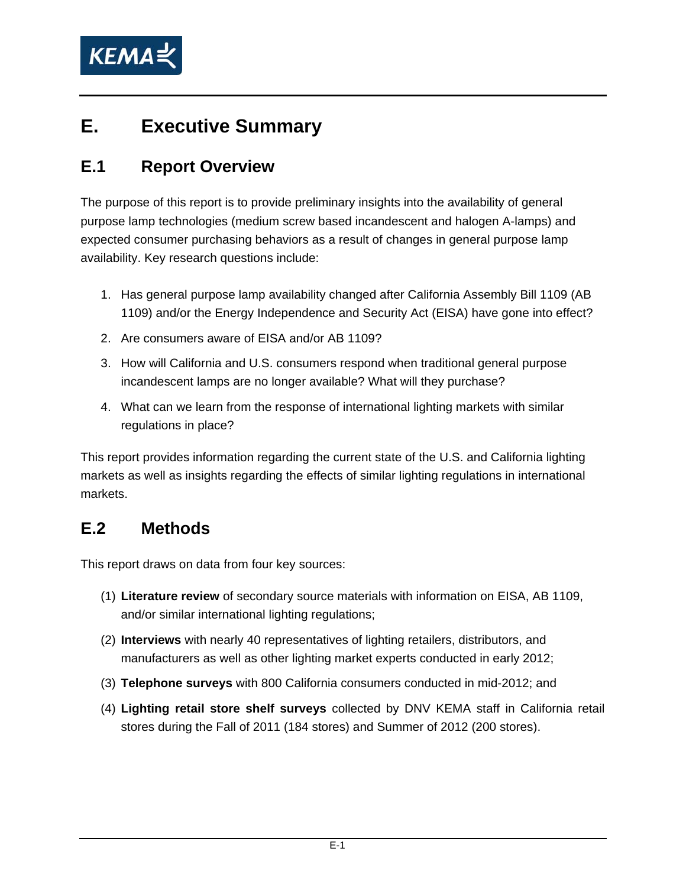# E. Executive Summary

## E.1 Report Overview

The purpose of this report is to provide preliminary insights into the availability of general purpose lamp technologies (medium screw based incandescent and halogen A-lamps) and expected consumer purchasing behaviors as a result of changes in general purpose lamp availability. Key research questions include:

1. Has general purpose lamp availability changed after California Assembly Bill 1109 (AB 1109) and/or the Energy Independence and Security Act (EISA) have gone into effect?
2. Are consumers aware of EISA and/or AB 1109?
3. How will California and U.S. consumers respond when traditional general purpose incandescent lamps are no longer available? What will they purchase?
4. What can we learn from the response of international lighting markets with similar regulations in place?

This report provides information regarding the current state of the U.S. and California lighting markets as well as insights regarding the effects of similar lighting regulations in international markets.

## E.2 Methods

This report draws on data from four key sources:

(1) **Literature review** of secondary source materials with information on EISA, AB 1109, and/or similar international lighting regulations;

(2) **Interviews** with nearly 40 representatives of lighting retailers, distributors, and manufacturers as well as other lighting market experts conducted in early 2012;

(3) **Telephone surveys** with 800 California consumers conducted in mid-2012; and

(4) **Lighting retail store shelf surveys** collected by DNV KEMA staff in California retail stores during the Fall of 2011 (184 stores) and Summer of 2012 (200 stores).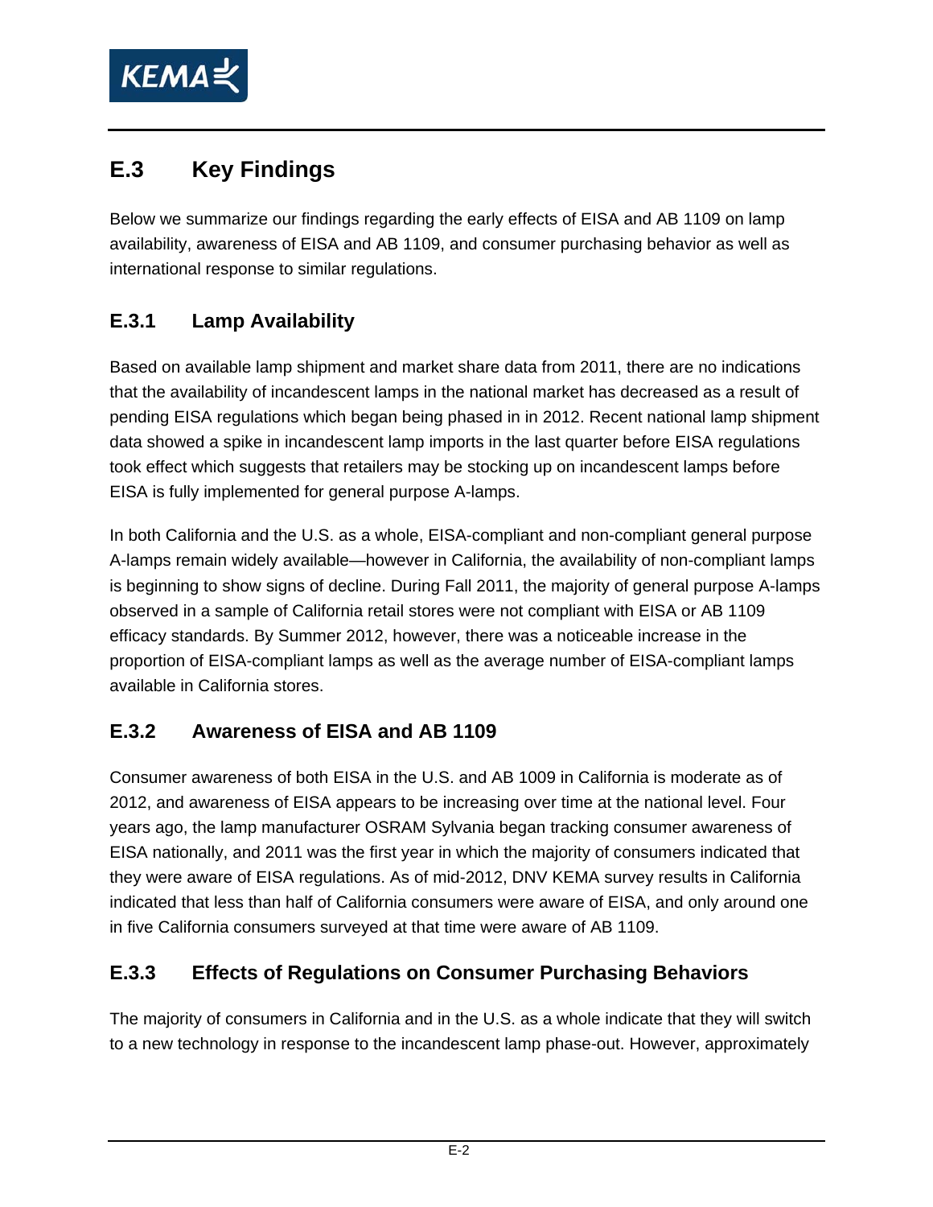## E.3 Key Findings

Below we summarize our findings regarding the early effects of EISA and AB 1109 on lamp availability, awareness of EISA and AB 1109, and consumer purchasing behavior as well as international response to similar regulations.

### E.3.1 Lamp Availability

Based on available lamp shipment and market share data from 2011, there are no indications that the availability of incandescent lamps in the national market has decreased as a result of pending EISA regulations which began being phased in in 2012. Recent national lamp shipment data showed a spike in incandescent lamp imports in the last quarter before EISA regulations took effect which suggests that retailers may be stocking up on incandescent lamps before EISA is fully implemented for general purpose A-lamps.

In both California and the U.S. as a whole, EISA-compliant and non-compliant general purpose A-lamps remain widely available—however in California, the availability of non-compliant lamps is beginning to show signs of decline. During Fall 2011, the majority of general purpose A-lamps observed in a sample of California retail stores were not compliant with EISA or AB 1109 efficacy standards. By Summer 2012, however, there was a noticeable increase in the proportion of EISA-compliant lamps as well as the average number of EISA-compliant lamps available in California stores.

### E.3.2 Awareness of EISA and AB 1109

Consumer awareness of both EISA in the U.S. and AB 1009 in California is moderate as of 2012, and awareness of EISA appears to be increasing over time at the national level. Four years ago, the lamp manufacturer OSRAM Sylvania began tracking consumer awareness of EISA nationally, and 2011 was the first year in which the majority of consumers indicated that they were aware of EISA regulations. As of mid-2012, DNV KEMA survey results in California indicated that less than half of California consumers were aware of EISA, and only around one in five California consumers surveyed at that time were aware of AB 1109.

### E.3.3 Effects of Regulations on Consumer Purchasing Behaviors

The majority of consumers in California and in the U.S. as a whole indicate that they will switch to a new technology in response to the incandescent lamp phase-out. However, approximately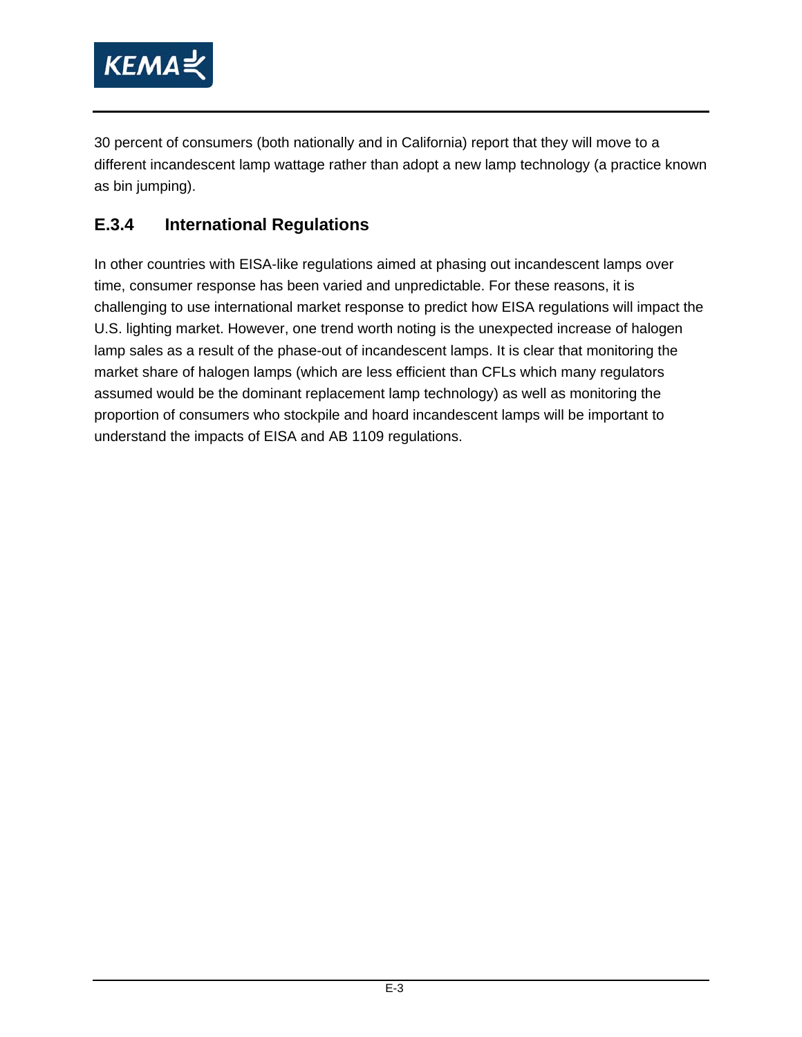30 percent of consumers (both nationally and in California) report that they will move to a different incandescent lamp wattage rather than adopt a new lamp technology (a practice known as bin jumping).

### E.3.4 International Regulations

In other countries with EISA-like regulations aimed at phasing out incandescent lamps over time, consumer response has been varied and unpredictable. For these reasons, it is challenging to use international market response to predict how EISA regulations will impact the U.S. lighting market. However, one trend worth noting is the unexpected increase of halogen lamp sales as a result of the phase-out of incandescent lamps. It is clear that monitoring the market share of halogen lamps (which are less efficient than CFLs which many regulators assumed would be the dominant replacement lamp technology) as well as monitoring the proportion of consumers who stockpile and hoard incandescent lamps will be important to understand the impacts of EISA and AB 1109 regulations.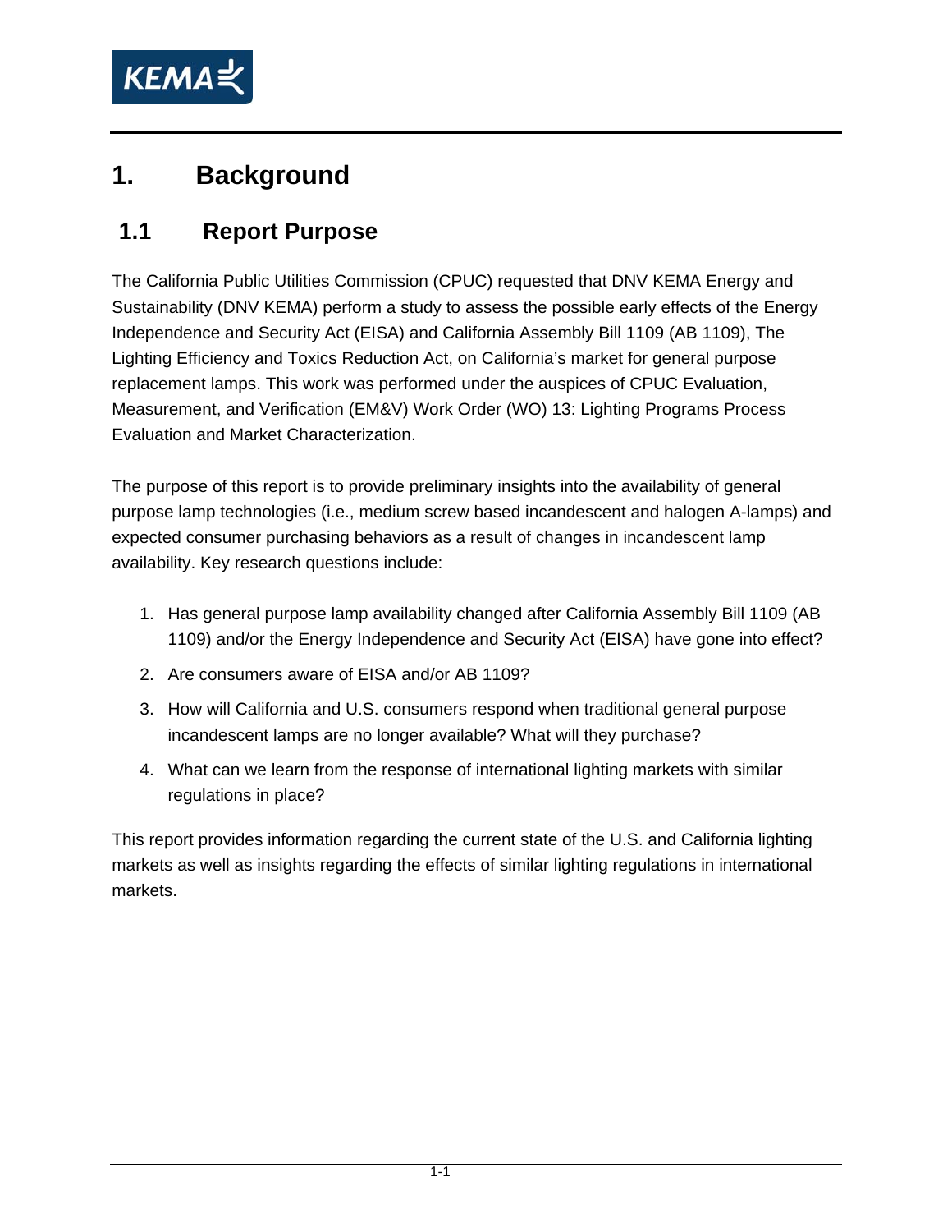# 1. Background

## 1.1 Report Purpose

The California Public Utilities Commission (CPUC) requested that DNV KEMA Energy and Sustainability (DNV KEMA) perform a study to assess the possible early effects of the Energy Independence and Security Act (EISA) and California Assembly Bill 1109 (AB 1109), The Lighting Efficiency and Toxics Reduction Act, on California's market for general purpose replacement lamps. This work was performed under the auspices of CPUC Evaluation, Measurement, and Verification (EM&V) Work Order (WO) 13: Lighting Programs Process Evaluation and Market Characterization.

The purpose of this report is to provide preliminary insights into the availability of general purpose lamp technologies (i.e., medium screw based incandescent and halogen A-lamps) and expected consumer purchasing behaviors as a result of changes in incandescent lamp availability. Key research questions include:

1. Has general purpose lamp availability changed after California Assembly Bill 1109 (AB 1109) and/or the Energy Independence and Security Act (EISA) have gone into effect?
2. Are consumers aware of EISA and/or AB 1109?
3. How will California and U.S. consumers respond when traditional general purpose incandescent lamps are no longer available? What will they purchase?
4. What can we learn from the response of international lighting markets with similar regulations in place?

This report provides information regarding the current state of the U.S. and California lighting markets as well as insights regarding the effects of similar lighting regulations in international markets.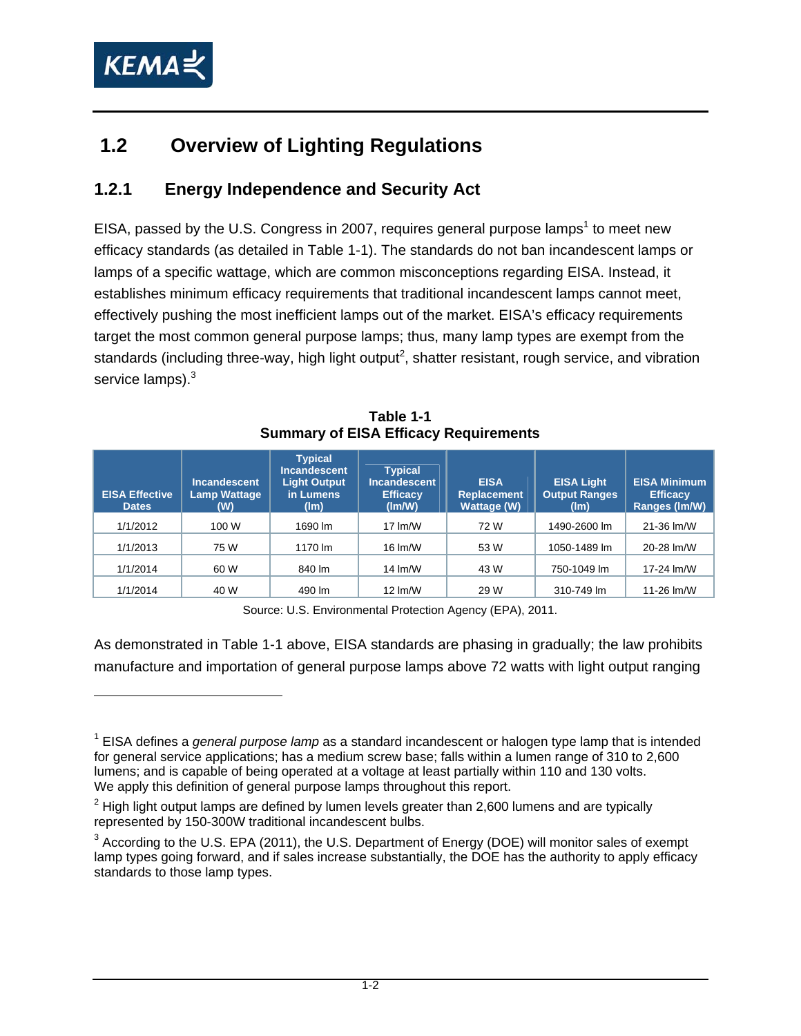## 1.2 Overview of Lighting Regulations

### 1.2.1 Energy Independence and Security Act

EISA, passed by the U.S. Congress in 2007, requires general purpose lamps[1] to meet new efficacy standards (as detailed in Table 1-1). The standards do not ban incandescent lamps or lamps of a specific wattage, which are common misconceptions regarding EISA. Instead, it establishes minimum efficacy requirements that traditional incandescent lamps cannot meet, effectively pushing the most inefficient lamps out of the market. EISA's efficacy requirements target the most common general purpose lamps; thus, many lamp types are exempt from the standards (including three-way, high light output[2], shatter resistant, rough service, and vibration service lamps).[3]

**Table 1-1**
**Summary of EISA Efficacy Requirements**

| EISA Effective Dates | Incandescent Lamp Wattage (W) | Typical Incandescent Light Output in Lumens (lm) | Typical Incandescent Efficacy (lm/W) | EISA Replacement Wattage (W) | EISA Light Output Ranges (lm) | EISA Minimum Efficacy Ranges (lm/W) |
|---|---|---|---|---|---|---|
| 1/1/2012 | 100 W | 1690 lm | 17 lm/W | 72 W | 1490-2600 lm | 21-36 lm/W |
| 1/1/2013 | 75 W | 1170 lm | 16 lm/W | 53 W | 1050-1489 lm | 20-28 lm/W |
| 1/1/2014 | 60 W | 840 lm | 14 lm/W | 43 W | 750-1049 lm | 17-24 lm/W |
| 1/1/2014 | 40 W | 490 lm | 12 lm/W | 29 W | 310-749 lm | 11-26 lm/W |

Source: U.S. Environmental Protection Agency (EPA), 2011.

As demonstrated in Table 1-1 above, EISA standards are phasing in gradually; the law prohibits manufacture and importation of general purpose lamps above 72 watts with light output ranging

---

[1] EISA defines a *general purpose lamp* as a standard incandescent or halogen type lamp that is intended for general service applications; has a medium screw base; falls within a lumen range of 310 to 2,600 lumens; and is capable of being operated at a voltage at least partially within 110 and 130 volts. We apply this definition of general purpose lamps throughout this report.

[2] High light output lamps are defined by lumen levels greater than 2,600 lumens and are typically represented by 150-300W traditional incandescent bulbs.

[3] According to the U.S. EPA (2011), the U.S. Department of Energy (DOE) will monitor sales of exempt lamp types going forward, and if sales increase substantially, the DOE has the authority to apply efficacy standards to those lamp types.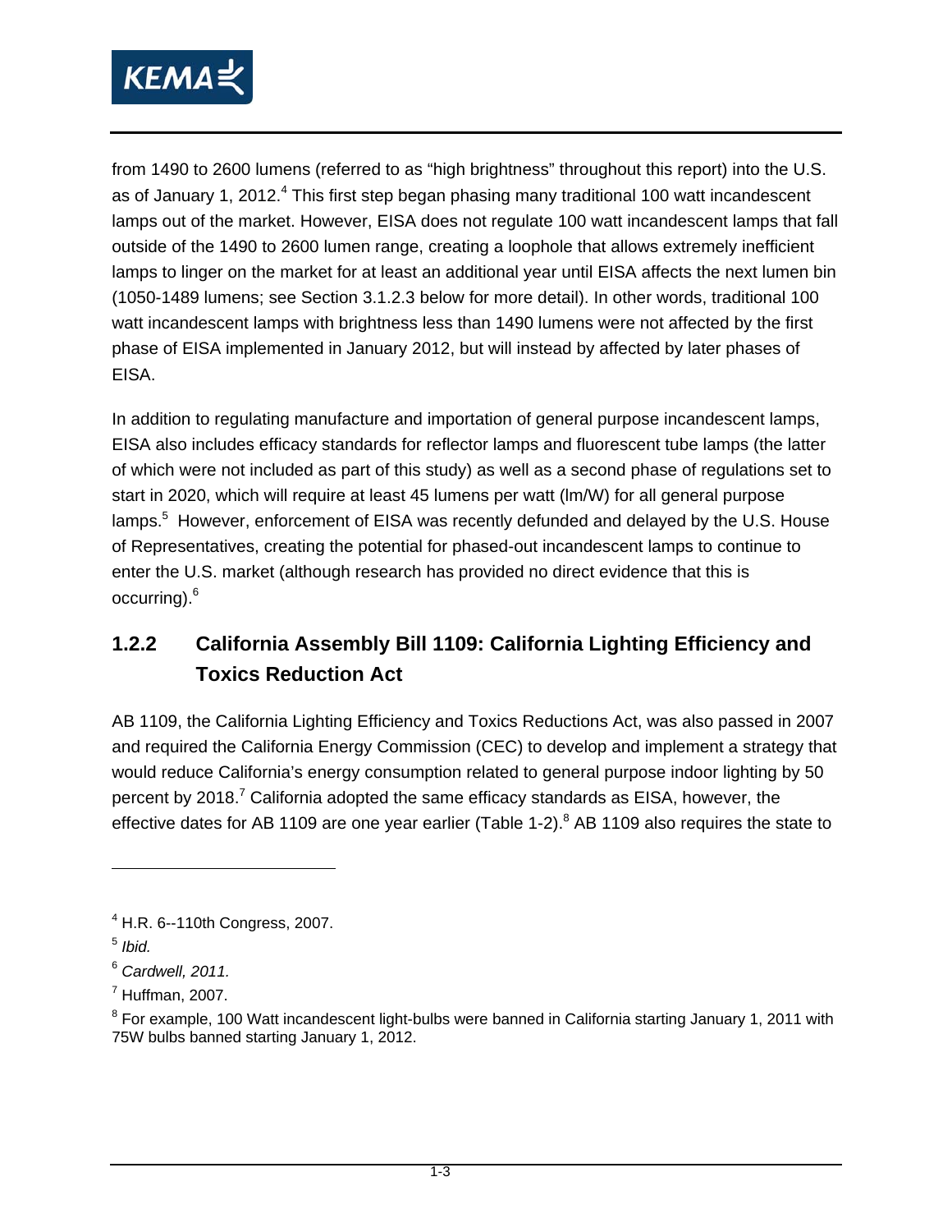from 1490 to 2600 lumens (referred to as "high brightness" throughout this report) into the U.S. as of January 1, 2012.[4] This first step began phasing many traditional 100 watt incandescent lamps out of the market. However, EISA does not regulate 100 watt incandescent lamps that fall outside of the 1490 to 2600 lumen range, creating a loophole that allows extremely inefficient lamps to linger on the market for at least an additional year until EISA affects the next lumen bin (1050-1489 lumens; see Section 3.1.2.3 below for more detail). In other words, traditional 100 watt incandescent lamps with brightness less than 1490 lumens were not affected by the first phase of EISA implemented in January 2012, but will instead by affected by later phases of EISA.

In addition to regulating manufacture and importation of general purpose incandescent lamps, EISA also includes efficacy standards for reflector lamps and fluorescent tube lamps (the latter of which were not included as part of this study) as well as a second phase of regulations set to start in 2020, which will require at least 45 lumens per watt (lm/W) for all general purpose lamps.[5] However, enforcement of EISA was recently defunded and delayed by the U.S. House of Representatives, creating the potential for phased-out incandescent lamps to continue to enter the U.S. market (although research has provided no direct evidence that this is occurring).[6]

### 1.2.2 California Assembly Bill 1109: California Lighting Efficiency and Toxics Reduction Act

AB 1109, the California Lighting Efficiency and Toxics Reductions Act, was also passed in 2007 and required the California Energy Commission (CEC) to develop and implement a strategy that would reduce California's energy consumption related to general purpose indoor lighting by 50 percent by 2018.[7] California adopted the same efficacy standards as EISA, however, the effective dates for AB 1109 are one year earlier (Table 1-2).[8] AB 1109 also requires the state to

---

[4] H.R. 6--110th Congress, 2007.

[5] *Ibid.*

[6] *Cardwell, 2011.*

[7] Huffman, 2007.

[8] For example, 100 Watt incandescent light-bulbs were banned in California starting January 1, 2011 with 75W bulbs banned starting January 1, 2012.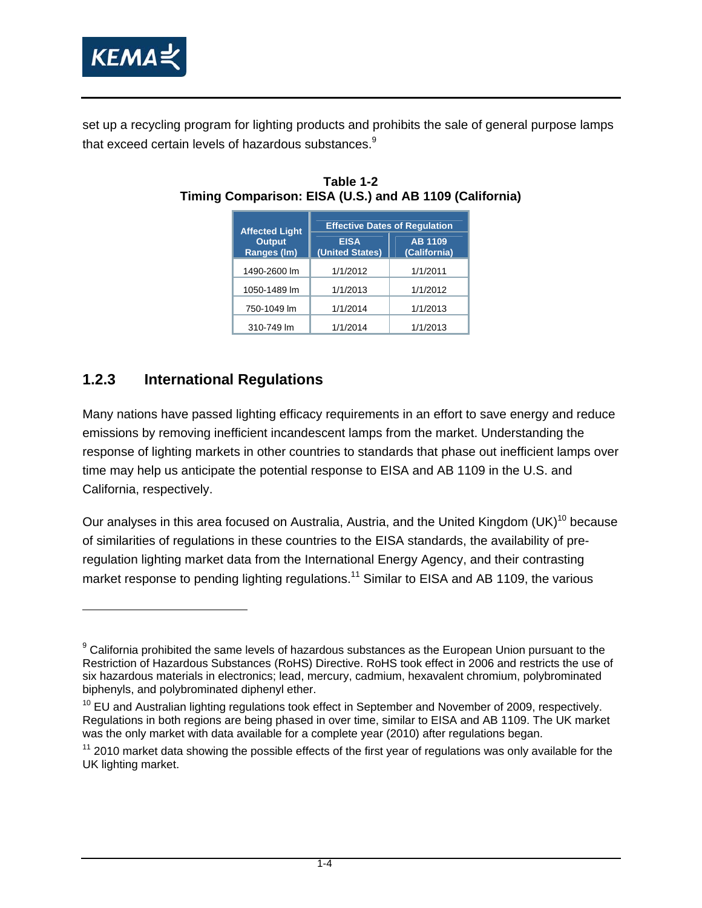set up a recycling program for lighting products and prohibits the sale of general purpose lamps that exceed certain levels of hazardous substances.[9]

**Table 1-2**
**Timing Comparison: EISA (U.S.) and AB 1109 (California)**

| Affected Light Output Ranges (lm) | Effective Dates of Regulation | |
|---|---|---|
| | EISA (United States) | AB 1109 (California) |
| 1490-2600 lm | 1/1/2012 | 1/1/2011 |
| 1050-1489 lm | 1/1/2013 | 1/1/2012 |
| 750-1049 lm | 1/1/2014 | 1/1/2013 |
| 310-749 lm | 1/1/2014 | 1/1/2013 |

### 1.2.3 International Regulations

Many nations have passed lighting efficacy requirements in an effort to save energy and reduce emissions by removing inefficient incandescent lamps from the market. Understanding the response of lighting markets in other countries to standards that phase out inefficient lamps over time may help us anticipate the potential response to EISA and AB 1109 in the U.S. and California, respectively.

Our analyses in this area focused on Australia, Austria, and the United Kingdom (UK)[10] because of similarities of regulations in these countries to the EISA standards, the availability of pre-regulation lighting market data from the International Energy Agency, and their contrasting market response to pending lighting regulations.[11] Similar to EISA and AB 1109, the various

---

[9] California prohibited the same levels of hazardous substances as the European Union pursuant to the Restriction of Hazardous Substances (RoHS) Directive. RoHS took effect in 2006 and restricts the use of six hazardous materials in electronics; lead, mercury, cadmium, hexavalent chromium, polybrominated biphenyls, and polybrominated diphenyl ether.

[10] EU and Australian lighting regulations took effect in September and November of 2009, respectively. Regulations in both regions are being phased in over time, similar to EISA and AB 1109. The UK market was the only market with data available for a complete year (2010) after regulations began.

[11] 2010 market data showing the possible effects of the first year of regulations was only available for the UK lighting market.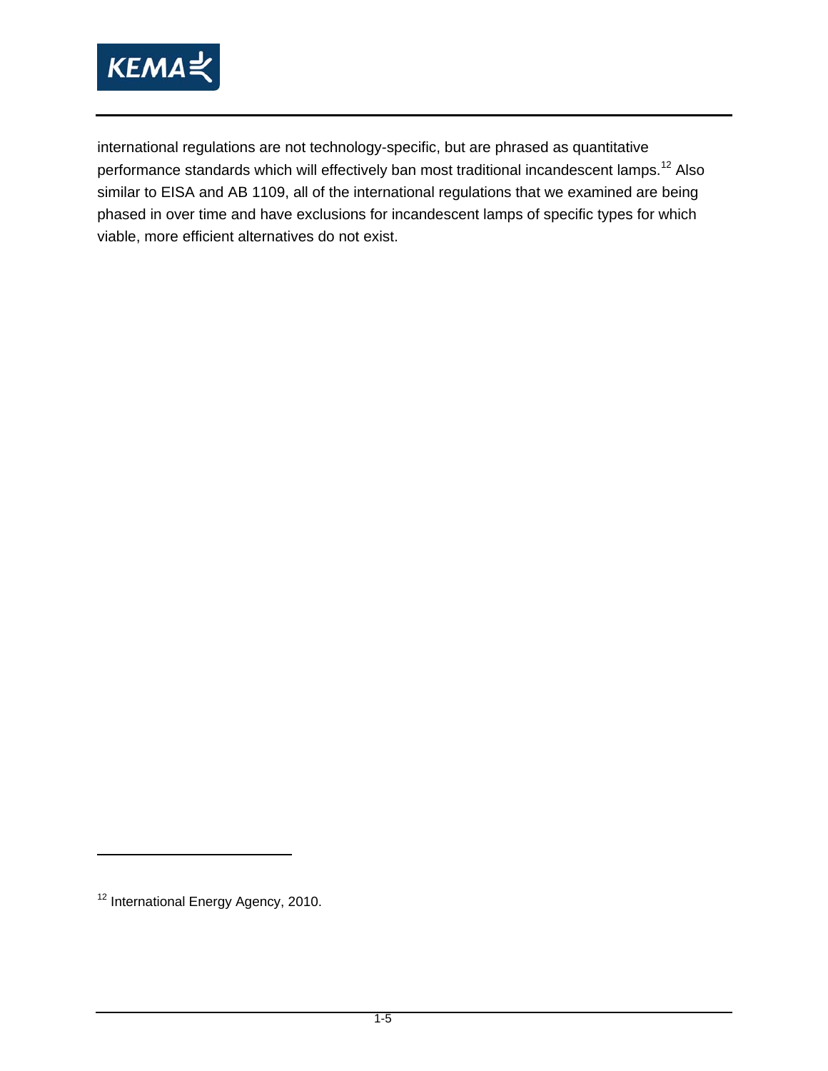international regulations are not technology-specific, but are phrased as quantitative performance standards which will effectively ban most traditional incandescent lamps.[12] Also similar to EISA and AB 1109, all of the international regulations that we examined are being phased in over time and have exclusions for incandescent lamps of specific types for which viable, more efficient alternatives do not exist.

[12] International Energy Agency, 2010.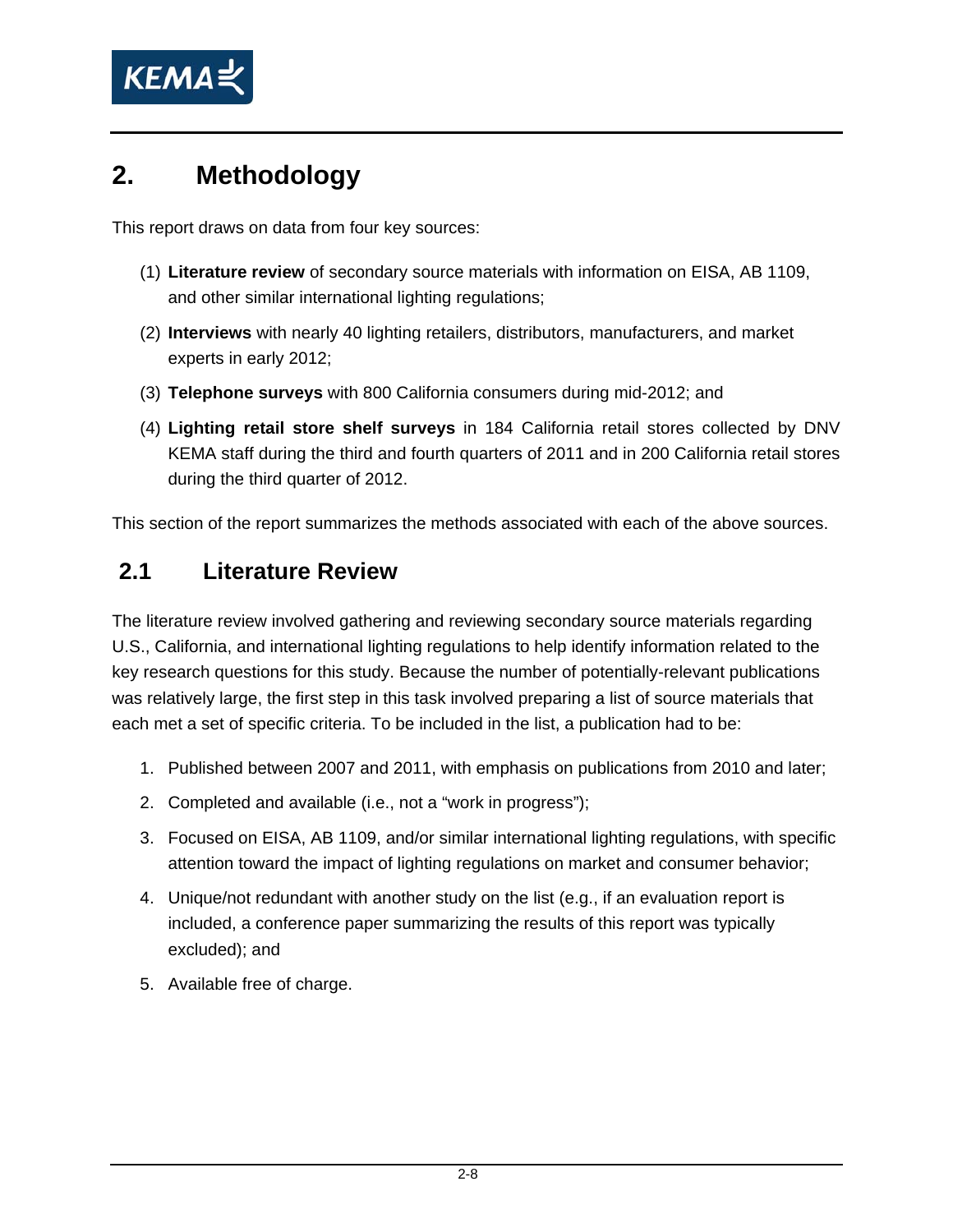# 2. Methodology

This report draws on data from four key sources:

(1) **Literature review** of secondary source materials with information on EISA, AB 1109, and other similar international lighting regulations;

(2) **Interviews** with nearly 40 lighting retailers, distributors, manufacturers, and market experts in early 2012;

(3) **Telephone surveys** with 800 California consumers during mid-2012; and

(4) **Lighting retail store shelf surveys** in 184 California retail stores collected by DNV KEMA staff during the third and fourth quarters of 2011 and in 200 California retail stores during the third quarter of 2012.

This section of the report summarizes the methods associated with each of the above sources.

## 2.1 Literature Review

The literature review involved gathering and reviewing secondary source materials regarding U.S., California, and international lighting regulations to help identify information related to the key research questions for this study. Because the number of potentially-relevant publications was relatively large, the first step in this task involved preparing a list of source materials that each met a set of specific criteria. To be included in the list, a publication had to be:

1. Published between 2007 and 2011, with emphasis on publications from 2010 and later;
2. Completed and available (i.e., not a "work in progress");
3. Focused on EISA, AB 1109, and/or similar international lighting regulations, with specific attention toward the impact of lighting regulations on market and consumer behavior;
4. Unique/not redundant with another study on the list (e.g., if an evaluation report is included, a conference paper summarizing the results of this report was typically excluded); and
5. Available free of charge.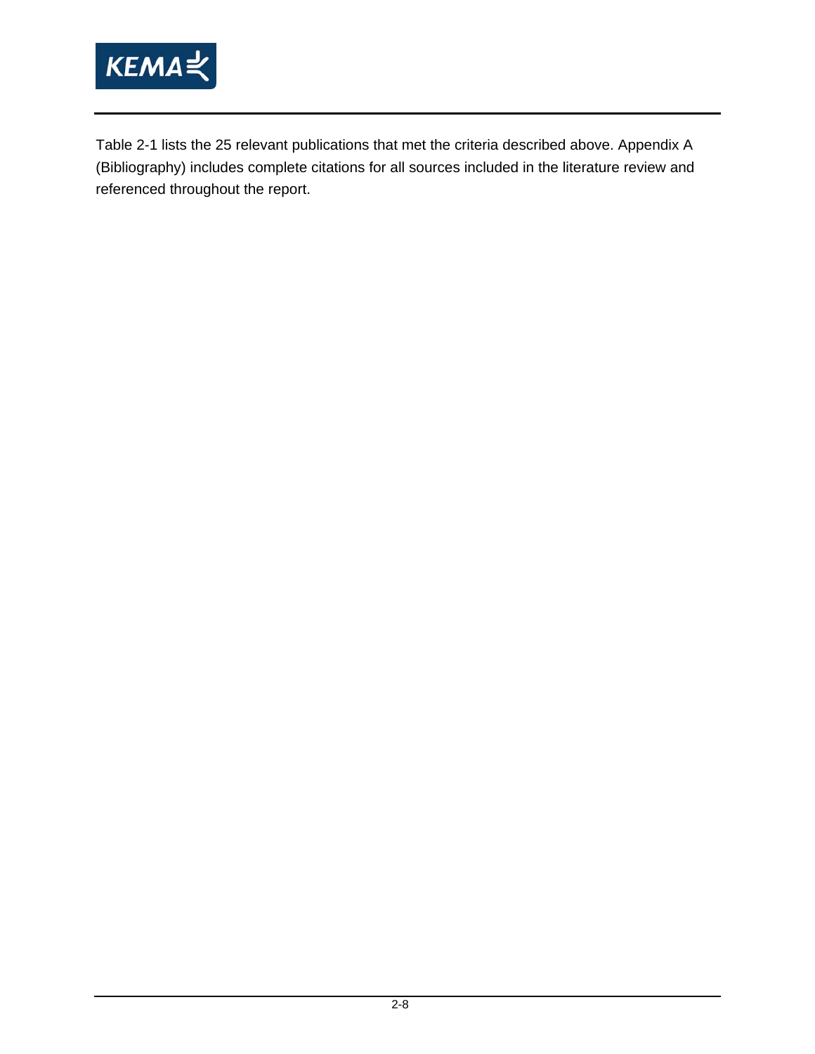Table 2-1 lists the 25 relevant publications that met the criteria described above. Appendix A (Bibliography) includes complete citations for all sources included in the literature review and referenced throughout the report.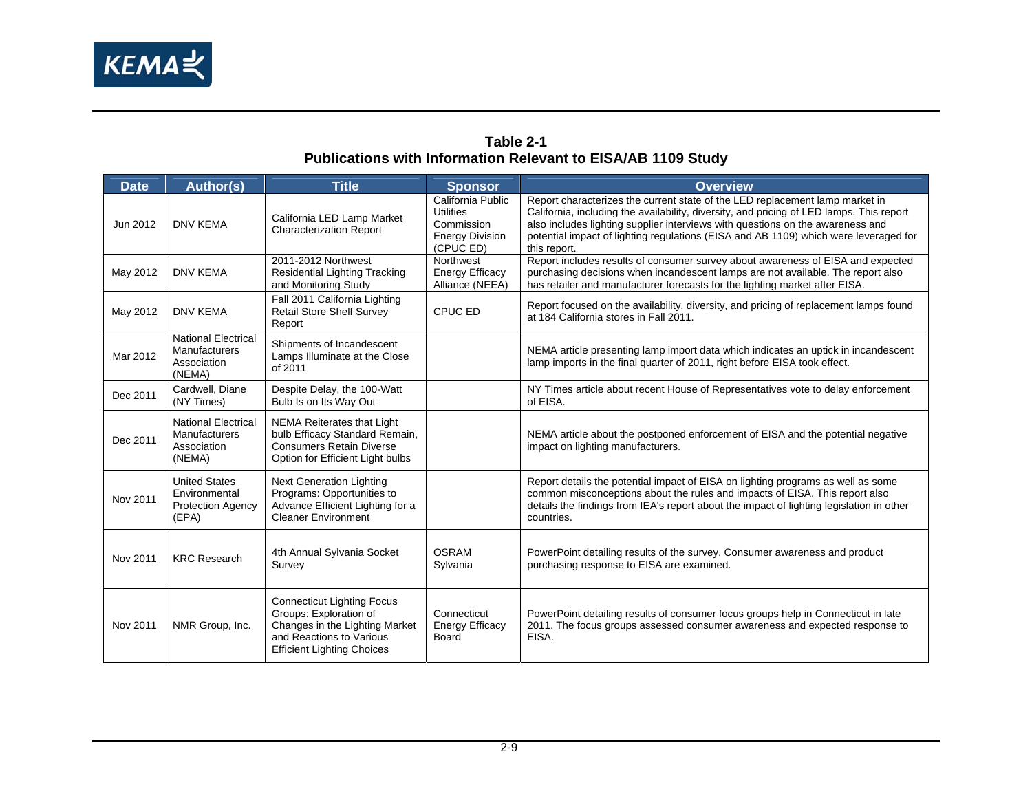**Table 2-1**
**Publications with Information Relevant to EISA/AB 1109 Study**

| Date | Author(s) | Title | Sponsor | Overview |
|---|---|---|---|---|
| Jun 2012 | DNV KEMA | California LED Lamp Market Characterization Report | California Public Utilities Commission Energy Division (CPUC ED) | Report characterizes the current state of the LED replacement lamp market in California, including the availability, diversity, and pricing of LED lamps. This report also includes lighting supplier interviews with questions on the awareness and potential impact of lighting regulations (EISA and AB 1109) which were leveraged for this report. |
| May 2012 | DNV KEMA | 2011-2012 Northwest Residential Lighting Tracking and Monitoring Study | Northwest Energy Efficacy Alliance (NEEA) | Report includes results of consumer survey about awareness of EISA and expected purchasing decisions when incandescent lamps are not available. The report also has retailer and manufacturer forecasts for the lighting market after EISA. |
| May 2012 | DNV KEMA | Fall 2011 California Lighting Retail Store Shelf Survey Report | CPUC ED | Report focused on the availability, diversity, and pricing of replacement lamps found at 184 California stores in Fall 2011. |
| Mar 2012 | National Electrical Manufacturers Association (NEMA) | Shipments of Incandescent Lamps Illuminate at the Close of 2011 | | NEMA article presenting lamp import data which indicates an uptick in incandescent lamp imports in the final quarter of 2011, right before EISA took effect. |
| Dec 2011 | Cardwell, Diane (NY Times) | Despite Delay, the 100-Watt Bulb Is on Its Way Out | | NY Times article about recent House of Representatives vote to delay enforcement of EISA. |
| Dec 2011 | National Electrical Manufacturers Association (NEMA) | NEMA Reiterates that Light bulb Efficacy Standard Remain, Consumers Retain Diverse Option for Efficient Light bulbs | | NEMA article about the postponed enforcement of EISA and the potential negative impact on lighting manufacturers. |
| Nov 2011 | United States Environmental Protection Agency (EPA) | Next Generation Lighting Programs: Opportunities to Advance Efficient Lighting for a Cleaner Environment | | Report details the potential impact of EISA on lighting programs as well as some common misconceptions about the rules and impacts of EISA. This report also details the findings from IEA's report about the impact of lighting legislation in other countries. |
| Nov 2011 | KRC Research | 4th Annual Sylvania Socket Survey | OSRAM Sylvania | PowerPoint detailing results of the survey. Consumer awareness and product purchasing response to EISA are examined. |
| Nov 2011 | NMR Group, Inc. | Connecticut Lighting Focus Groups: Exploration of Changes in the Lighting Market and Reactions to Various Efficient Lighting Choices | Connecticut Energy Efficacy Board | PowerPoint detailing results of consumer focus groups help in Connecticut in late 2011. The focus groups assessed consumer awareness and expected response to EISA. |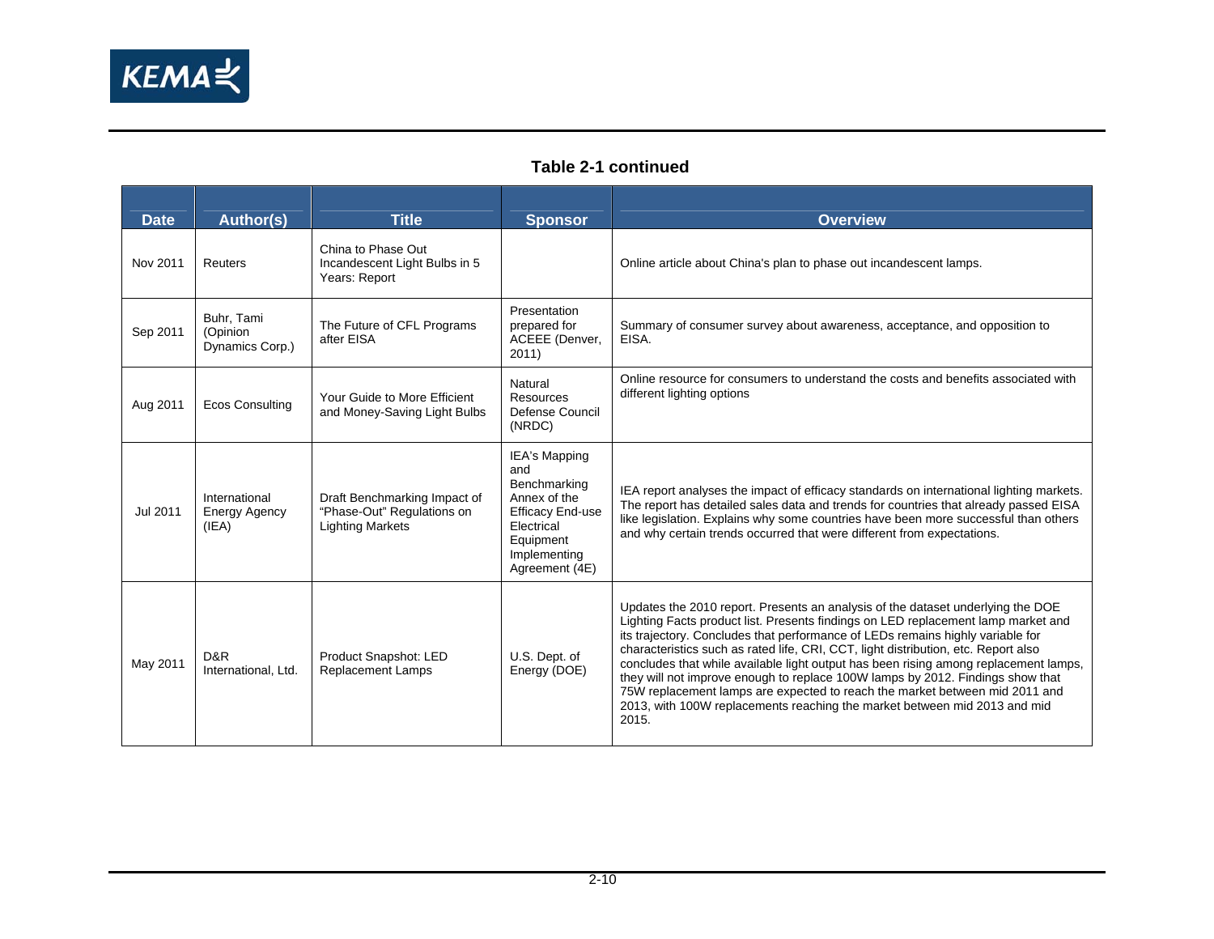**Table 2-1 continued**

| Date | Author(s) | Title | Sponsor | Overview |
|---|---|---|---|---|
| Nov 2011 | Reuters | China to Phase Out Incandescent Light Bulbs in 5 Years: Report | | Online article about China's plan to phase out incandescent lamps. |
| Sep 2011 | Buhr, Tami (Opinion Dynamics Corp.) | The Future of CFL Programs after EISA | Presentation prepared for ACEEE (Denver, 2011) | Summary of consumer survey about awareness, acceptance, and opposition to EISA. |
| Aug 2011 | Ecos Consulting | Your Guide to More Efficient and Money-Saving Light Bulbs | Natural Resources Defense Council (NRDC) | Online resource for consumers to understand the costs and benefits associated with different lighting options |
| Jul 2011 | International Energy Agency (IEA) | Draft Benchmarking Impact of "Phase-Out" Regulations on Lighting Markets | IEA's Mapping and Benchmarking Annex of the Efficacy End-use Electrical Equipment Implementing Agreement (4E) | IEA report analyses the impact of efficacy standards on international lighting markets. The report has detailed sales data and trends for countries that already passed EISA like legislation. Explains why some countries have been more successful than others and why certain trends occurred that were different from expectations. |
| May 2011 | D&R International, Ltd. | Product Snapshot: LED Replacement Lamps | U.S. Dept. of Energy (DOE) | Updates the 2010 report. Presents an analysis of the dataset underlying the DOE Lighting Facts product list. Presents findings on LED replacement lamp market and its trajectory. Concludes that performance of LEDs remains highly variable for characteristics such as rated life, CRI, CCT, light distribution, etc. Report also concludes that while available light output has been rising among replacement lamps, they will not improve enough to replace 100W lamps by 2012. Findings show that 75W replacement lamps are expected to reach the market between mid 2011 and 2013, with 100W replacements reaching the market between mid 2013 and mid 2015. |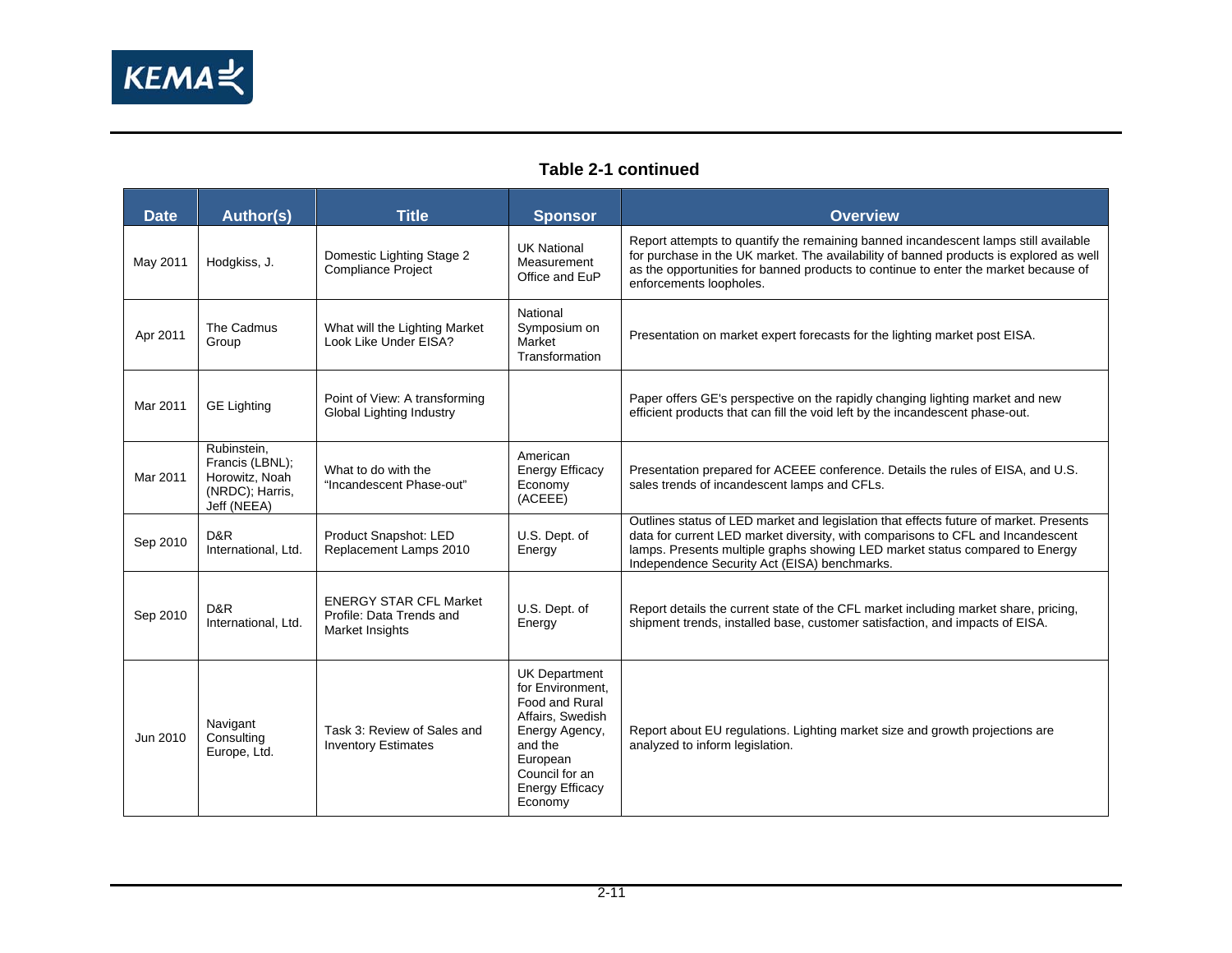**Table 2-1 continued**

| Date | Author(s) | Title | Sponsor | Overview |
|---|---|---|---|---|
| May 2011 | Hodgkiss, J. | Domestic Lighting Stage 2 Compliance Project | UK National Measurement Office and EuP | Report attempts to quantify the remaining banned incandescent lamps still available for purchase in the UK market. The availability of banned products is explored as well as the opportunities for banned products to continue to enter the market because of enforcements loopholes. |
| Apr 2011 | The Cadmus Group | What will the Lighting Market Look Like Under EISA? | National Symposium on Market Transformation | Presentation on market expert forecasts for the lighting market post EISA. |
| Mar 2011 | GE Lighting | Point of View: A transforming Global Lighting Industry | | Paper offers GE's perspective on the rapidly changing lighting market and new efficient products that can fill the void left by the incandescent phase-out. |
| Mar 2011 | Rubinstein, Francis (LBNL); Horowitz, Noah (NRDC); Harris, Jeff (NEEA) | What to do with the "Incandescent Phase-out" | American Energy Efficacy Economy (ACEEE) | Presentation prepared for ACEEE conference. Details the rules of EISA, and U.S. sales trends of incandescent lamps and CFLs. |
| Sep 2010 | D&R International, Ltd. | Product Snapshot: LED Replacement Lamps 2010 | U.S. Dept. of Energy | Outlines status of LED market and legislation that effects future of market. Presents data for current LED market diversity, with comparisons to CFL and Incandescent lamps. Presents multiple graphs showing LED market status compared to Energy Independence Security Act (EISA) benchmarks. |
| Sep 2010 | D&R International, Ltd. | ENERGY STAR CFL Market Profile: Data Trends and Market Insights | U.S. Dept. of Energy | Report details the current state of the CFL market including market share, pricing, shipment trends, installed base, customer satisfaction, and impacts of EISA. |
| Jun 2010 | Navigant Consulting Europe, Ltd. | Task 3: Review of Sales and Inventory Estimates | UK Department for Environment, Food and Rural Affairs, Swedish Energy Agency, and the European Council for an Energy Efficacy Economy | Report about EU regulations. Lighting market size and growth projections are analyzed to inform legislation. |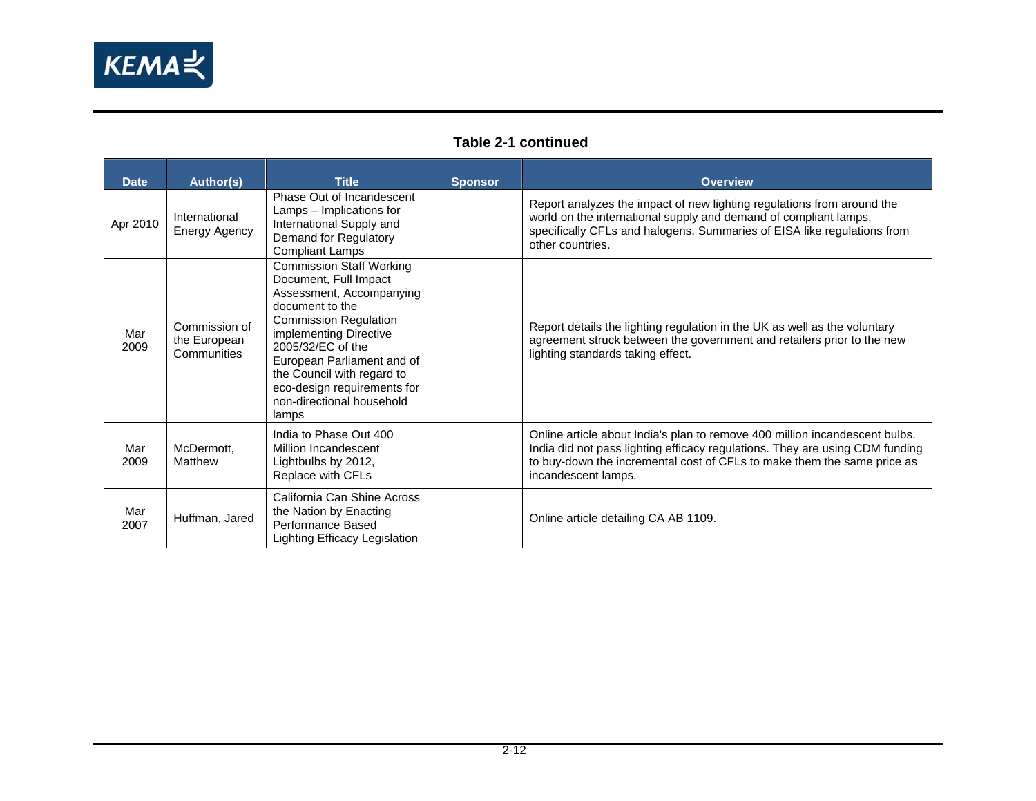**Table 2-1 continued**

| Date | Author(s) | Title | Sponsor | Overview |
|---|---|---|---|---|
| Apr 2010 | International Energy Agency | Phase Out of Incandescent Lamps – Implications for International Supply and Demand for Regulatory Compliant Lamps | | Report analyzes the impact of new lighting regulations from around the world on the international supply and demand of compliant lamps, specifically CFLs and halogens. Summaries of EISA like regulations from other countries. |
| Mar 2009 | Commission of the European Communities | Commission Staff Working Document, Full Impact Assessment, Accompanying document to the Commission Regulation implementing Directive 2005/32/EC of the European Parliament and of the Council with regard to eco-design requirements for non-directional household lamps | | Report details the lighting regulation in the UK as well as the voluntary agreement struck between the government and retailers prior to the new lighting standards taking effect. |
| Mar 2009 | McDermott, Matthew | India to Phase Out 400 Million Incandescent Lightbulbs by 2012, Replace with CFLs | | Online article about India's plan to remove 400 million incandescent bulbs. India did not pass lighting efficacy regulations. They are using CDM funding to buy-down the incremental cost of CFLs to make them the same price as incandescent lamps. |
| Mar 2007 | Huffman, Jared | California Can Shine Across the Nation by Enacting Performance Based Lighting Efficacy Legislation | | Online article detailing CA AB 1109. |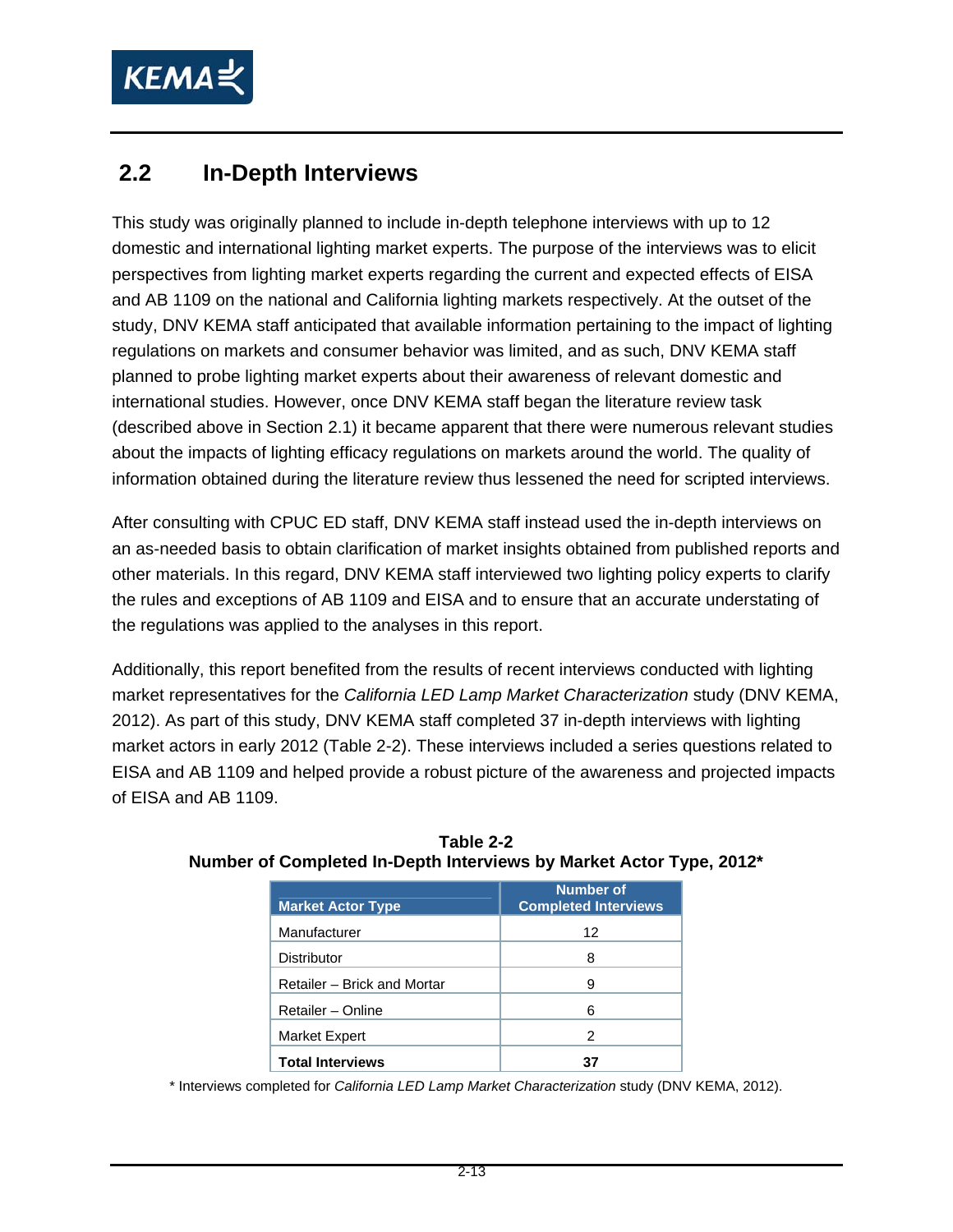## 2.2 In-Depth Interviews

This study was originally planned to include in-depth telephone interviews with up to 12 domestic and international lighting market experts. The purpose of the interviews was to elicit perspectives from lighting market experts regarding the current and expected effects of EISA and AB 1109 on the national and California lighting markets respectively. At the outset of the study, DNV KEMA staff anticipated that available information pertaining to the impact of lighting regulations on markets and consumer behavior was limited, and as such, DNV KEMA staff planned to probe lighting market experts about their awareness of relevant domestic and international studies. However, once DNV KEMA staff began the literature review task (described above in Section 2.1) it became apparent that there were numerous relevant studies about the impacts of lighting efficacy regulations on markets around the world. The quality of information obtained during the literature review thus lessened the need for scripted interviews.

After consulting with CPUC ED staff, DNV KEMA staff instead used the in-depth interviews on an as-needed basis to obtain clarification of market insights obtained from published reports and other materials. In this regard, DNV KEMA staff interviewed two lighting policy experts to clarify the rules and exceptions of AB 1109 and EISA and to ensure that an accurate understating of the regulations was applied to the analyses in this report.

Additionally, this report benefited from the results of recent interviews conducted with lighting market representatives for the *California LED Lamp Market Characterization* study (DNV KEMA, 2012). As part of this study, DNV KEMA staff completed 37 in-depth interviews with lighting market actors in early 2012 (Table 2-2). These interviews included a series questions related to EISA and AB 1109 and helped provide a robust picture of the awareness and projected impacts of EISA and AB 1109.

**Table 2-2**
**Number of Completed In-Depth Interviews by Market Actor Type, 2012***

| Market Actor Type | Number of Completed Interviews |
|---|---|
| Manufacturer | 12 |
| Distributor | 8 |
| Retailer – Brick and Mortar | 9 |
| Retailer – Online | 6 |
| Market Expert | 2 |
| **Total Interviews** | **37** |

* Interviews completed for *California LED Lamp Market Characterization* study (DNV KEMA, 2012).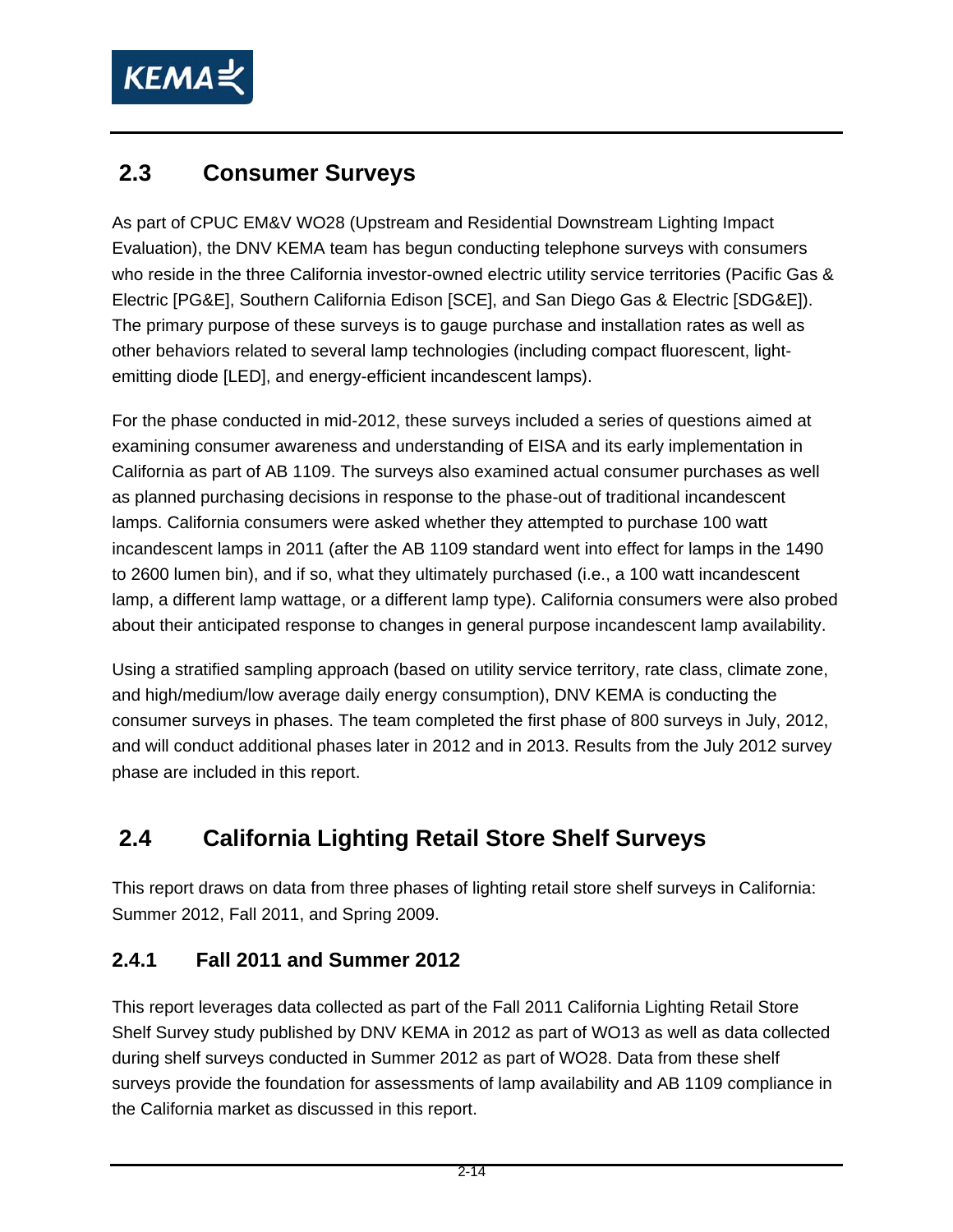## 2.3 Consumer Surveys

As part of CPUC EM&V WO28 (Upstream and Residential Downstream Lighting Impact Evaluation), the DNV KEMA team has begun conducting telephone surveys with consumers who reside in the three California investor-owned electric utility service territories (Pacific Gas & Electric [PG&E], Southern California Edison [SCE], and San Diego Gas & Electric [SDG&E]). The primary purpose of these surveys is to gauge purchase and installation rates as well as other behaviors related to several lamp technologies (including compact fluorescent, light-emitting diode [LED], and energy-efficient incandescent lamps).

For the phase conducted in mid-2012, these surveys included a series of questions aimed at examining consumer awareness and understanding of EISA and its early implementation in California as part of AB 1109. The surveys also examined actual consumer purchases as well as planned purchasing decisions in response to the phase-out of traditional incandescent lamps. California consumers were asked whether they attempted to purchase 100 watt incandescent lamps in 2011 (after the AB 1109 standard went into effect for lamps in the 1490 to 2600 lumen bin), and if so, what they ultimately purchased (i.e., a 100 watt incandescent lamp, a different lamp wattage, or a different lamp type). California consumers were also probed about their anticipated response to changes in general purpose incandescent lamp availability.

Using a stratified sampling approach (based on utility service territory, rate class, climate zone, and high/medium/low average daily energy consumption), DNV KEMA is conducting the consumer surveys in phases. The team completed the first phase of 800 surveys in July, 2012, and will conduct additional phases later in 2012 and in 2013. Results from the July 2012 survey phase are included in this report.

## 2.4 California Lighting Retail Store Shelf Surveys

This report draws on data from three phases of lighting retail store shelf surveys in California: Summer 2012, Fall 2011, and Spring 2009.

### 2.4.1 Fall 2011 and Summer 2012

This report leverages data collected as part of the Fall 2011 California Lighting Retail Store Shelf Survey study published by DNV KEMA in 2012 as part of WO13 as well as data collected during shelf surveys conducted in Summer 2012 as part of WO28. Data from these shelf surveys provide the foundation for assessments of lamp availability and AB 1109 compliance in the California market as discussed in this report.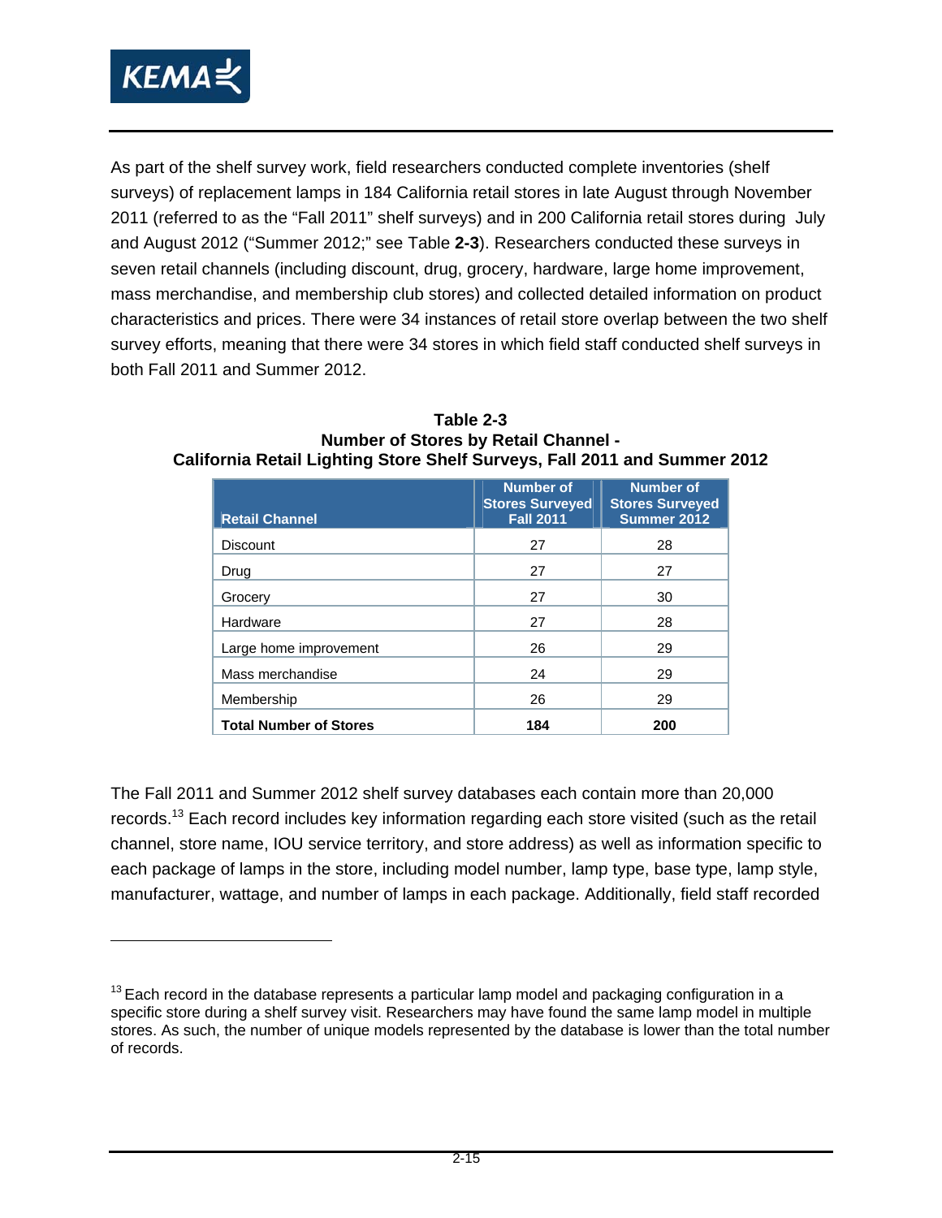As part of the shelf survey work, field researchers conducted complete inventories (shelf surveys) of replacement lamps in 184 California retail stores in late August through November 2011 (referred to as the "Fall 2011" shelf surveys) and in 200 California retail stores during July and August 2012 ("Summer 2012;" see Table **2-3**). Researchers conducted these surveys in seven retail channels (including discount, drug, grocery, hardware, large home improvement, mass merchandise, and membership club stores) and collected detailed information on product characteristics and prices. There were 34 instances of retail store overlap between the two shelf survey efforts, meaning that there were 34 stores in which field staff conducted shelf surveys in both Fall 2011 and Summer 2012.

**Table 2-3**
**Number of Stores by Retail Channel -**
**California Retail Lighting Store Shelf Surveys, Fall 2011 and Summer 2012**

| Retail Channel | Number of Stores Surveyed Fall 2011 | Number of Stores Surveyed Summer 2012 |
|---|---|---|
| Discount | 27 | 28 |
| Drug | 27 | 27 |
| Grocery | 27 | 30 |
| Hardware | 27 | 28 |
| Large home improvement | 26 | 29 |
| Mass merchandise | 24 | 29 |
| Membership | 26 | 29 |
| **Total Number of Stores** | **184** | **200** |

The Fall 2011 and Summer 2012 shelf survey databases each contain more than 20,000 records.[13] Each record includes key information regarding each store visited (such as the retail channel, store name, IOU service territory, and store address) as well as information specific to each package of lamps in the store, including model number, lamp type, base type, lamp style, manufacturer, wattage, and number of lamps in each package. Additionally, field staff recorded

[13] Each record in the database represents a particular lamp model and packaging configuration in a specific store during a shelf survey visit. Researchers may have found the same lamp model in multiple stores. As such, the number of unique models represented by the database is lower than the total number of records.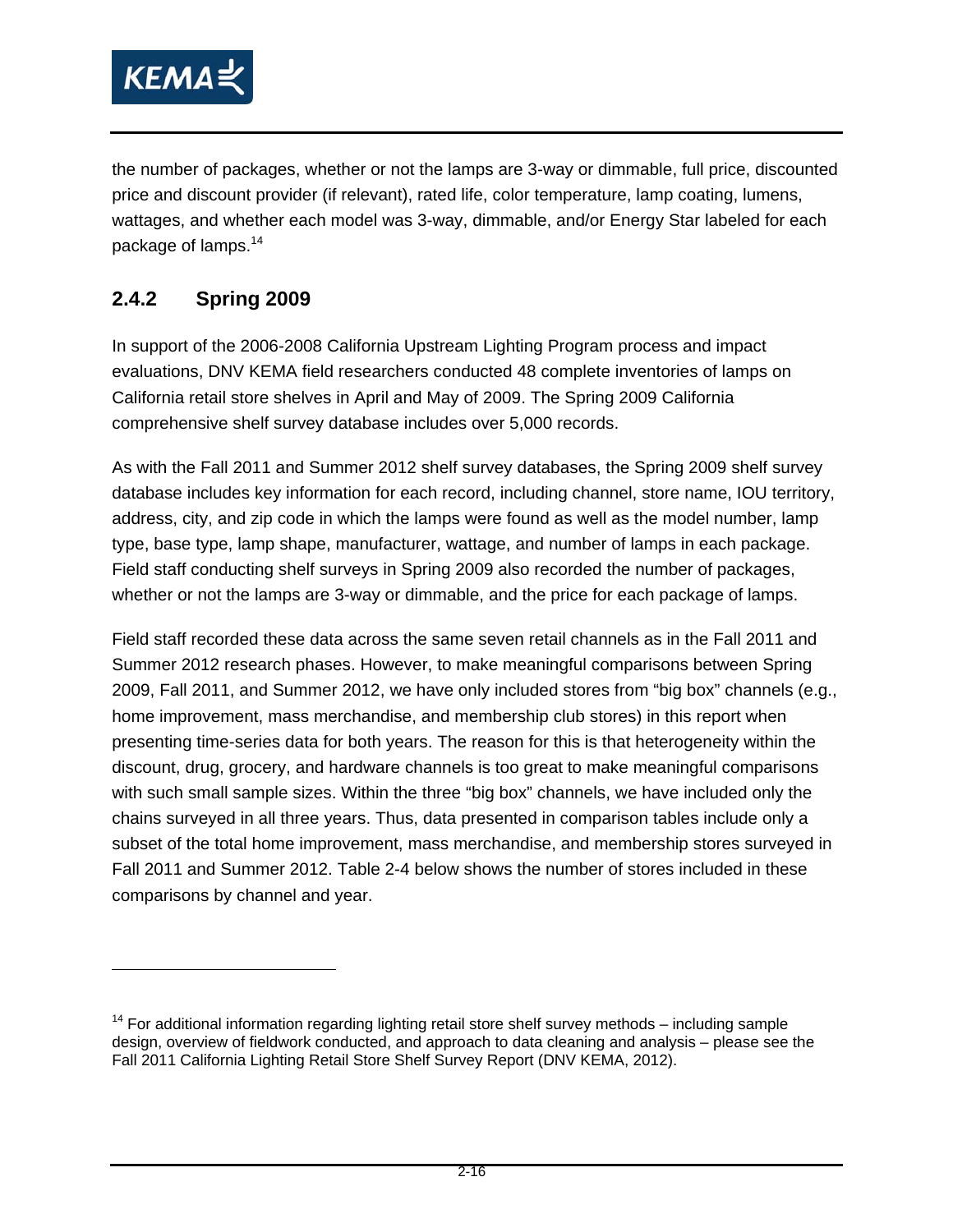the number of packages, whether or not the lamps are 3-way or dimmable, full price, discounted price and discount provider (if relevant), rated life, color temperature, lamp coating, lumens, wattages, and whether each model was 3-way, dimmable, and/or Energy Star labeled for each package of lamps.[14]

### 2.4.2 Spring 2009

In support of the 2006-2008 California Upstream Lighting Program process and impact evaluations, DNV KEMA field researchers conducted 48 complete inventories of lamps on California retail store shelves in April and May of 2009. The Spring 2009 California comprehensive shelf survey database includes over 5,000 records.

As with the Fall 2011 and Summer 2012 shelf survey databases, the Spring 2009 shelf survey database includes key information for each record, including channel, store name, IOU territory, address, city, and zip code in which the lamps were found as well as the model number, lamp type, base type, lamp shape, manufacturer, wattage, and number of lamps in each package. Field staff conducting shelf surveys in Spring 2009 also recorded the number of packages, whether or not the lamps are 3-way or dimmable, and the price for each package of lamps.

Field staff recorded these data across the same seven retail channels as in the Fall 2011 and Summer 2012 research phases. However, to make meaningful comparisons between Spring 2009, Fall 2011, and Summer 2012, we have only included stores from "big box" channels (e.g., home improvement, mass merchandise, and membership club stores) in this report when presenting time-series data for both years. The reason for this is that heterogeneity within the discount, drug, grocery, and hardware channels is too great to make meaningful comparisons with such small sample sizes. Within the three "big box" channels, we have included only the chains surveyed in all three years. Thus, data presented in comparison tables include only a subset of the total home improvement, mass merchandise, and membership stores surveyed in Fall 2011 and Summer 2012. Table 2-4 below shows the number of stores included in these comparisons by channel and year.

[14] For additional information regarding lighting retail store shelf survey methods – including sample design, overview of fieldwork conducted, and approach to data cleaning and analysis – please see the Fall 2011 California Lighting Retail Store Shelf Survey Report (DNV KEMA, 2012).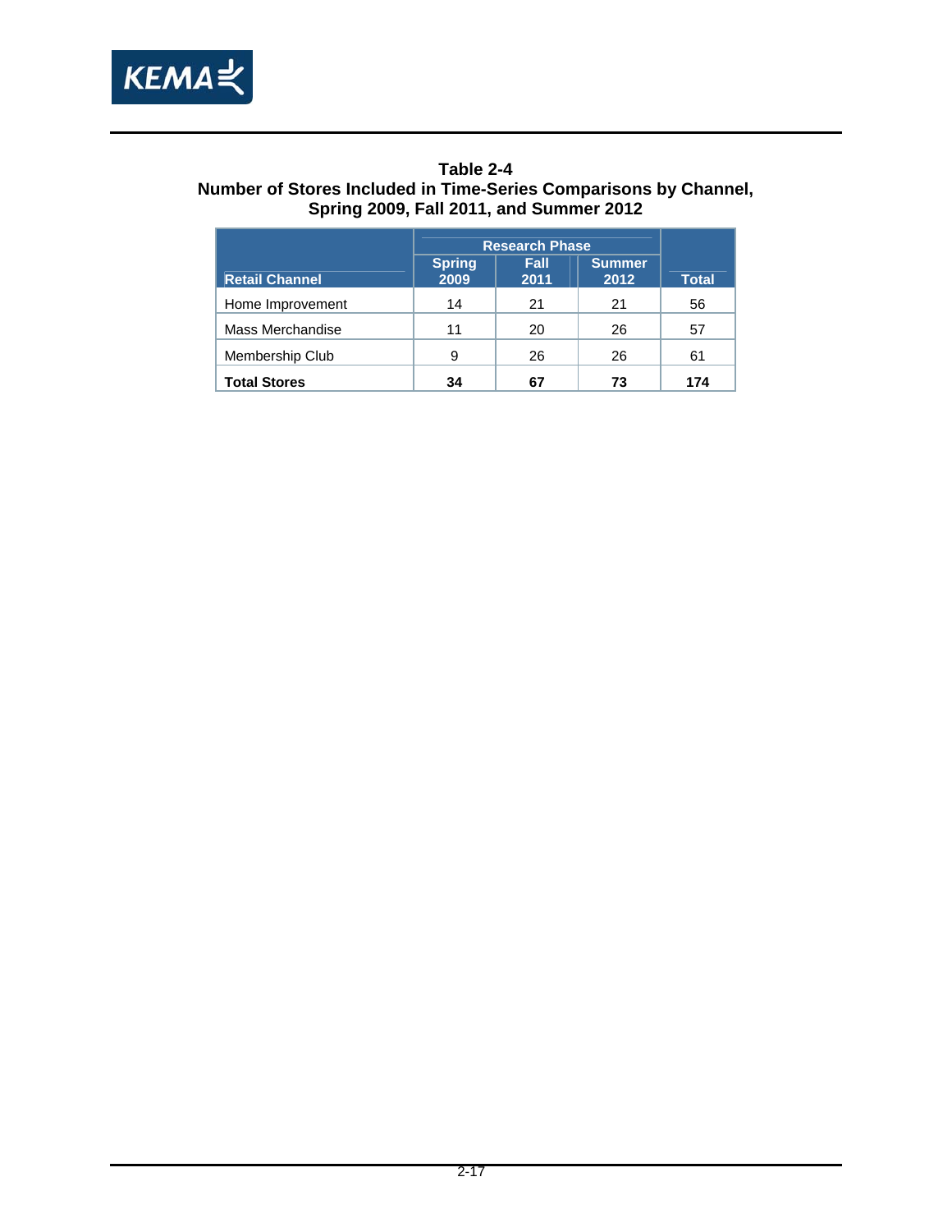**Table 2-4**
**Number of Stores Included in Time-Series Comparisons by Channel, Spring 2009, Fall 2011, and Summer 2012**

| Retail Channel | Research Phase | | | Total |
|---|---|---|---|---|
| | Spring 2009 | Fall 2011 | Summer 2012 | |
| Home Improvement | 14 | 21 | 21 | 56 |
| Mass Merchandise | 11 | 20 | 26 | 57 |
| Membership Club | 9 | 26 | 26 | 61 |
| **Total Stores** | **34** | **67** | **73** | **174** |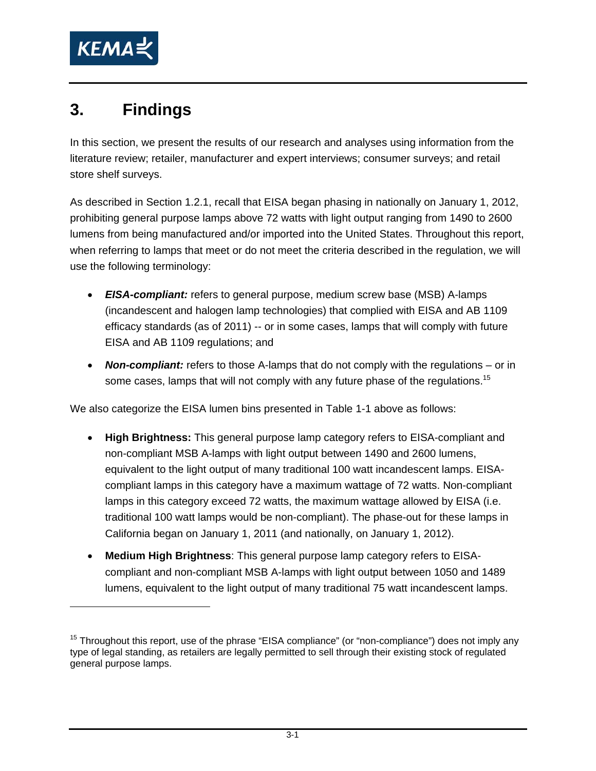# 3. Findings

In this section, we present the results of our research and analyses using information from the literature review; retailer, manufacturer and expert interviews; consumer surveys; and retail store shelf surveys.

As described in Section 1.2.1, recall that EISA began phasing in nationally on January 1, 2012, prohibiting general purpose lamps above 72 watts with light output ranging from 1490 to 2600 lumens from being manufactured and/or imported into the United States. Throughout this report, when referring to lamps that meet or do not meet the criteria described in the regulation, we will use the following terminology:

- ***EISA-compliant:*** refers to general purpose, medium screw base (MSB) A-lamps (incandescent and halogen lamp technologies) that complied with EISA and AB 1109 efficacy standards (as of 2011) -- or in some cases, lamps that will comply with future EISA and AB 1109 regulations; and
- ***Non-compliant:*** refers to those A-lamps that do not comply with the regulations – or in some cases, lamps that will not comply with any future phase of the regulations.[15]

We also categorize the EISA lumen bins presented in Table 1-1 above as follows:

- **High Brightness:** This general purpose lamp category refers to EISA-compliant and non-compliant MSB A-lamps with light output between 1490 and 2600 lumens, equivalent to the light output of many traditional 100 watt incandescent lamps. EISA-compliant lamps in this category have a maximum wattage of 72 watts. Non-compliant lamps in this category exceed 72 watts, the maximum wattage allowed by EISA (i.e. traditional 100 watt lamps would be non-compliant). The phase-out for these lamps in California began on January 1, 2011 (and nationally, on January 1, 2012).
- **Medium High Brightness**: This general purpose lamp category refers to EISA-compliant and non-compliant MSB A-lamps with light output between 1050 and 1489 lumens, equivalent to the light output of many traditional 75 watt incandescent lamps.

[15] Throughout this report, use of the phrase "EISA compliance" (or "non-compliance") does not imply any type of legal standing, as retailers are legally permitted to sell through their existing stock of regulated general purpose lamps.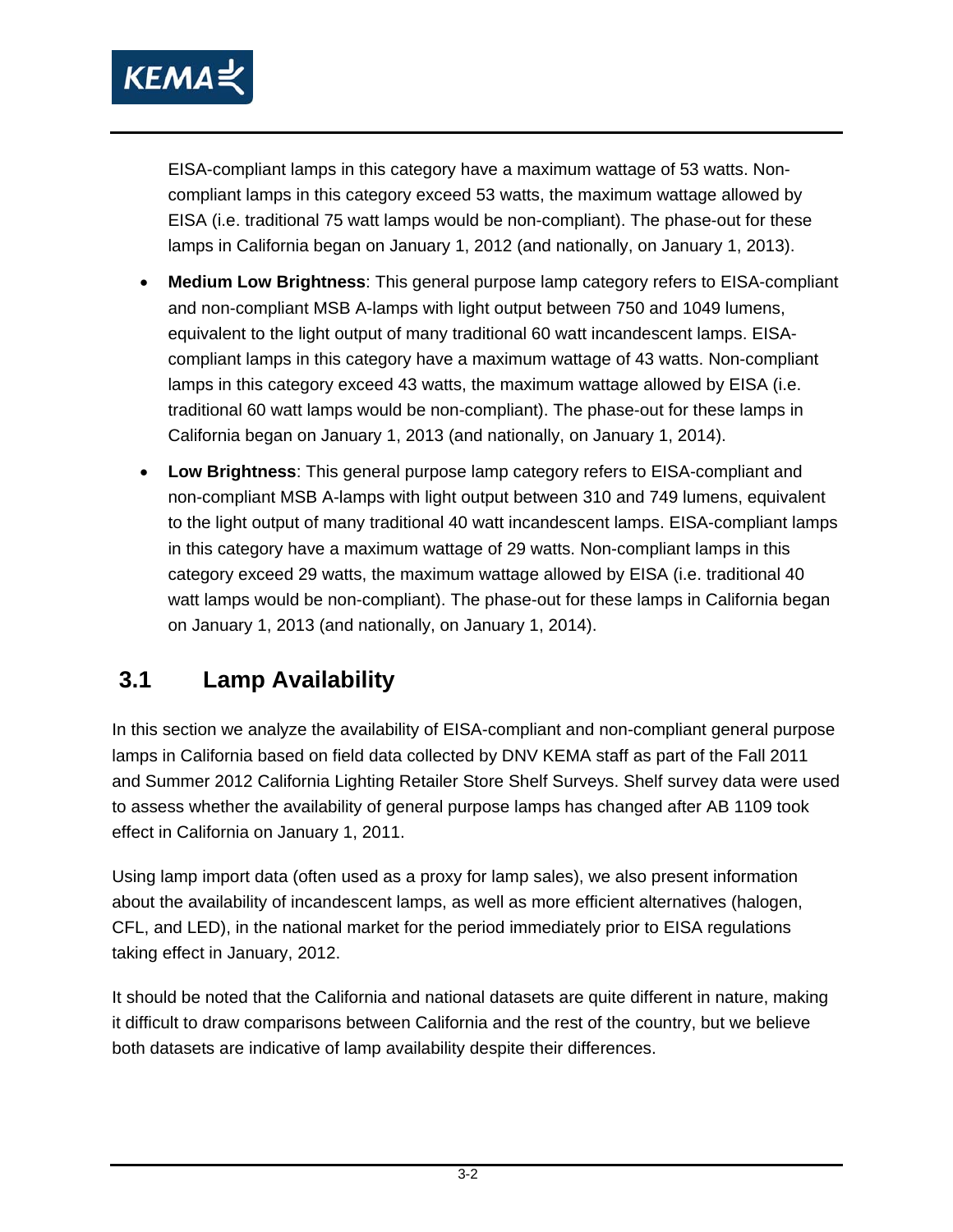EISA-compliant lamps in this category have a maximum wattage of 53 watts. Non-compliant lamps in this category exceed 53 watts, the maximum wattage allowed by EISA (i.e. traditional 75 watt lamps would be non-compliant). The phase-out for these lamps in California began on January 1, 2012 (and nationally, on January 1, 2013).

- **Medium Low Brightness**: This general purpose lamp category refers to EISA-compliant and non-compliant MSB A-lamps with light output between 750 and 1049 lumens, equivalent to the light output of many traditional 60 watt incandescent lamps. EISA-compliant lamps in this category have a maximum wattage of 43 watts. Non-compliant lamps in this category exceed 43 watts, the maximum wattage allowed by EISA (i.e. traditional 60 watt lamps would be non-compliant). The phase-out for these lamps in California began on January 1, 2013 (and nationally, on January 1, 2014).
- **Low Brightness**: This general purpose lamp category refers to EISA-compliant and non-compliant MSB A-lamps with light output between 310 and 749 lumens, equivalent to the light output of many traditional 40 watt incandescent lamps. EISA-compliant lamps in this category have a maximum wattage of 29 watts. Non-compliant lamps in this category exceed 29 watts, the maximum wattage allowed by EISA (i.e. traditional 40 watt lamps would be non-compliant). The phase-out for these lamps in California began on January 1, 2013 (and nationally, on January 1, 2014).

## 3.1 Lamp Availability

In this section we analyze the availability of EISA-compliant and non-compliant general purpose lamps in California based on field data collected by DNV KEMA staff as part of the Fall 2011 and Summer 2012 California Lighting Retailer Store Shelf Surveys. Shelf survey data were used to assess whether the availability of general purpose lamps has changed after AB 1109 took effect in California on January 1, 2011.

Using lamp import data (often used as a proxy for lamp sales), we also present information about the availability of incandescent lamps, as well as more efficient alternatives (halogen, CFL, and LED), in the national market for the period immediately prior to EISA regulations taking effect in January, 2012.

It should be noted that the California and national datasets are quite different in nature, making it difficult to draw comparisons between California and the rest of the country, but we believe both datasets are indicative of lamp availability despite their differences.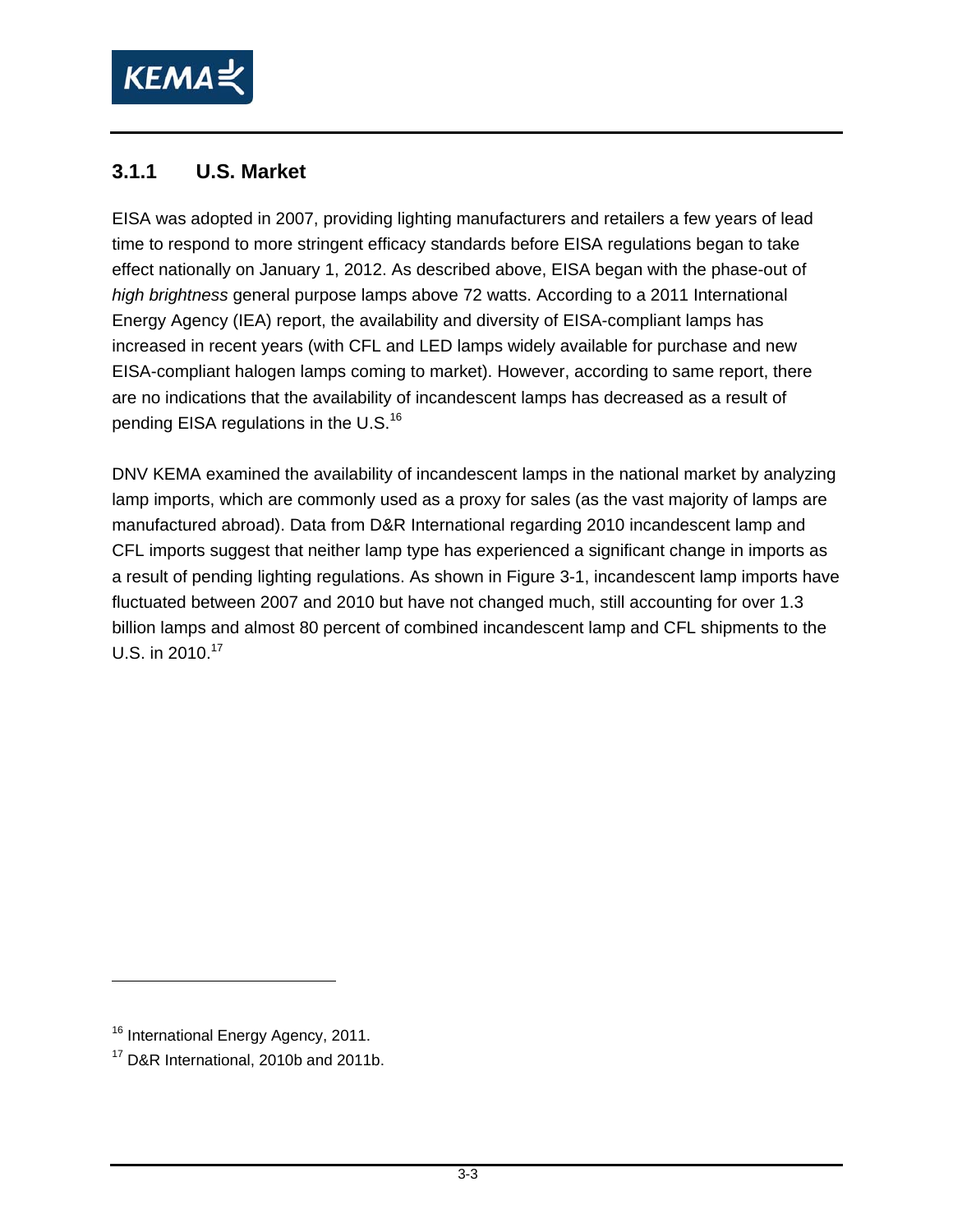### 3.1.1 U.S. Market

EISA was adopted in 2007, providing lighting manufacturers and retailers a few years of lead time to respond to more stringent efficacy standards before EISA regulations began to take effect nationally on January 1, 2012. As described above, EISA began with the phase-out of *high brightness* general purpose lamps above 72 watts. According to a 2011 International Energy Agency (IEA) report, the availability and diversity of EISA-compliant lamps has increased in recent years (with CFL and LED lamps widely available for purchase and new EISA-compliant halogen lamps coming to market). However, according to same report, there are no indications that the availability of incandescent lamps has decreased as a result of pending EISA regulations in the U.S.[16]

DNV KEMA examined the availability of incandescent lamps in the national market by analyzing lamp imports, which are commonly used as a proxy for sales (as the vast majority of lamps are manufactured abroad). Data from D&R International regarding 2010 incandescent lamp and CFL imports suggest that neither lamp type has experienced a significant change in imports as a result of pending lighting regulations. As shown in Figure 3-1, incandescent lamp imports have fluctuated between 2007 and 2010 but have not changed much, still accounting for over 1.3 billion lamps and almost 80 percent of combined incandescent lamp and CFL shipments to the U.S. in 2010.[17]

[16] International Energy Agency, 2011.

[17] D&R International, 2010b and 2011b.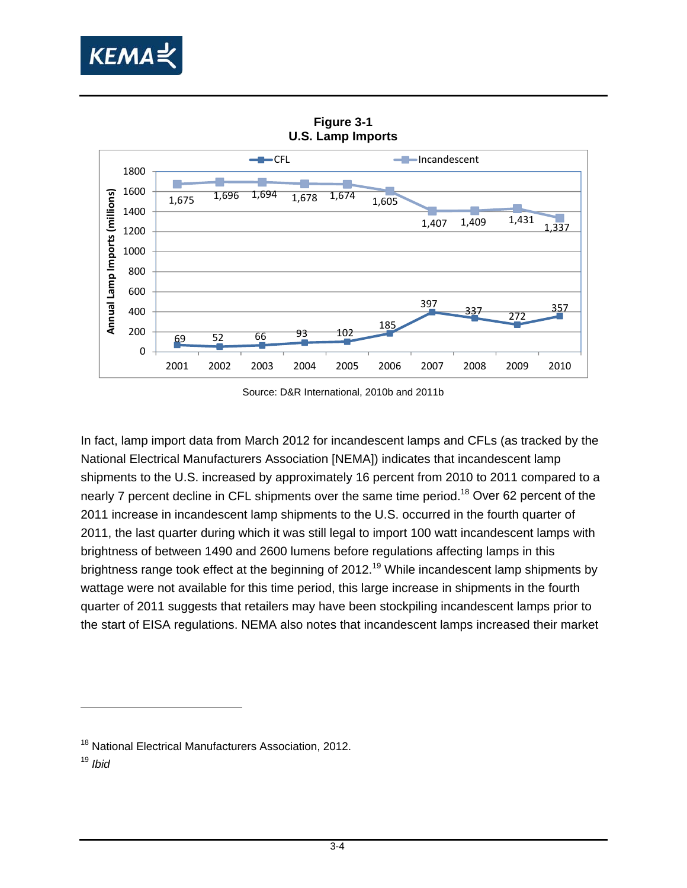**Figure 3-1**
**U.S. Lamp Imports**

| Year | CFL | Incandescent |
|---|---|---|
| 2001 | 69 | 1,675 |
| 2002 | 52 | 1,696 |
| 2003 | 66 | 1,694 |
| 2004 | 93 | 1,678 |
| 2005 | 102 | 1,674 |
| 2006 | 185 | 1,605 |
| 2007 | 397 | 1,407 |
| 2008 | 337 | 1,409 |
| 2009 | 272 | 1,431 |
| 2010 | 357 | 1,337 |

Annual Lamp Imports (millions)

Source: D&R International, 2010b and 2011b

In fact, lamp import data from March 2012 for incandescent lamps and CFLs (as tracked by the National Electrical Manufacturers Association [NEMA]) indicates that incandescent lamp shipments to the U.S. increased by approximately 16 percent from 2010 to 2011 compared to a nearly 7 percent decline in CFL shipments over the same time period.[18] Over 62 percent of the 2011 increase in incandescent lamp shipments to the U.S. occurred in the fourth quarter of 2011, the last quarter during which it was still legal to import 100 watt incandescent lamps with brightness of between 1490 and 2600 lumens before regulations affecting lamps in this brightness range took effect at the beginning of 2012.[19] While incandescent lamp shipments by wattage were not available for this time period, this large increase in shipments in the fourth quarter of 2011 suggests that retailers may have been stockpiling incandescent lamps prior to the start of EISA regulations. NEMA also notes that incandescent lamps increased their market

---

[18] National Electrical Manufacturers Association, 2012.

[19] *Ibid*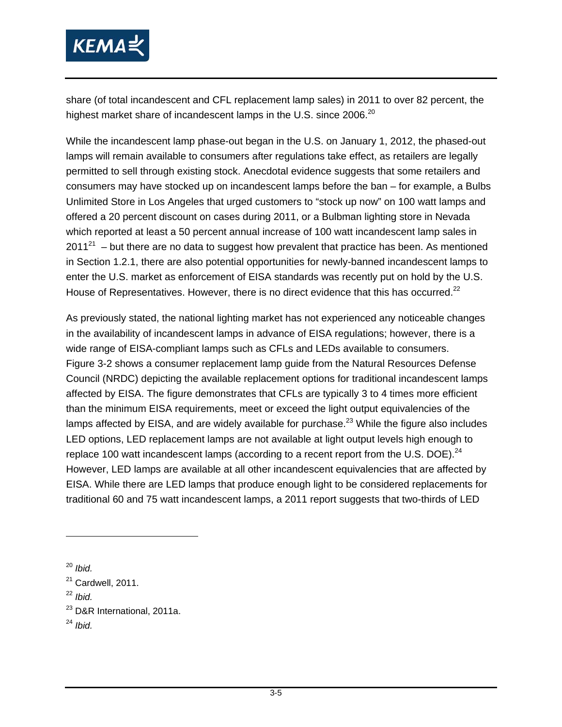share (of total incandescent and CFL replacement lamp sales) in 2011 to over 82 percent, the highest market share of incandescent lamps in the U.S. since 2006.[20]

While the incandescent lamp phase-out began in the U.S. on January 1, 2012, the phased-out lamps will remain available to consumers after regulations take effect, as retailers are legally permitted to sell through existing stock. Anecdotal evidence suggests that some retailers and consumers may have stocked up on incandescent lamps before the ban – for example, a Bulbs Unlimited Store in Los Angeles that urged customers to “stock up now” on 100 watt lamps and offered a 20 percent discount on cases during 2011, or a Bulbman lighting store in Nevada which reported at least a 50 percent annual increase of 100 watt incandescent lamp sales in 2011[21] – but there are no data to suggest how prevalent that practice has been. As mentioned in Section 1.2.1, there are also potential opportunities for newly-banned incandescent lamps to enter the U.S. market as enforcement of EISA standards was recently put on hold by the U.S. House of Representatives. However, there is no direct evidence that this has occurred.[22]

As previously stated, the national lighting market has not experienced any noticeable changes in the availability of incandescent lamps in advance of EISA regulations; however, there is a wide range of EISA-compliant lamps such as CFLs and LEDs available to consumers. Figure 3-2 shows a consumer replacement lamp guide from the Natural Resources Defense Council (NRDC) depicting the available replacement options for traditional incandescent lamps affected by EISA. The figure demonstrates that CFLs are typically 3 to 4 times more efficient than the minimum EISA requirements, meet or exceed the light output equivalencies of the lamps affected by EISA, and are widely available for purchase.[23] While the figure also includes LED options, LED replacement lamps are not available at light output levels high enough to replace 100 watt incandescent lamps (according to a recent report from the U.S. DOE).[24] However, LED lamps are available at all other incandescent equivalencies that are affected by EISA. While there are LED lamps that produce enough light to be considered replacements for traditional 60 and 75 watt incandescent lamps, a 2011 report suggests that two-thirds of LED

---

[20] *Ibid.*

[21] Cardwell, 2011.

[22] *Ibid.*

[23] D&R International, 2011a.

[24] *Ibid.*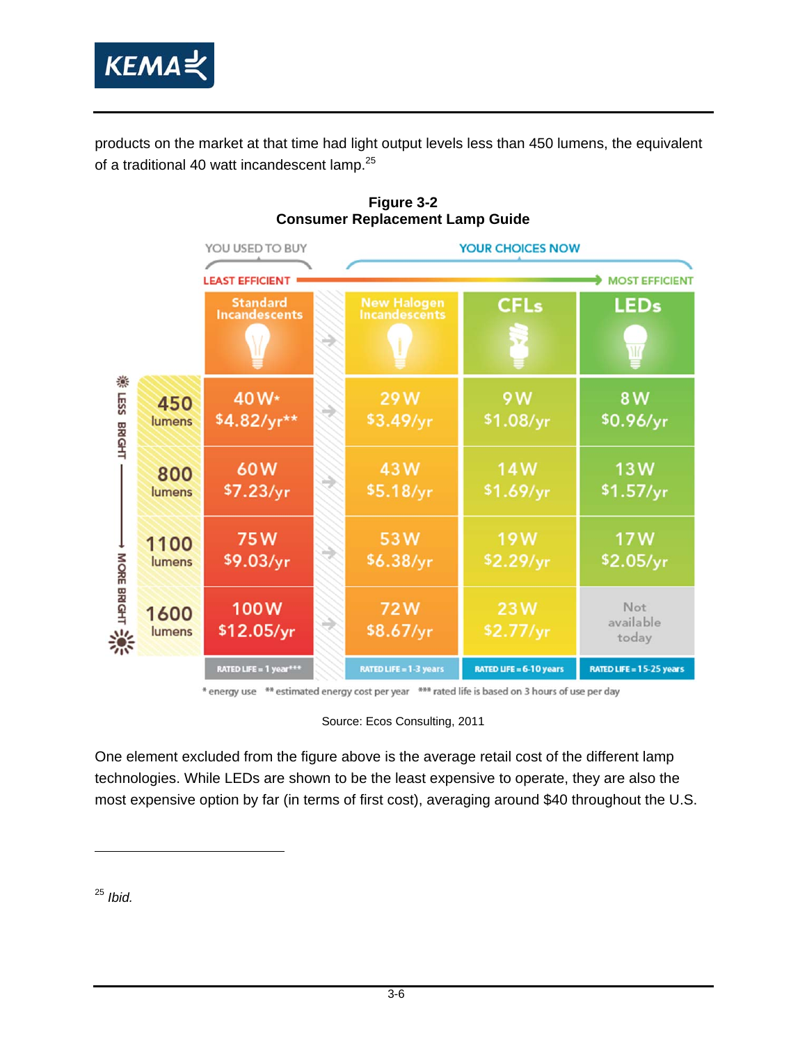products on the market at that time had light output levels less than 450 lumens, the equivalent of a traditional 40 watt incandescent lamp.[25]

**Figure 3-2**
**Consumer Replacement Lamp Guide**

YOU USED TO BUY | YOUR CHOICES NOW

LEAST EFFICIENT → MOST EFFICIENT

LESS BRIGHT → MORE BRIGHT

| | Standard Incandescents | New Halogen Incandescents | CFLs | LEDs |
|---|---|---|---|---|
| 450 lumens | 40 W* $4.82/yr** | 29 W $3.49/yr | 9 W $1.08/yr | 8 W $0.96/yr |
| 800 lumens | 60 W $7.23/yr | 43 W $5.18/yr | 14 W $1.69/yr | 13 W $1.57/yr |
| 1100 lumens | 75 W $9.03/yr | 53 W $6.38/yr | 19 W $2.29/yr | 17 W $2.05/yr |
| 1600 lumens | 100 W $12.05/yr | 72 W $8.67/yr | 23 W $2.77/yr | Not available today |
| | RATED LIFE = 1 year*** | RATED LIFE = 1-3 years | RATED LIFE = 6-10 years | RATED LIFE = 15-25 years |

* energy use ** estimated energy cost per year *** rated life is based on 3 hours of use per day

Source: Ecos Consulting, 2011

One element excluded from the figure above is the average retail cost of the different lamp technologies. While LEDs are shown to be the least expensive to operate, they are also the most expensive option by far (in terms of first cost), averaging around $40 throughout the U.S.

[25] *Ibid.*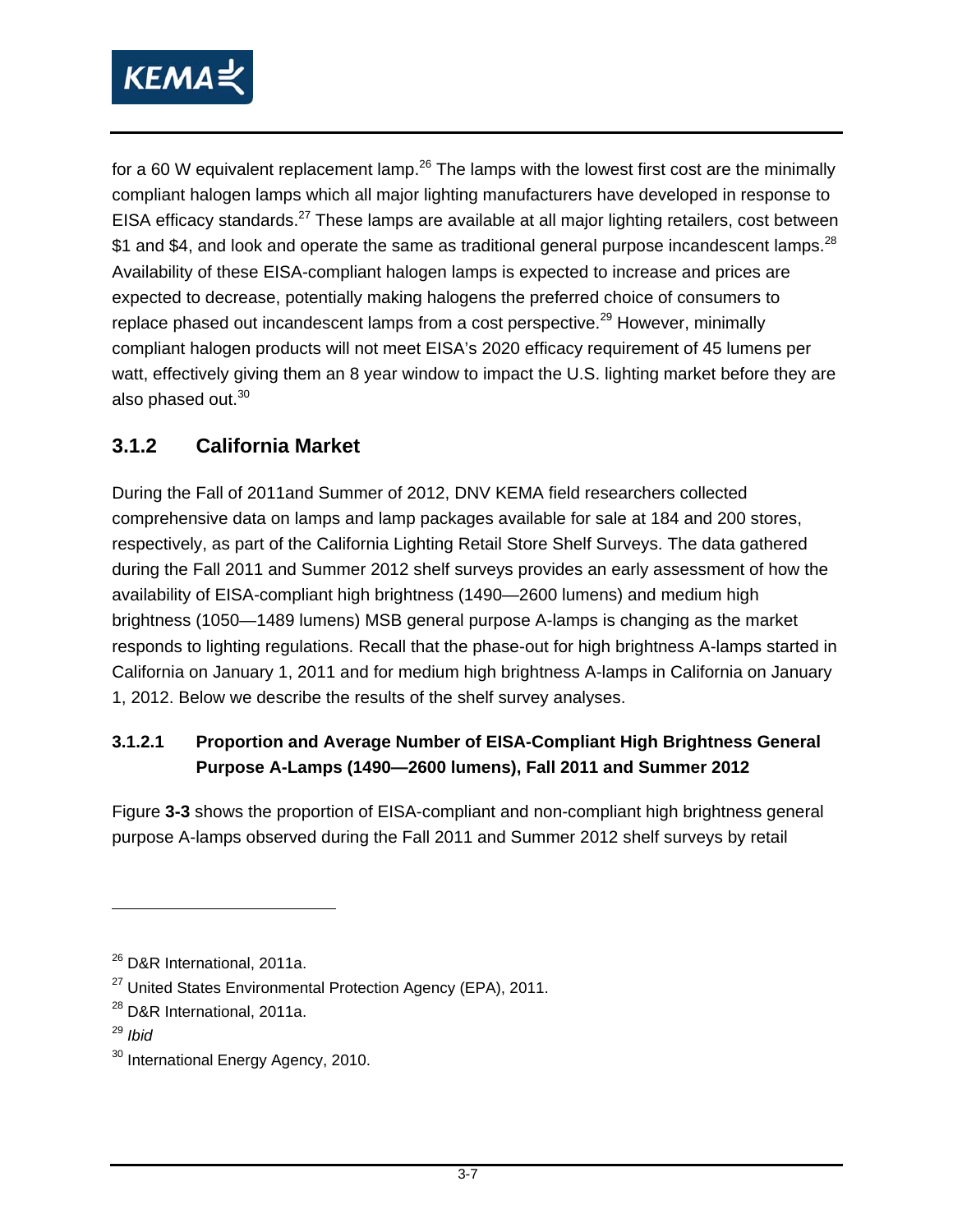for a 60 W equivalent replacement lamp.[26] The lamps with the lowest first cost are the minimally compliant halogen lamps which all major lighting manufacturers have developed in response to EISA efficacy standards.[27] These lamps are available at all major lighting retailers, cost between $1 and $4, and look and operate the same as traditional general purpose incandescent lamps.[28] Availability of these EISA-compliant halogen lamps is expected to increase and prices are expected to decrease, potentially making halogens the preferred choice of consumers to replace phased out incandescent lamps from a cost perspective.[29] However, minimally compliant halogen products will not meet EISA's 2020 efficacy requirement of 45 lumens per watt, effectively giving them an 8 year window to impact the U.S. lighting market before they are also phased out.[30]

### 3.1.2 California Market

During the Fall of 2011and Summer of 2012, DNV KEMA field researchers collected comprehensive data on lamps and lamp packages available for sale at 184 and 200 stores, respectively, as part of the California Lighting Retail Store Shelf Surveys. The data gathered during the Fall 2011 and Summer 2012 shelf surveys provides an early assessment of how the availability of EISA-compliant high brightness (1490—2600 lumens) and medium high brightness (1050—1489 lumens) MSB general purpose A-lamps is changing as the market responds to lighting regulations. Recall that the phase-out for high brightness A-lamps started in California on January 1, 2011 and for medium high brightness A-lamps in California on January 1, 2012. Below we describe the results of the shelf survey analyses.

#### 3.1.2.1 Proportion and Average Number of EISA-Compliant High Brightness General Purpose A-Lamps (1490—2600 lumens), Fall 2011 and Summer 2012

Figure **3-3** shows the proportion of EISA-compliant and non-compliant high brightness general purpose A-lamps observed during the Fall 2011 and Summer 2012 shelf surveys by retail

---

[26] D&R International, 2011a.

[27] United States Environmental Protection Agency (EPA), 2011.

[28] D&R International, 2011a.

[29] *Ibid*

[30] International Energy Agency, 2010.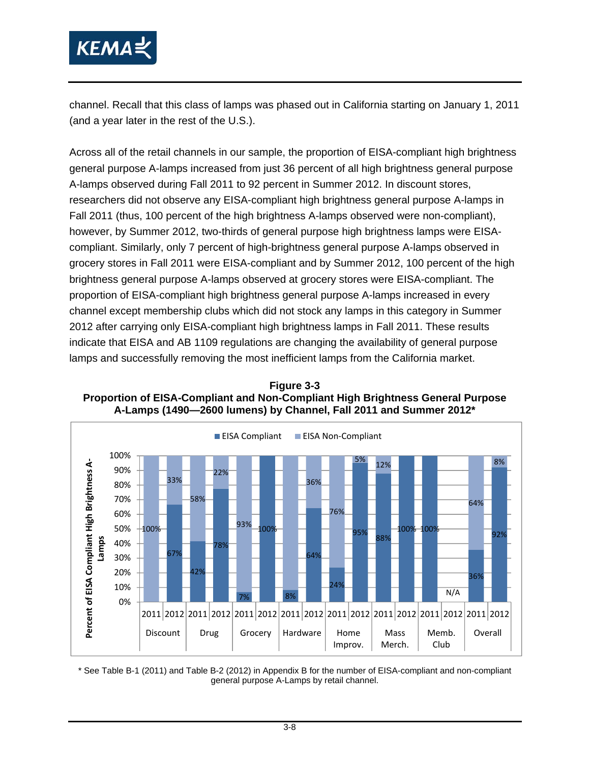channel. Recall that this class of lamps was phased out in California starting on January 1, 2011 (and a year later in the rest of the U.S.).

Across all of the retail channels in our sample, the proportion of EISA-compliant high brightness general purpose A-lamps increased from just 36 percent of all high brightness general purpose A-lamps observed during Fall 2011 to 92 percent in Summer 2012. In discount stores, researchers did not observe any EISA-compliant high brightness general purpose A-lamps in Fall 2011 (thus, 100 percent of the high brightness A-lamps observed were non-compliant), however, by Summer 2012, two-thirds of general purpose high brightness lamps were EISA-compliant. Similarly, only 7 percent of high-brightness general purpose A-lamps observed in grocery stores in Fall 2011 were EISA-compliant and by Summer 2012, 100 percent of the high brightness general purpose A-lamps observed at grocery stores were EISA-compliant. The proportion of EISA-compliant high brightness general purpose A-lamps increased in every channel except membership clubs which did not stock any lamps in this category in Summer 2012 after carrying only EISA-compliant high brightness lamps in Fall 2011. These results indicate that EISA and AB 1109 regulations are changing the availability of general purpose lamps and successfully removing the most inefficient lamps from the California market.

**Figure 3-3**
**Proportion of EISA-Compliant and Non-Compliant High Brightness General Purpose A-Lamps (1490—2600 lumens) by Channel, Fall 2011 and Summer 2012***

EISA Compliant
EISA Non-Compliant

Percent of EISA Compliant High Brightness A-Lamps

0%
10%
20%
30%
40%
50%
60%
70%
80%
90%
100%

Discount: 2011 100%; 2012 67%, 33%
Drug: 2011 42%, 58%; 2012 78%, 22%
Grocery: 2011 7%, 93%; 2012 100%
Hardware: 2011 8%; 2012 64%, 36%
Home Improv.: 2011 24%, 76%; 2012 95%, 5%
Mass Merch.: 2011 88%, 12%; 2012 100%
Memb. Club: 2011 100%; 2012 N/A
Overall: 2011 36%, 64%; 2012 92%, 8%

\* See Table B-1 (2011) and Table B-2 (2012) in Appendix B for the number of EISA-compliant and non-compliant general purpose A-Lamps by retail channel.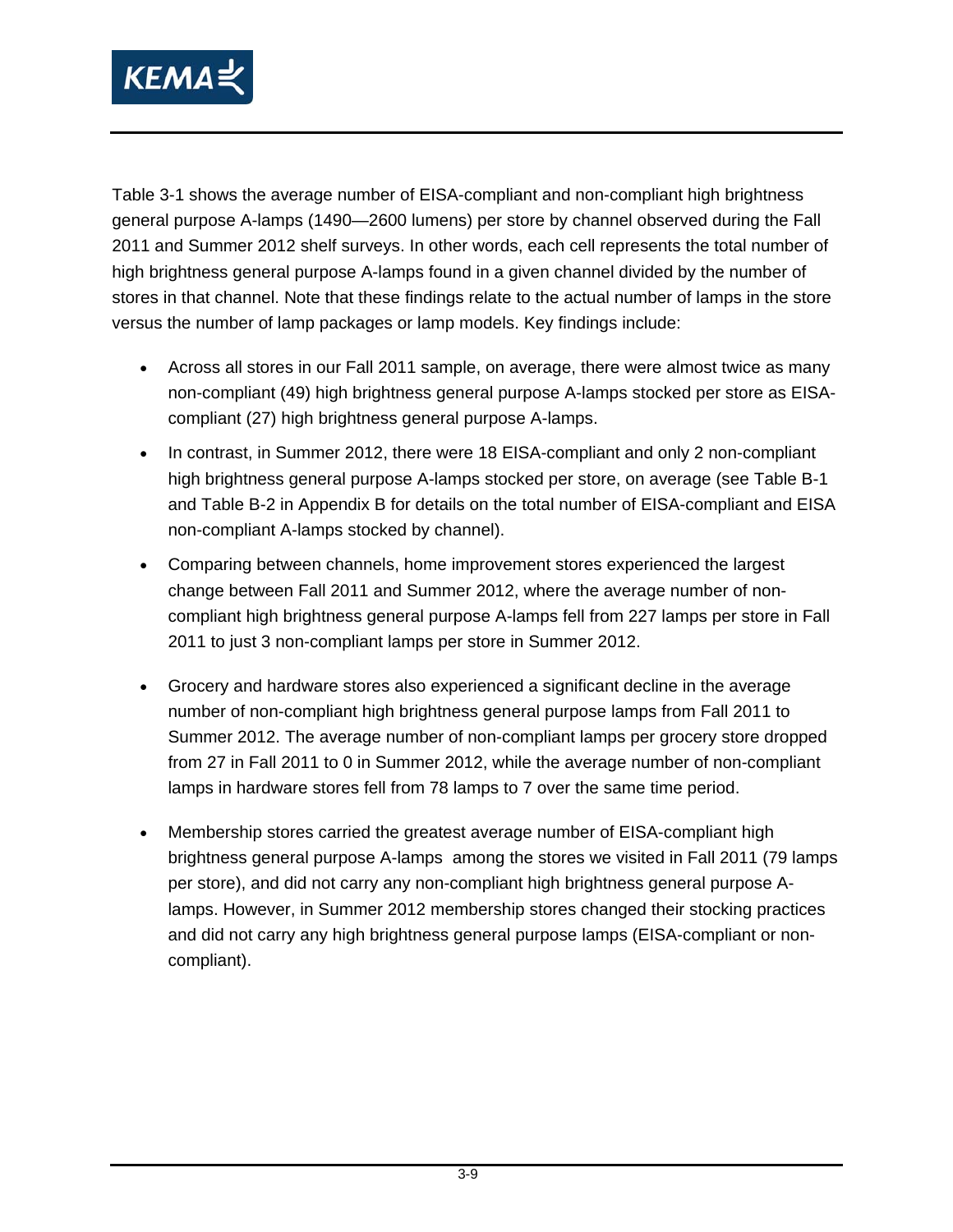Table 3-1 shows the average number of EISA-compliant and non-compliant high brightness general purpose A-lamps (1490—2600 lumens) per store by channel observed during the Fall 2011 and Summer 2012 shelf surveys. In other words, each cell represents the total number of high brightness general purpose A-lamps found in a given channel divided by the number of stores in that channel. Note that these findings relate to the actual number of lamps in the store versus the number of lamp packages or lamp models. Key findings include:

- Across all stores in our Fall 2011 sample, on average, there were almost twice as many non-compliant (49) high brightness general purpose A-lamps stocked per store as EISA-compliant (27) high brightness general purpose A-lamps.
- In contrast, in Summer 2012, there were 18 EISA-compliant and only 2 non-compliant high brightness general purpose A-lamps stocked per store, on average (see Table B-1 and Table B-2 in Appendix B for details on the total number of EISA-compliant and EISA non-compliant A-lamps stocked by channel).
- Comparing between channels, home improvement stores experienced the largest change between Fall 2011 and Summer 2012, where the average number of non-compliant high brightness general purpose A-lamps fell from 227 lamps per store in Fall 2011 to just 3 non-compliant lamps per store in Summer 2012.
- Grocery and hardware stores also experienced a significant decline in the average number of non-compliant high brightness general purpose lamps from Fall 2011 to Summer 2012. The average number of non-compliant lamps per grocery store dropped from 27 in Fall 2011 to 0 in Summer 2012, while the average number of non-compliant lamps in hardware stores fell from 78 lamps to 7 over the same time period.
- Membership stores carried the greatest average number of EISA-compliant high brightness general purpose A-lamps among the stores we visited in Fall 2011 (79 lamps per store), and did not carry any non-compliant high brightness general purpose A-lamps. However, in Summer 2012 membership stores changed their stocking practices and did not carry any high brightness general purpose lamps (EISA-compliant or non-compliant).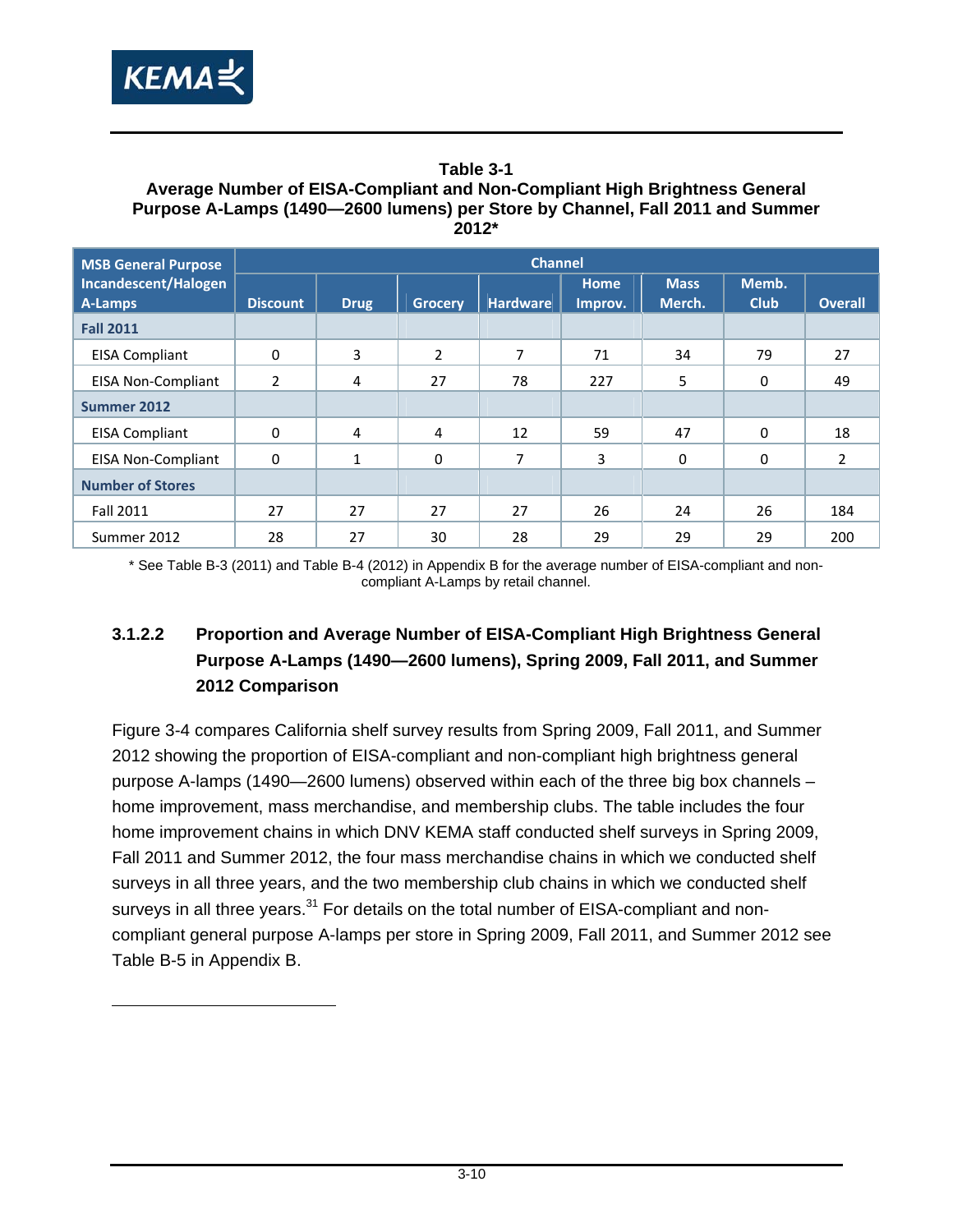**Table 3-1**
**Average Number of EISA-Compliant and Non-Compliant High Brightness General Purpose A-Lamps (1490—2600 lumens) per Store by Channel, Fall 2011 and Summer 2012***

| MSB General Purpose Incandescent/Halogen A-Lamps | Channel | | | | | | | |
|---|---|---|---|---|---|---|---|---|
| | Discount | Drug | Grocery | Hardware | Home Improv. | Mass Merch. | Memb. Club | Overall |
| **Fall 2011** | | | | | | | | |
| EISA Compliant | 0 | 3 | 2 | 7 | 71 | 34 | 79 | 27 |
| EISA Non-Compliant | 2 | 4 | 27 | 78 | 227 | 5 | 0 | 49 |
| **Summer 2012** | | | | | | | | |
| EISA Compliant | 0 | 4 | 4 | 12 | 59 | 47 | 0 | 18 |
| EISA Non-Compliant | 0 | 1 | 0 | 7 | 3 | 0 | 0 | 2 |
| **Number of Stores** | | | | | | | | |
| Fall 2011 | 27 | 27 | 27 | 27 | 26 | 24 | 26 | 184 |
| Summer 2012 | 28 | 27 | 30 | 28 | 29 | 29 | 29 | 200 |

* See Table B-3 (2011) and Table B-4 (2012) in Appendix B for the average number of EISA-compliant and non-compliant A-Lamps by retail channel.

#### 3.1.2.2 Proportion and Average Number of EISA-Compliant High Brightness General Purpose A-Lamps (1490—2600 lumens), Spring 2009, Fall 2011, and Summer 2012 Comparison

Figure 3-4 compares California shelf survey results from Spring 2009, Fall 2011, and Summer 2012 showing the proportion of EISA-compliant and non-compliant high brightness general purpose A-lamps (1490—2600 lumens) observed within each of the three big box channels – home improvement, mass merchandise, and membership clubs. The table includes the four home improvement chains in which DNV KEMA staff conducted shelf surveys in Spring 2009, Fall 2011 and Summer 2012, the four mass merchandise chains in which we conducted shelf surveys in all three years, and the two membership club chains in which we conducted shelf surveys in all three years.[31] For details on the total number of EISA-compliant and non-compliant general purpose A-lamps per store in Spring 2009, Fall 2011, and Summer 2012 see Table B-5 in Appendix B.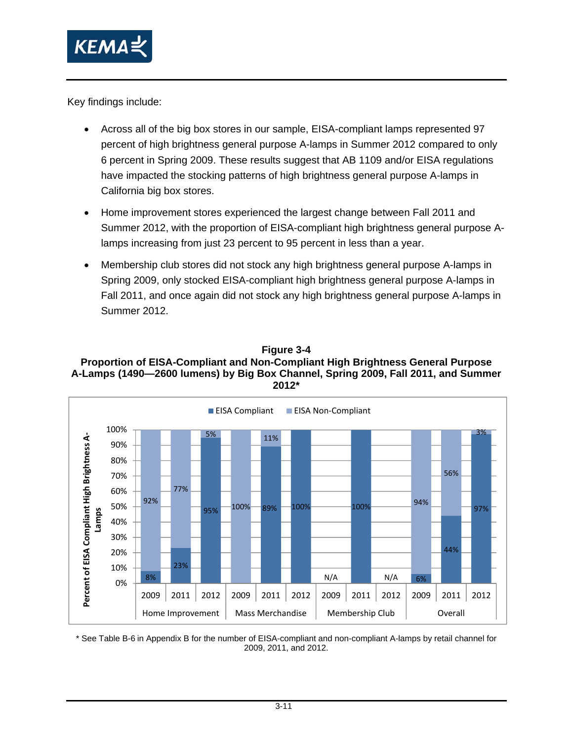Key findings include:

- Across all of the big box stores in our sample, EISA-compliant lamps represented 97 percent of high brightness general purpose A-lamps in Summer 2012 compared to only 6 percent in Spring 2009. These results suggest that AB 1109 and/or EISA regulations have impacted the stocking patterns of high brightness general purpose A-lamps in California big box stores.
- Home improvement stores experienced the largest change between Fall 2011 and Summer 2012, with the proportion of EISA-compliant high brightness general purpose A-lamps increasing from just 23 percent to 95 percent in less than a year.
- Membership club stores did not stock any high brightness general purpose A-lamps in Spring 2009, only stocked EISA-compliant high brightness general purpose A-lamps in Fall 2011, and once again did not stock any high brightness general purpose A-lamps in Summer 2012.

**Figure 3-4**
**Proportion of EISA-Compliant and Non-Compliant High Brightness General Purpose A-Lamps (1490—2600 lumens) by Big Box Channel, Spring 2009, Fall 2011, and Summer 2012***

EISA Compliant
EISA Non-Compliant

Percent of EISA Compliant High Brightness A-Lamps

100%
90%
80%
70%
60%
50%
40%
30%
20%
10%
0%

Home Improvement: 2009 (8%, 92%), 2011 (23%, 77%), 2012 (95%, 5%)
Mass Merchandise: 2009 (100%), 2011 (89%, 11%), 2012 (100%)
Membership Club: 2009 (N/A), 2011 (100%), 2012 (N/A)
Overall: 2009 (6%, 94%), 2011 (44%, 56%), 2012 (97%, 3%)

\* See Table B-6 in Appendix B for the number of EISA-compliant and non-compliant A-lamps by retail channel for 2009, 2011, and 2012.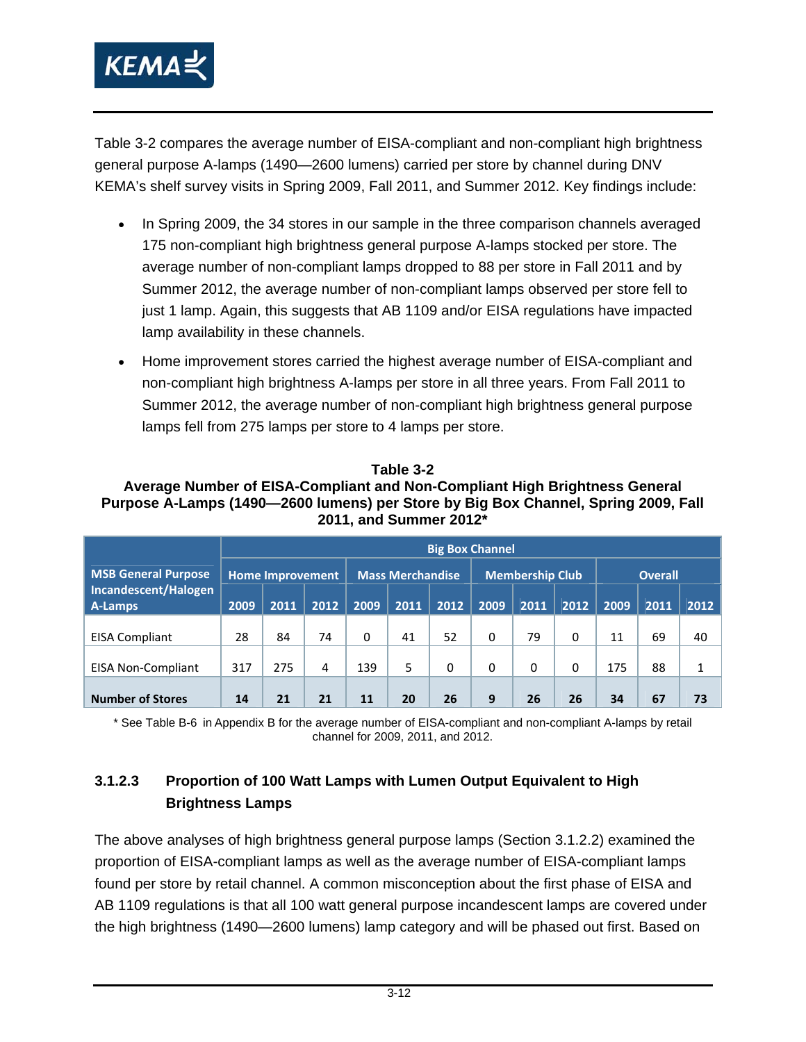Table 3-2 compares the average number of EISA-compliant and non-compliant high brightness general purpose A-lamps (1490—2600 lumens) carried per store by channel during DNV KEMA's shelf survey visits in Spring 2009, Fall 2011, and Summer 2012. Key findings include:

- In Spring 2009, the 34 stores in our sample in the three comparison channels averaged 175 non-compliant high brightness general purpose A-lamps stocked per store. The average number of non-compliant lamps dropped to 88 per store in Fall 2011 and by Summer 2012, the average number of non-compliant lamps observed per store fell to just 1 lamp. Again, this suggests that AB 1109 and/or EISA regulations have impacted lamp availability in these channels.
- Home improvement stores carried the highest average number of EISA-compliant and non-compliant high brightness A-lamps per store in all three years. From Fall 2011 to Summer 2012, the average number of non-compliant high brightness general purpose lamps fell from 275 lamps per store to 4 lamps per store.

**Table 3-2**
**Average Number of EISA-Compliant and Non-Compliant High Brightness General Purpose A-Lamps (1490—2600 lumens) per Store by Big Box Channel, Spring 2009, Fall 2011, and Summer 2012***

| MSB General Purpose Incandescent/Halogen A-Lamps | Big Box Channel | | | | | | | | | | | |
|---|---|---|---|---|---|---|---|---|---|---|---|---|
| | Home Improvement | | | Mass Merchandise | | | Membership Club | | | Overall | | |
| | 2009 | 2011 | 2012 | 2009 | 2011 | 2012 | 2009 | 2011 | 2012 | 2009 | 2011 | 2012 |
| EISA Compliant | 28 | 84 | 74 | 0 | 41 | 52 | 0 | 79 | 0 | 11 | 69 | 40 |
| EISA Non-Compliant | 317 | 275 | 4 | 139 | 5 | 0 | 0 | 0 | 0 | 175 | 88 | 1 |
| **Number of Stores** | **14** | **21** | **21** | **11** | **20** | **26** | **9** | **26** | **26** | **34** | **67** | **73** |

\* See Table B-6 in Appendix B for the average number of EISA-compliant and non-compliant A-lamps by retail channel for 2009, 2011, and 2012.

#### 3.1.2.3 Proportion of 100 Watt Lamps with Lumen Output Equivalent to High Brightness Lamps

The above analyses of high brightness general purpose lamps (Section 3.1.2.2) examined the proportion of EISA-compliant lamps as well as the average number of EISA-compliant lamps found per store by retail channel. A common misconception about the first phase of EISA and AB 1109 regulations is that all 100 watt general purpose incandescent lamps are covered under the high brightness (1490—2600 lumens) lamp category and will be phased out first. Based on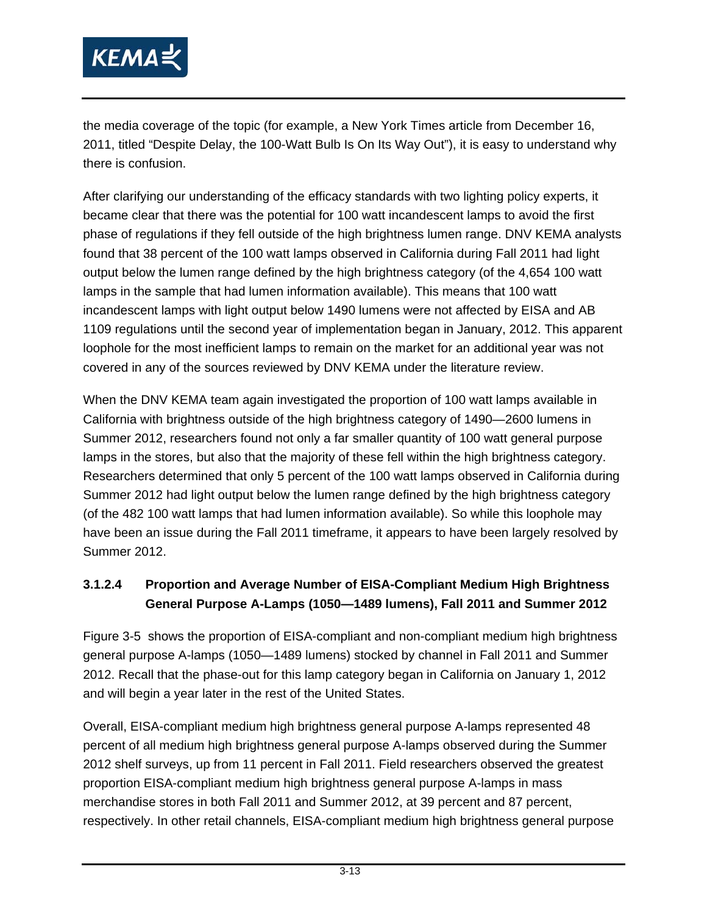the media coverage of the topic (for example, a New York Times article from December 16, 2011, titled "Despite Delay, the 100-Watt Bulb Is On Its Way Out"), it is easy to understand why there is confusion.

After clarifying our understanding of the efficacy standards with two lighting policy experts, it became clear that there was the potential for 100 watt incandescent lamps to avoid the first phase of regulations if they fell outside of the high brightness lumen range. DNV KEMA analysts found that 38 percent of the 100 watt lamps observed in California during Fall 2011 had light output below the lumen range defined by the high brightness category (of the 4,654 100 watt lamps in the sample that had lumen information available). This means that 100 watt incandescent lamps with light output below 1490 lumens were not affected by EISA and AB 1109 regulations until the second year of implementation began in January, 2012. This apparent loophole for the most inefficient lamps to remain on the market for an additional year was not covered in any of the sources reviewed by DNV KEMA under the literature review.

When the DNV KEMA team again investigated the proportion of 100 watt lamps available in California with brightness outside of the high brightness category of 1490—2600 lumens in Summer 2012, researchers found not only a far smaller quantity of 100 watt general purpose lamps in the stores, but also that the majority of these fell within the high brightness category. Researchers determined that only 5 percent of the 100 watt lamps observed in California during Summer 2012 had light output below the lumen range defined by the high brightness category (of the 482 100 watt lamps that had lumen information available). So while this loophole may have been an issue during the Fall 2011 timeframe, it appears to have been largely resolved by Summer 2012.

#### 3.1.2.4 Proportion and Average Number of EISA-Compliant Medium High Brightness General Purpose A-Lamps (1050—1489 lumens), Fall 2011 and Summer 2012

Figure 3-5 shows the proportion of EISA-compliant and non-compliant medium high brightness general purpose A-lamps (1050—1489 lumens) stocked by channel in Fall 2011 and Summer 2012. Recall that the phase-out for this lamp category began in California on January 1, 2012 and will begin a year later in the rest of the United States.

Overall, EISA-compliant medium high brightness general purpose A-lamps represented 48 percent of all medium high brightness general purpose A-lamps observed during the Summer 2012 shelf surveys, up from 11 percent in Fall 2011. Field researchers observed the greatest proportion EISA-compliant medium high brightness general purpose A-lamps in mass merchandise stores in both Fall 2011 and Summer 2012, at 39 percent and 87 percent, respectively. In other retail channels, EISA-compliant medium high brightness general purpose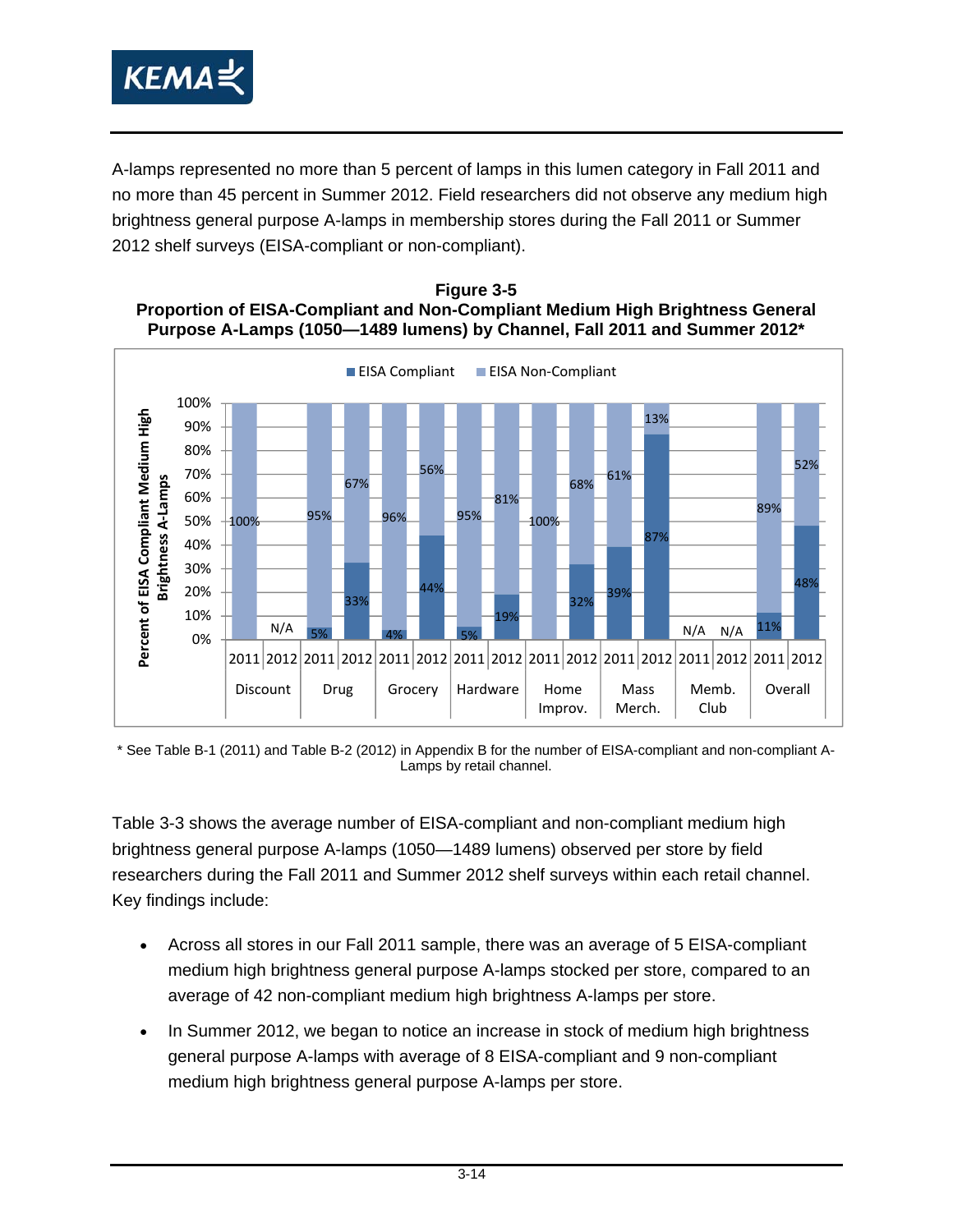A-lamps represented no more than 5 percent of lamps in this lumen category in Fall 2011 and no more than 45 percent in Summer 2012. Field researchers did not observe any medium high brightness general purpose A-lamps in membership stores during the Fall 2011 or Summer 2012 shelf surveys (EISA-compliant or non-compliant).

**Figure 3-5**
**Proportion of EISA-Compliant and Non-Compliant Medium High Brightness General Purpose A-Lamps (1050—1489 lumens) by Channel, Fall 2011 and Summer 2012***

EISA Compliant
EISA Non-Compliant

Percent of EISA Compliant Medium High Brightness A-Lamps

100%
90%
80%
70%
60%
50%
40%
30%
20%
10%
0%

100%
N/A
95%
5%
67%
33%
96%
4%
56%
44%
95%
5%
81%
19%
100%
68%
32%
61%
39%
13%
87%
N/A
N/A
89%
11%
52%
48%

2011 2012 2011 2012 2011 2012 2011 2012 2011 2012 2011 2012 2011 2012 2011 2012

Discount
Drug
Grocery
Hardware
Home Improv.
Mass Merch.
Memb. Club
Overall

\* See Table B-1 (2011) and Table B-2 (2012) in Appendix B for the number of EISA-compliant and non-compliant A-Lamps by retail channel.

Table 3-3 shows the average number of EISA-compliant and non-compliant medium high brightness general purpose A-lamps (1050—1489 lumens) observed per store by field researchers during the Fall 2011 and Summer 2012 shelf surveys within each retail channel. Key findings include:

- Across all stores in our Fall 2011 sample, there was an average of 5 EISA-compliant medium high brightness general purpose A-lamps stocked per store, compared to an average of 42 non-compliant medium high brightness A-lamps per store.
- In Summer 2012, we began to notice an increase in stock of medium high brightness general purpose A-lamps with average of 8 EISA-compliant and 9 non-compliant medium high brightness general purpose A-lamps per store.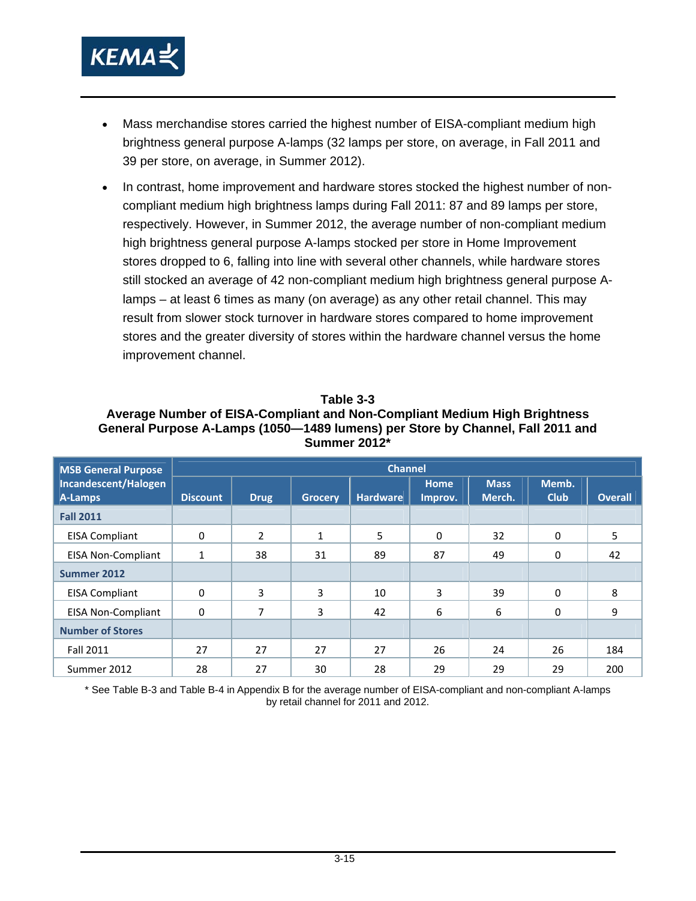- Mass merchandise stores carried the highest number of EISA-compliant medium high brightness general purpose A-lamps (32 lamps per store, on average, in Fall 2011 and 39 per store, on average, in Summer 2012).
- In contrast, home improvement and hardware stores stocked the highest number of non-compliant medium high brightness lamps during Fall 2011: 87 and 89 lamps per store, respectively. However, in Summer 2012, the average number of non-compliant medium high brightness general purpose A-lamps stocked per store in Home Improvement stores dropped to 6, falling into line with several other channels, while hardware stores still stocked an average of 42 non-compliant medium high brightness general purpose A-lamps – at least 6 times as many (on average) as any other retail channel. This may result from slower stock turnover in hardware stores compared to home improvement stores and the greater diversity of stores within the hardware channel versus the home improvement channel.

**Table 3-3**
**Average Number of EISA-Compliant and Non-Compliant Medium High Brightness General Purpose A-Lamps (1050—1489 lumens) per Store by Channel, Fall 2011 and Summer 2012***

| MSB General Purpose Incandescent/Halogen A-Lamps | Channel | | | | | | | |
|---|---|---|---|---|---|---|---|---|
| | Discount | Drug | Grocery | Hardware | Home Improv. | Mass Merch. | Memb. Club | Overall |
| **Fall 2011** | | | | | | | | |
| EISA Compliant | 0 | 2 | 1 | 5 | 0 | 32 | 0 | 5 |
| EISA Non-Compliant | 1 | 38 | 31 | 89 | 87 | 49 | 0 | 42 |
| **Summer 2012** | | | | | | | | |
| EISA Compliant | 0 | 3 | 3 | 10 | 3 | 39 | 0 | 8 |
| EISA Non-Compliant | 0 | 7 | 3 | 42 | 6 | 6 | 0 | 9 |
| **Number of Stores** | | | | | | | | |
| Fall 2011 | 27 | 27 | 27 | 27 | 26 | 24 | 26 | 184 |
| Summer 2012 | 28 | 27 | 30 | 28 | 29 | 29 | 29 | 200 |

* See Table B-3 and Table B-4 in Appendix B for the average number of EISA-compliant and non-compliant A-lamps by retail channel for 2011 and 2012.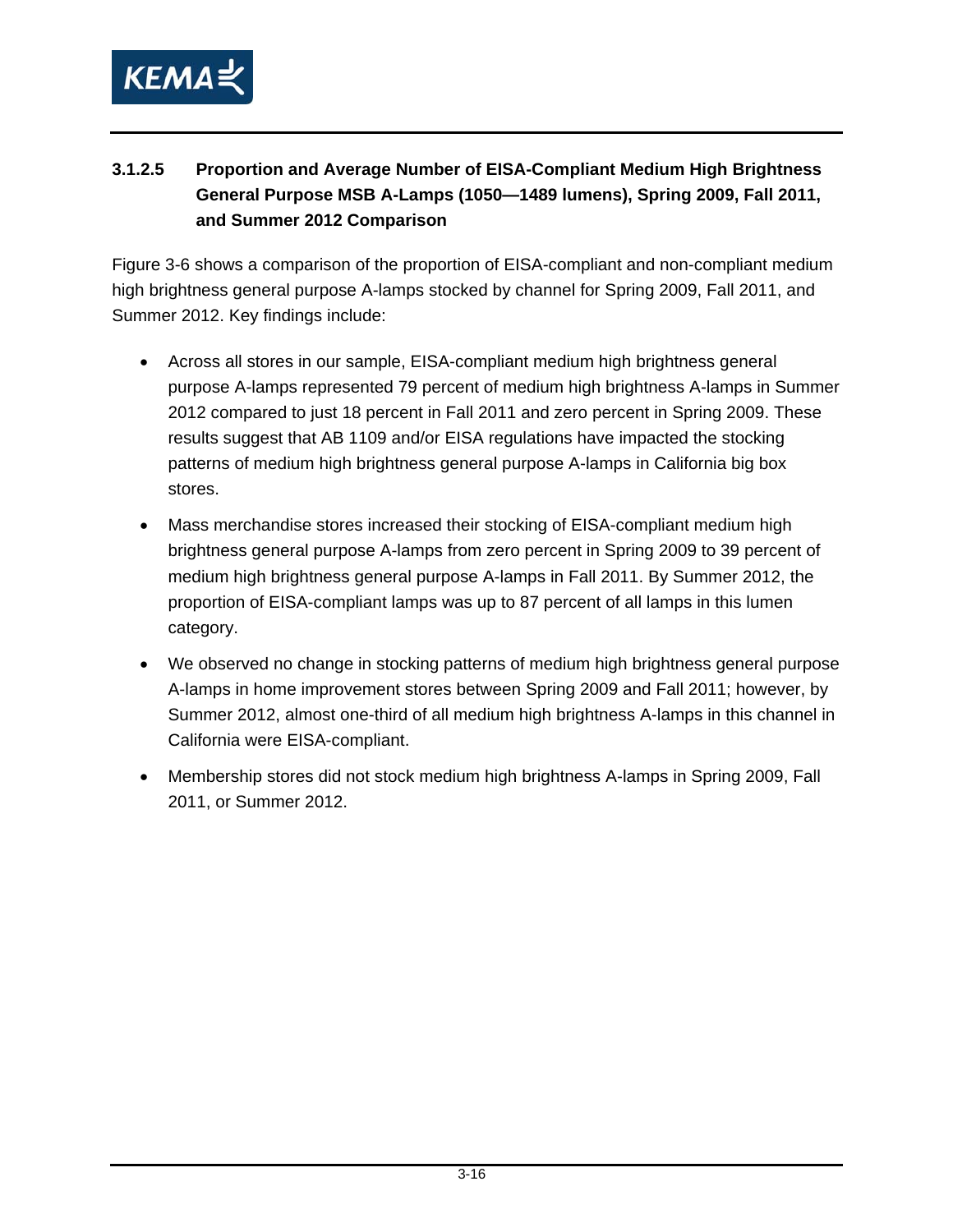#### 3.1.2.5 Proportion and Average Number of EISA-Compliant Medium High Brightness General Purpose MSB A-Lamps (1050—1489 lumens), Spring 2009, Fall 2011, and Summer 2012 Comparison

Figure 3-6 shows a comparison of the proportion of EISA-compliant and non-compliant medium high brightness general purpose A-lamps stocked by channel for Spring 2009, Fall 2011, and Summer 2012. Key findings include:

- Across all stores in our sample, EISA-compliant medium high brightness general purpose A-lamps represented 79 percent of medium high brightness A-lamps in Summer 2012 compared to just 18 percent in Fall 2011 and zero percent in Spring 2009. These results suggest that AB 1109 and/or EISA regulations have impacted the stocking patterns of medium high brightness general purpose A-lamps in California big box stores.
- Mass merchandise stores increased their stocking of EISA-compliant medium high brightness general purpose A-lamps from zero percent in Spring 2009 to 39 percent of medium high brightness general purpose A-lamps in Fall 2011. By Summer 2012, the proportion of EISA-compliant lamps was up to 87 percent of all lamps in this lumen category.
- We observed no change in stocking patterns of medium high brightness general purpose A-lamps in home improvement stores between Spring 2009 and Fall 2011; however, by Summer 2012, almost one-third of all medium high brightness A-lamps in this channel in California were EISA-compliant.
- Membership stores did not stock medium high brightness A-lamps in Spring 2009, Fall 2011, or Summer 2012.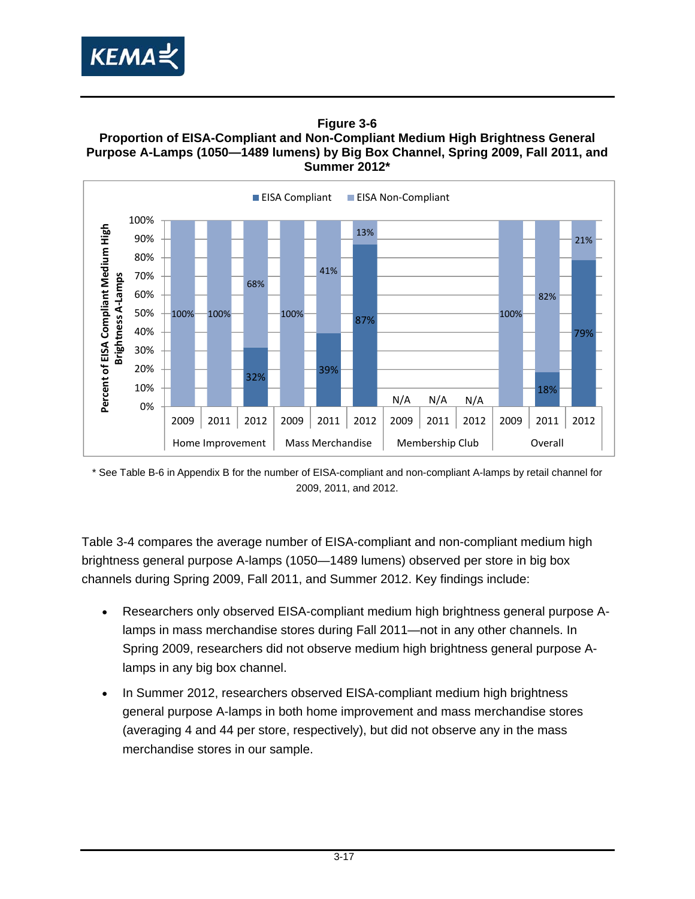**Figure 3-6**
**Proportion of EISA-Compliant and Non-Compliant Medium High Brightness General Purpose A-Lamps (1050—1489 lumens) by Big Box Channel, Spring 2009, Fall 2011, and Summer 2012***

EISA Compliant
EISA Non-Compliant

Percent of EISA Compliant Medium High Brightness A-Lamps

100%
90%
80%
70%
60%
50%
40%
30%
20%
10%
0%

Home Improvement: 2009 100%; 2011 100%; 2012 68%, 32%
Mass Merchandise: 2009 100%; 2011 41%, 39%; 2012 13%, 87%
Membership Club: 2009 N/A; 2011 N/A; 2012 N/A
Overall: 2009 100%; 2011 82%, 18%; 2012 21%, 79%

\* See Table B-6 in Appendix B for the number of EISA-compliant and non-compliant A-lamps by retail channel for 2009, 2011, and 2012.

Table 3-4 compares the average number of EISA-compliant and non-compliant medium high brightness general purpose A-lamps (1050—1489 lumens) observed per store in big box channels during Spring 2009, Fall 2011, and Summer 2012. Key findings include:

- Researchers only observed EISA-compliant medium high brightness general purpose A-lamps in mass merchandise stores during Fall 2011—not in any other channels. In Spring 2009, researchers did not observe medium high brightness general purpose A-lamps in any big box channel.
- In Summer 2012, researchers observed EISA-compliant medium high brightness general purpose A-lamps in both home improvement and mass merchandise stores (averaging 4 and 44 per store, respectively), but did not observe any in the mass merchandise stores in our sample.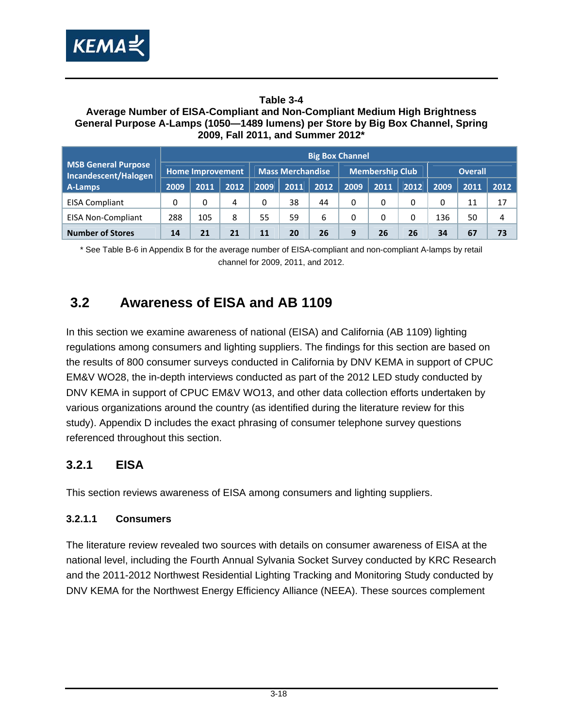**Table 3-4**
**Average Number of EISA-Compliant and Non-Compliant Medium High Brightness General Purpose A-Lamps (1050—1489 lumens) per Store by Big Box Channel, Spring 2009, Fall 2011, and Summer 2012***

| MSB General Purpose Incandescent/Halogen A-Lamps | Big Box Channel | | | | | | | | | | | |
|---|---|---|---|---|---|---|---|---|---|---|---|---|
| | Home Improvement | | | Mass Merchandise | | | Membership Club | | | Overall | | |
| | 2009 | 2011 | 2012 | 2009 | 2011 | 2012 | 2009 | 2011 | 2012 | 2009 | 2011 | 2012 |
| EISA Compliant | 0 | 0 | 4 | 0 | 38 | 44 | 0 | 0 | 0 | 0 | 11 | 17 |
| EISA Non-Compliant | 288 | 105 | 8 | 55 | 59 | 6 | 0 | 0 | 0 | 136 | 50 | 4 |
| **Number of Stores** | **14** | **21** | **21** | **11** | **20** | **26** | **9** | **26** | **26** | **34** | **67** | **73** |

* See Table B-6 in Appendix B for the average number of EISA-compliant and non-compliant A-lamps by retail channel for 2009, 2011, and 2012.

## 3.2 Awareness of EISA and AB 1109

In this section we examine awareness of national (EISA) and California (AB 1109) lighting regulations among consumers and lighting suppliers. The findings for this section are based on the results of 800 consumer surveys conducted in California by DNV KEMA in support of CPUC EM&V WO28, the in-depth interviews conducted as part of the 2012 LED study conducted by DNV KEMA in support of CPUC EM&V WO13, and other data collection efforts undertaken by various organizations around the country (as identified during the literature review for this study). Appendix D includes the exact phrasing of consumer telephone survey questions referenced throughout this section.

### 3.2.1 EISA

This section reviews awareness of EISA among consumers and lighting suppliers.

#### 3.2.1.1 Consumers

The literature review revealed two sources with details on consumer awareness of EISA at the national level, including the Fourth Annual Sylvania Socket Survey conducted by KRC Research and the 2011-2012 Northwest Residential Lighting Tracking and Monitoring Study conducted by DNV KEMA for the Northwest Energy Efficiency Alliance (NEEA). These sources complement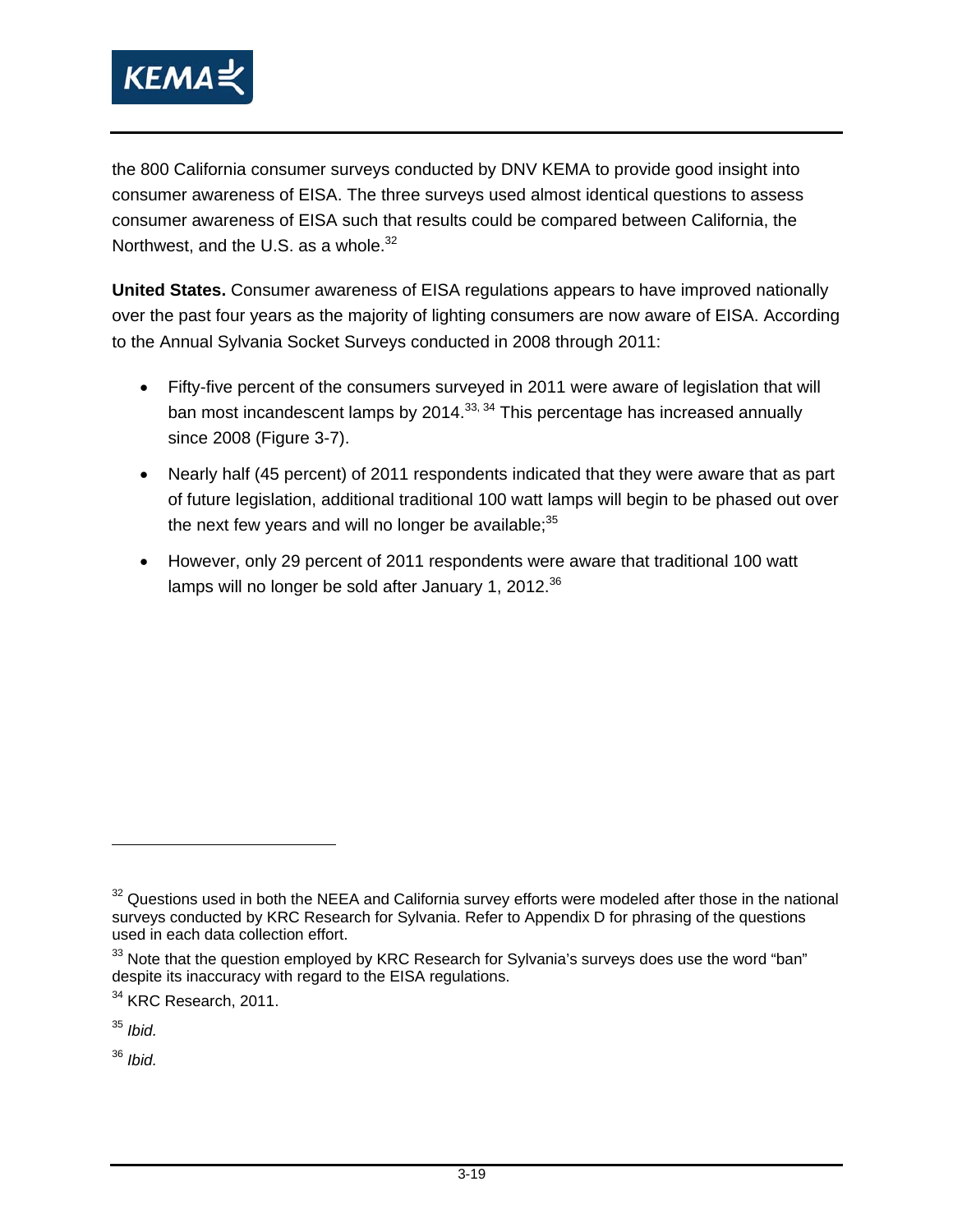the 800 California consumer surveys conducted by DNV KEMA to provide good insight into consumer awareness of EISA. The three surveys used almost identical questions to assess consumer awareness of EISA such that results could be compared between California, the Northwest, and the U.S. as a whole.[32]

**United States.** Consumer awareness of EISA regulations appears to have improved nationally over the past four years as the majority of lighting consumers are now aware of EISA. According to the Annual Sylvania Socket Surveys conducted in 2008 through 2011:

- Fifty-five percent of the consumers surveyed in 2011 were aware of legislation that will ban most incandescent lamps by 2014.[33, 34] This percentage has increased annually since 2008 (Figure 3-7).
- Nearly half (45 percent) of 2011 respondents indicated that they were aware that as part of future legislation, additional traditional 100 watt lamps will begin to be phased out over the next few years and will no longer be available;[35]
- However, only 29 percent of 2011 respondents were aware that traditional 100 watt lamps will no longer be sold after January 1, 2012.[36]

---

[32] Questions used in both the NEEA and California survey efforts were modeled after those in the national surveys conducted by KRC Research for Sylvania. Refer to Appendix D for phrasing of the questions used in each data collection effort.

[33] Note that the question employed by KRC Research for Sylvania's surveys does use the word "ban" despite its inaccuracy with regard to the EISA regulations.

[34] KRC Research, 2011.

[35] *Ibid.*

[36] *Ibid.*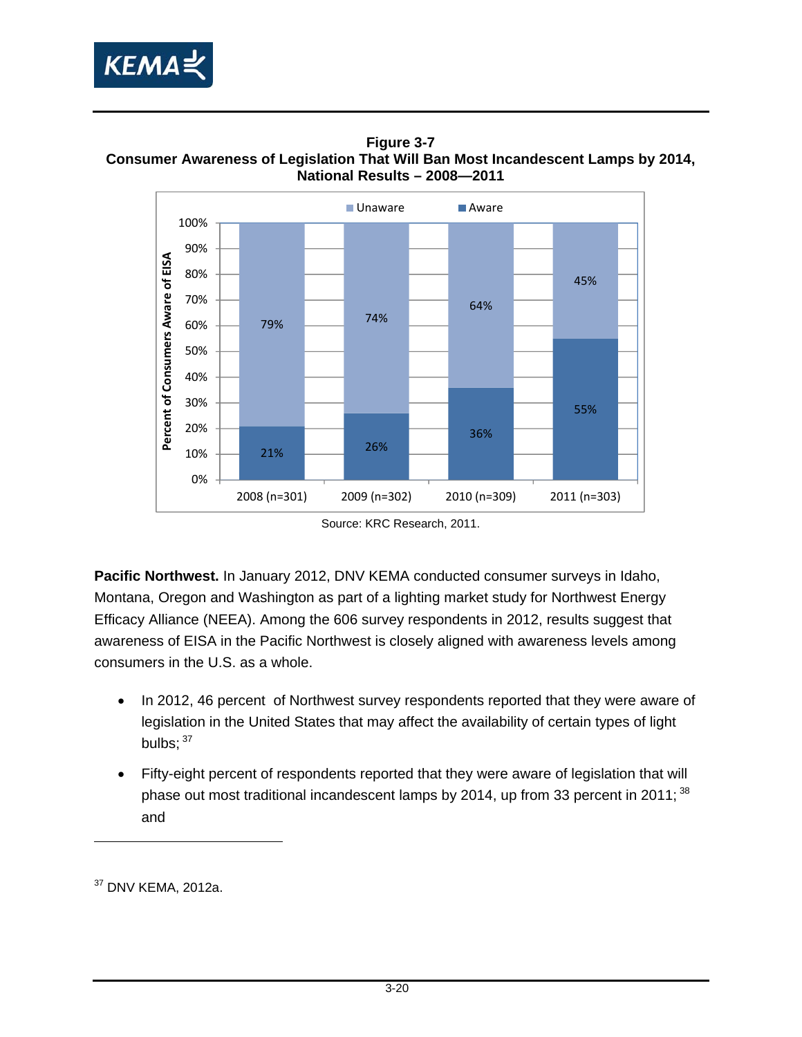**Figure 3-7**
**Consumer Awareness of Legislation That Will Ban Most Incandescent Lamps by 2014, National Results – 2008—2011**

Unaware
Aware

Percent of Consumers Aware of EISA

100%
90%
80%
70%
60%
50%
40%
30%
20%
10%
0%

79%
21%
74%
26%
64%
36%
45%
55%

2008 (n=301)
2009 (n=302)
2010 (n=309)
2011 (n=303)

Source: KRC Research, 2011.

**Pacific Northwest.** In January 2012, DNV KEMA conducted consumer surveys in Idaho, Montana, Oregon and Washington as part of a lighting market study for Northwest Energy Efficacy Alliance (NEEA). Among the 606 survey respondents in 2012, results suggest that awareness of EISA in the Pacific Northwest is closely aligned with awareness levels among consumers in the U.S. as a whole.

- In 2012, 46 percent of Northwest survey respondents reported that they were aware of legislation in the United States that may affect the availability of certain types of light bulbs; [37]
- Fifty-eight percent of respondents reported that they were aware of legislation that will phase out most traditional incandescent lamps by 2014, up from 33 percent in 2011; [38] and

[37] DNV KEMA, 2012a.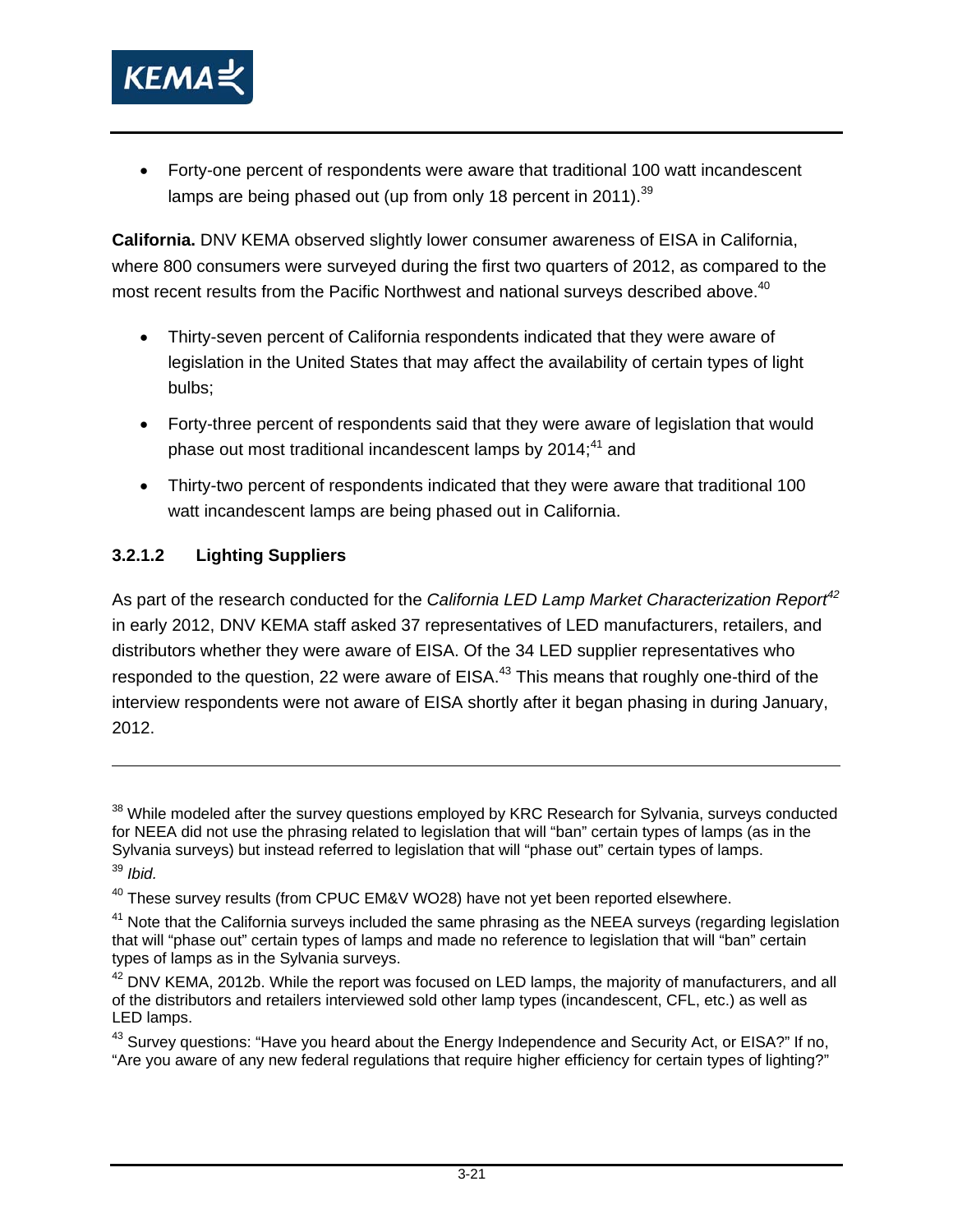- Forty-one percent of respondents were aware that traditional 100 watt incandescent lamps are being phased out (up from only 18 percent in 2011).[39]

**California.** DNV KEMA observed slightly lower consumer awareness of EISA in California, where 800 consumers were surveyed during the first two quarters of 2012, as compared to the most recent results from the Pacific Northwest and national surveys described above.[40]

- Thirty-seven percent of California respondents indicated that they were aware of legislation in the United States that may affect the availability of certain types of light bulbs;
- Forty-three percent of respondents said that they were aware of legislation that would phase out most traditional incandescent lamps by 2014;[41] and
- Thirty-two percent of respondents indicated that they were aware that traditional 100 watt incandescent lamps are being phased out in California.

#### 3.2.1.2 Lighting Suppliers

As part of the research conducted for the *California LED Lamp Market Characterization Report*[42] in early 2012, DNV KEMA staff asked 37 representatives of LED manufacturers, retailers, and distributors whether they were aware of EISA. Of the 34 LED supplier representatives who responded to the question, 22 were aware of EISA.[43] This means that roughly one-third of the interview respondents were not aware of EISA shortly after it began phasing in during January, 2012.

---

[38] While modeled after the survey questions employed by KRC Research for Sylvania, surveys conducted for NEEA did not use the phrasing related to legislation that will "ban" certain types of lamps (as in the Sylvania surveys) but instead referred to legislation that will "phase out" certain types of lamps.

[39] *Ibid.*

[40] These survey results (from CPUC EM&V WO28) have not yet been reported elsewhere.

[41] Note that the California surveys included the same phrasing as the NEEA surveys (regarding legislation that will "phase out" certain types of lamps and made no reference to legislation that will "ban" certain types of lamps as in the Sylvania surveys.

[42] DNV KEMA, 2012b. While the report was focused on LED lamps, the majority of manufacturers, and all of the distributors and retailers interviewed sold other lamp types (incandescent, CFL, etc.) as well as LED lamps.

[43] Survey questions: "Have you heard about the Energy Independence and Security Act, or EISA?" If no, "Are you aware of any new federal regulations that require higher efficiency for certain types of lighting?"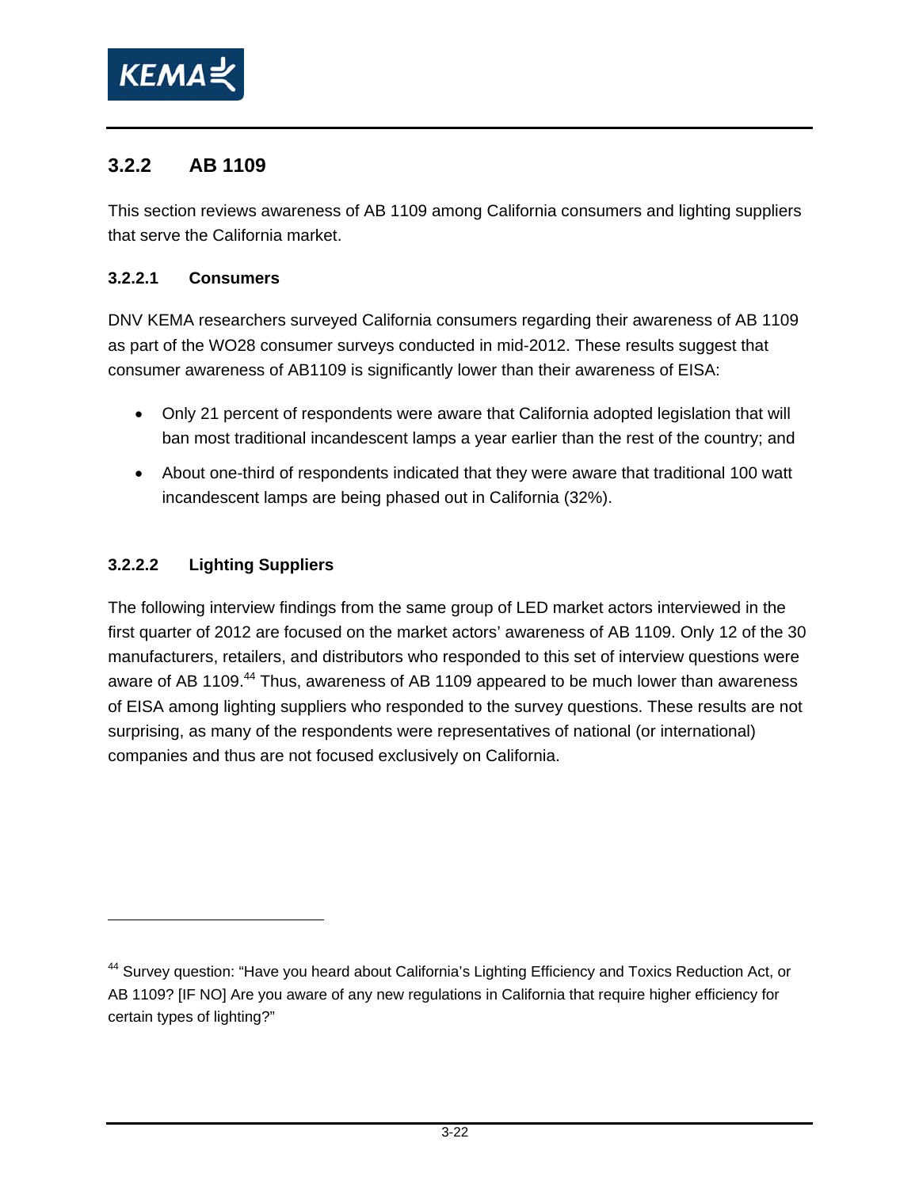### 3.2.2 AB 1109

This section reviews awareness of AB 1109 among California consumers and lighting suppliers that serve the California market.

#### 3.2.2.1 Consumers

DNV KEMA researchers surveyed California consumers regarding their awareness of AB 1109 as part of the WO28 consumer surveys conducted in mid-2012. These results suggest that consumer awareness of AB1109 is significantly lower than their awareness of EISA:

- Only 21 percent of respondents were aware that California adopted legislation that will ban most traditional incandescent lamps a year earlier than the rest of the country; and
- About one-third of respondents indicated that they were aware that traditional 100 watt incandescent lamps are being phased out in California (32%).

#### 3.2.2.2 Lighting Suppliers

The following interview findings from the same group of LED market actors interviewed in the first quarter of 2012 are focused on the market actors' awareness of AB 1109. Only 12 of the 30 manufacturers, retailers, and distributors who responded to this set of interview questions were aware of AB 1109.[44] Thus, awareness of AB 1109 appeared to be much lower than awareness of EISA among lighting suppliers who responded to the survey questions. These results are not surprising, as many of the respondents were representatives of national (or international) companies and thus are not focused exclusively on California.

---

[44] Survey question: "Have you heard about California's Lighting Efficiency and Toxics Reduction Act, or AB 1109? [IF NO] Are you aware of any new regulations in California that require higher efficiency for certain types of lighting?"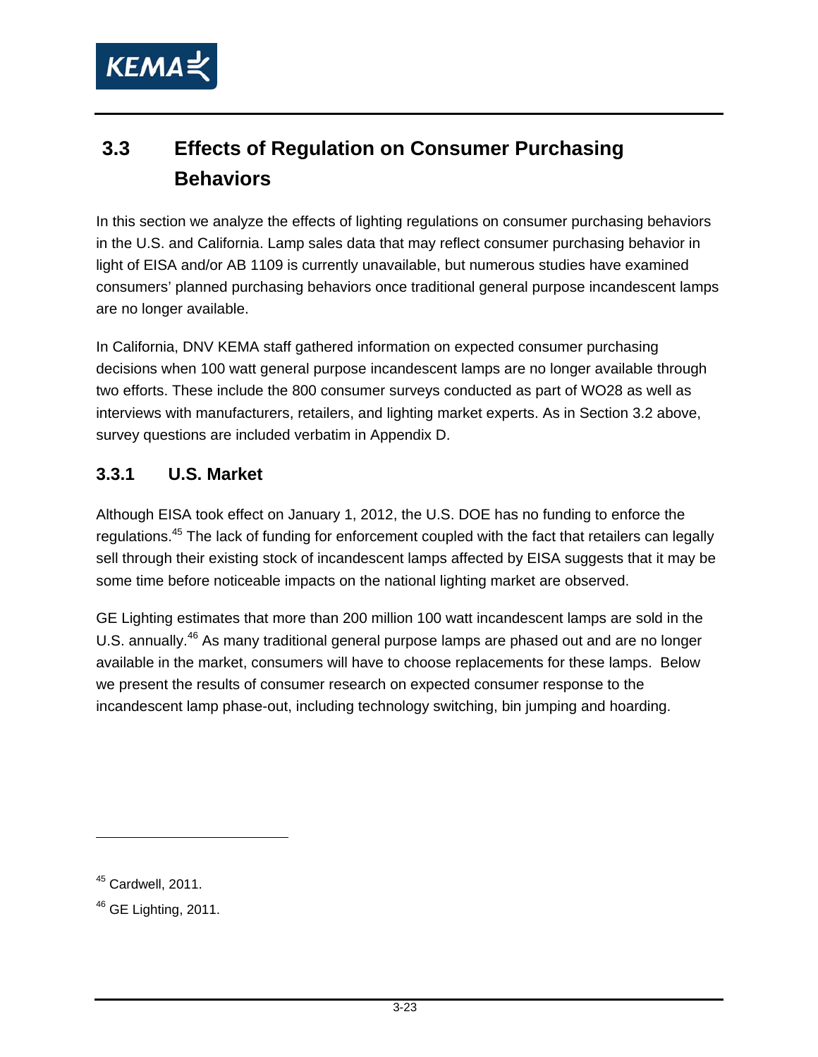## 3.3 Effects of Regulation on Consumer Purchasing Behaviors

In this section we analyze the effects of lighting regulations on consumer purchasing behaviors in the U.S. and California. Lamp sales data that may reflect consumer purchasing behavior in light of EISA and/or AB 1109 is currently unavailable, but numerous studies have examined consumers' planned purchasing behaviors once traditional general purpose incandescent lamps are no longer available.

In California, DNV KEMA staff gathered information on expected consumer purchasing decisions when 100 watt general purpose incandescent lamps are no longer available through two efforts. These include the 800 consumer surveys conducted as part of WO28 as well as interviews with manufacturers, retailers, and lighting market experts. As in Section 3.2 above, survey questions are included verbatim in Appendix D.

### 3.3.1 U.S. Market

Although EISA took effect on January 1, 2012, the U.S. DOE has no funding to enforce the regulations.[45] The lack of funding for enforcement coupled with the fact that retailers can legally sell through their existing stock of incandescent lamps affected by EISA suggests that it may be some time before noticeable impacts on the national lighting market are observed.

GE Lighting estimates that more than 200 million 100 watt incandescent lamps are sold in the U.S. annually.[46] As many traditional general purpose lamps are phased out and are no longer available in the market, consumers will have to choose replacements for these lamps. Below we present the results of consumer research on expected consumer response to the incandescent lamp phase-out, including technology switching, bin jumping and hoarding.

---

[45] Cardwell, 2011.

[46] GE Lighting, 2011.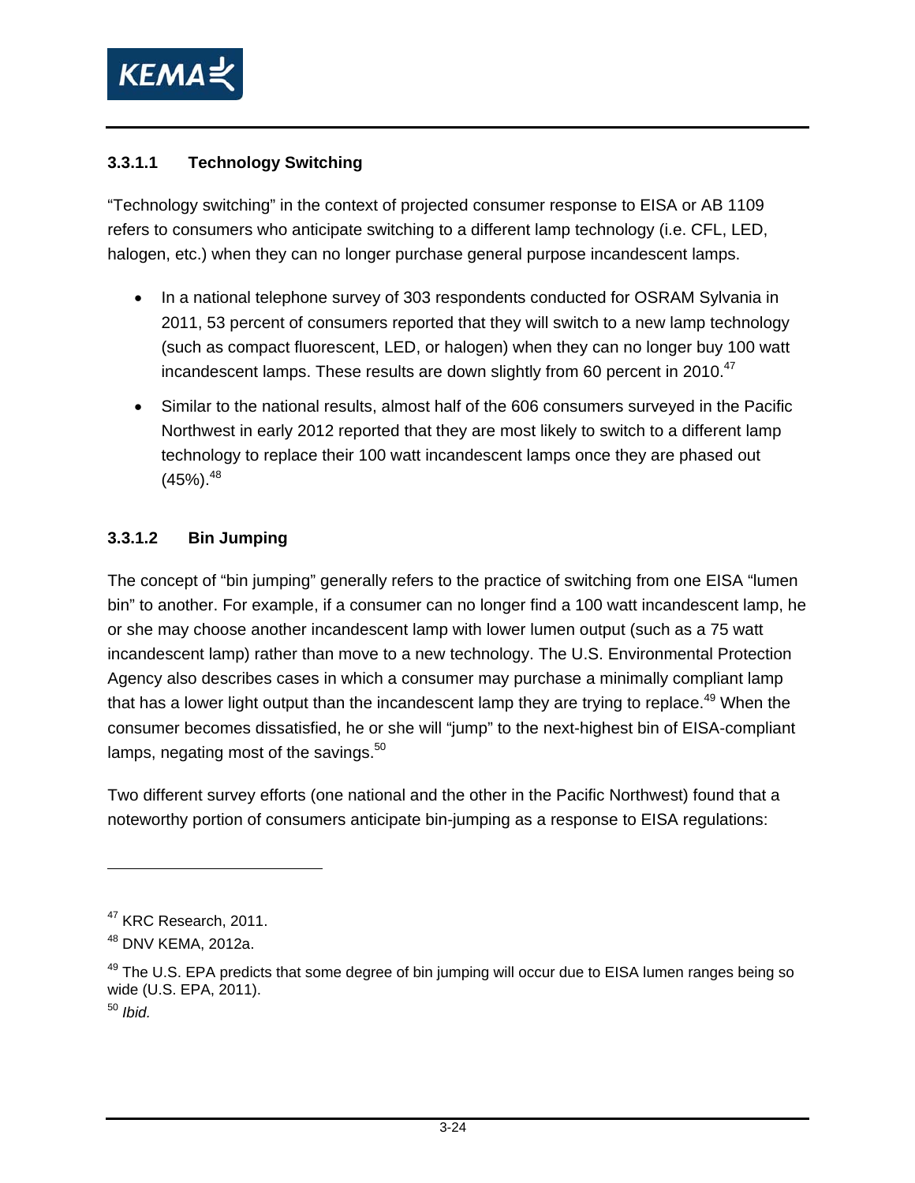#### 3.3.1.1 Technology Switching

"Technology switching" in the context of projected consumer response to EISA or AB 1109 refers to consumers who anticipate switching to a different lamp technology (i.e. CFL, LED, halogen, etc.) when they can no longer purchase general purpose incandescent lamps.

- In a national telephone survey of 303 respondents conducted for OSRAM Sylvania in 2011, 53 percent of consumers reported that they will switch to a new lamp technology (such as compact fluorescent, LED, or halogen) when they can no longer buy 100 watt incandescent lamps. These results are down slightly from 60 percent in 2010.[47]
- Similar to the national results, almost half of the 606 consumers surveyed in the Pacific Northwest in early 2012 reported that they are most likely to switch to a different lamp technology to replace their 100 watt incandescent lamps once they are phased out (45%).[48]

#### 3.3.1.2 Bin Jumping

The concept of "bin jumping" generally refers to the practice of switching from one EISA "lumen bin" to another. For example, if a consumer can no longer find a 100 watt incandescent lamp, he or she may choose another incandescent lamp with lower lumen output (such as a 75 watt incandescent lamp) rather than move to a new technology. The U.S. Environmental Protection Agency also describes cases in which a consumer may purchase a minimally compliant lamp that has a lower light output than the incandescent lamp they are trying to replace.[49] When the consumer becomes dissatisfied, he or she will "jump" to the next-highest bin of EISA-compliant lamps, negating most of the savings.[50]

Two different survey efforts (one national and the other in the Pacific Northwest) found that a noteworthy portion of consumers anticipate bin-jumping as a response to EISA regulations:

---

[47] KRC Research, 2011.

[48] DNV KEMA, 2012a.

[49] The U.S. EPA predicts that some degree of bin jumping will occur due to EISA lumen ranges being so wide (U.S. EPA, 2011).

[50] *Ibid.*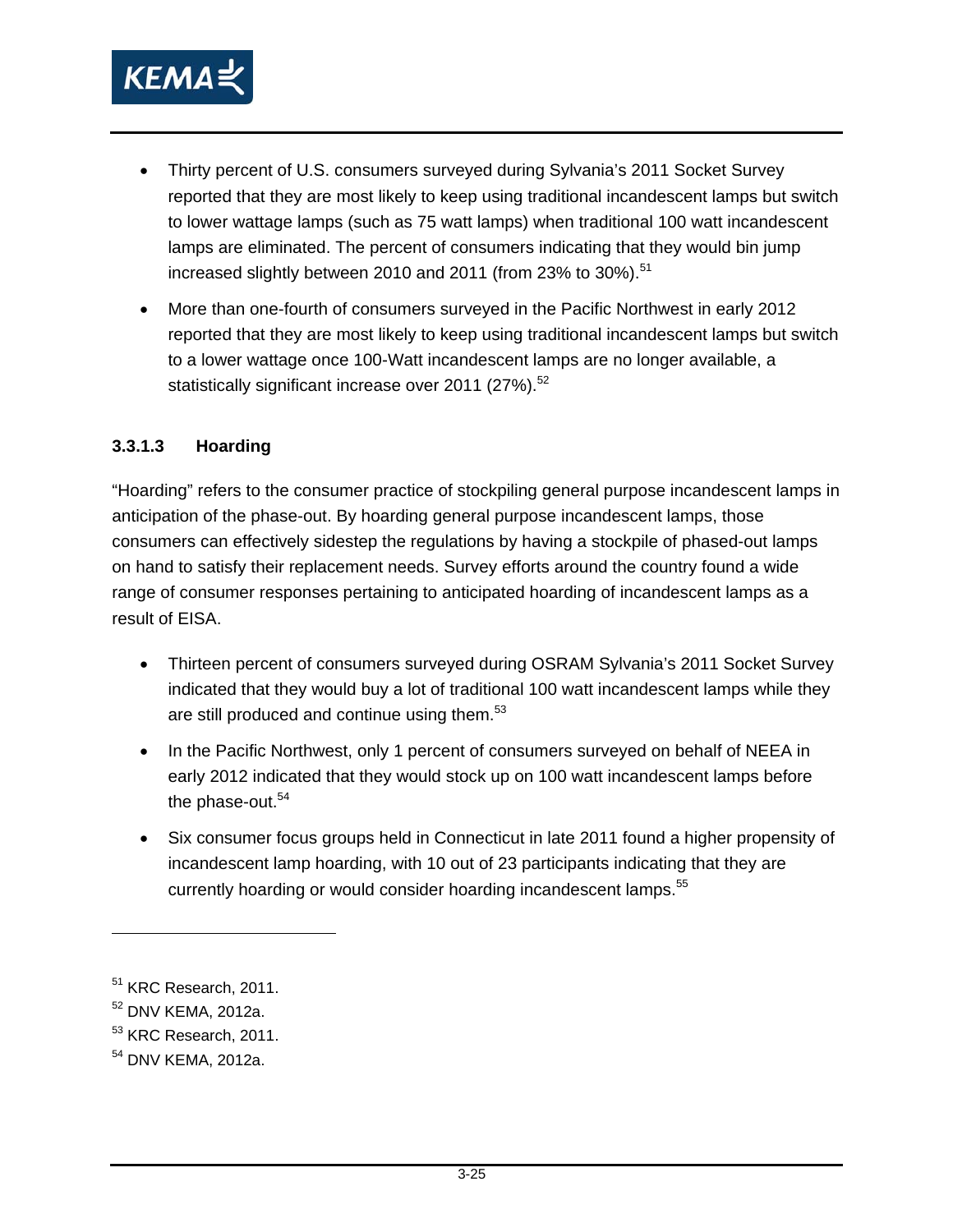- Thirty percent of U.S. consumers surveyed during Sylvania's 2011 Socket Survey reported that they are most likely to keep using traditional incandescent lamps but switch to lower wattage lamps (such as 75 watt lamps) when traditional 100 watt incandescent lamps are eliminated. The percent of consumers indicating that they would bin jump increased slightly between 2010 and 2011 (from 23% to 30%).[51]
- More than one-fourth of consumers surveyed in the Pacific Northwest in early 2012 reported that they are most likely to keep using traditional incandescent lamps but switch to a lower wattage once 100-Watt incandescent lamps are no longer available, a statistically significant increase over 2011 (27%).[52]

#### 3.3.1.3 Hoarding

"Hoarding" refers to the consumer practice of stockpiling general purpose incandescent lamps in anticipation of the phase-out. By hoarding general purpose incandescent lamps, those consumers can effectively sidestep the regulations by having a stockpile of phased-out lamps on hand to satisfy their replacement needs. Survey efforts around the country found a wide range of consumer responses pertaining to anticipated hoarding of incandescent lamps as a result of EISA.

- Thirteen percent of consumers surveyed during OSRAM Sylvania's 2011 Socket Survey indicated that they would buy a lot of traditional 100 watt incandescent lamps while they are still produced and continue using them.[53]
- In the Pacific Northwest, only 1 percent of consumers surveyed on behalf of NEEA in early 2012 indicated that they would stock up on 100 watt incandescent lamps before the phase-out.[54]
- Six consumer focus groups held in Connecticut in late 2011 found a higher propensity of incandescent lamp hoarding, with 10 out of 23 participants indicating that they are currently hoarding or would consider hoarding incandescent lamps.[55]

---

[51] KRC Research, 2011.

[52] DNV KEMA, 2012a.

[53] KRC Research, 2011.

[54] DNV KEMA, 2012a.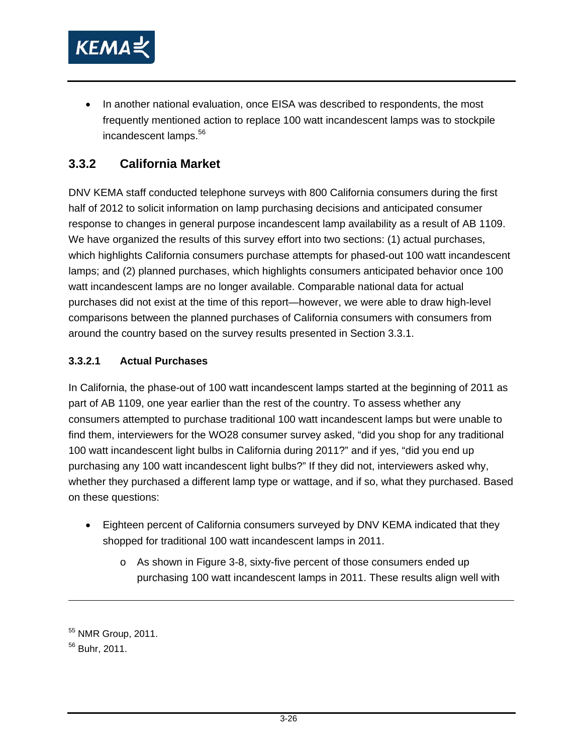- In another national evaluation, once EISA was described to respondents, the most frequently mentioned action to replace 100 watt incandescent lamps was to stockpile incandescent lamps.[56]

### 3.3.2 California Market

DNV KEMA staff conducted telephone surveys with 800 California consumers during the first half of 2012 to solicit information on lamp purchasing decisions and anticipated consumer response to changes in general purpose incandescent lamp availability as a result of AB 1109. We have organized the results of this survey effort into two sections: (1) actual purchases, which highlights California consumers purchase attempts for phased-out 100 watt incandescent lamps; and (2) planned purchases, which highlights consumers anticipated behavior once 100 watt incandescent lamps are no longer available. Comparable national data for actual purchases did not exist at the time of this report—however, we were able to draw high-level comparisons between the planned purchases of California consumers with consumers from around the country based on the survey results presented in Section 3.3.1.

#### 3.3.2.1 Actual Purchases

In California, the phase-out of 100 watt incandescent lamps started at the beginning of 2011 as part of AB 1109, one year earlier than the rest of the country. To assess whether any consumers attempted to purchase traditional 100 watt incandescent lamps but were unable to find them, interviewers for the WO28 consumer survey asked, "did you shop for any traditional 100 watt incandescent light bulbs in California during 2011?" and if yes, "did you end up purchasing any 100 watt incandescent light bulbs?" If they did not, interviewers asked why, whether they purchased a different lamp type or wattage, and if so, what they purchased. Based on these questions:

- Eighteen percent of California consumers surveyed by DNV KEMA indicated that they shopped for traditional 100 watt incandescent lamps in 2011.
    - As shown in Figure 3-8, sixty-five percent of those consumers ended up purchasing 100 watt incandescent lamps in 2011. These results align well with

[55] NMR Group, 2011.

[56] Buhr, 2011.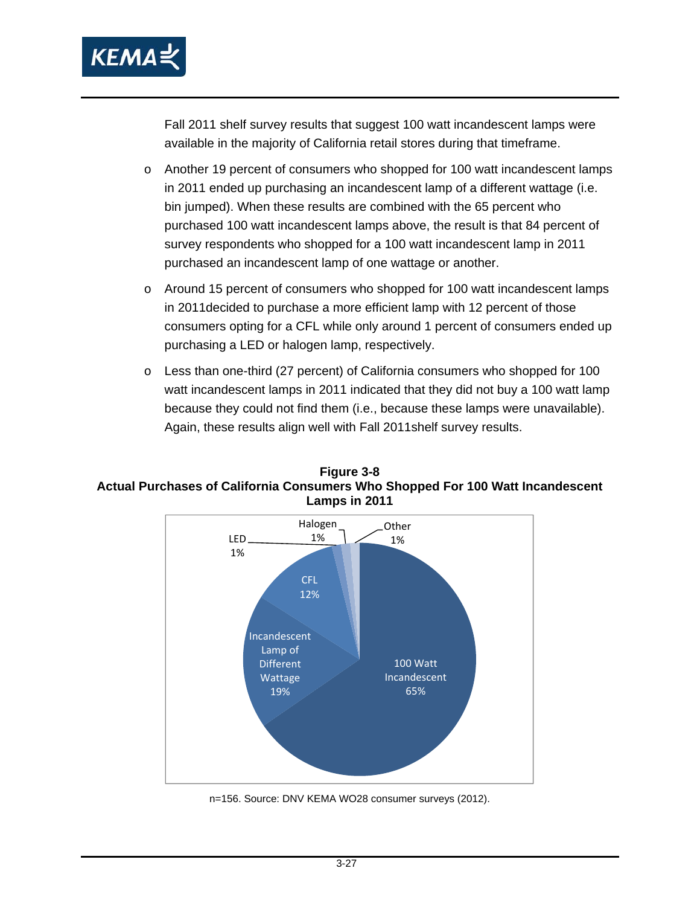Fall 2011 shelf survey results that suggest 100 watt incandescent lamps were available in the majority of California retail stores during that timeframe.

- Another 19 percent of consumers who shopped for 100 watt incandescent lamps in 2011 ended up purchasing an incandescent lamp of a different wattage (i.e. bin jumped). When these results are combined with the 65 percent who purchased 100 watt incandescent lamps above, the result is that 84 percent of survey respondents who shopped for a 100 watt incandescent lamp in 2011 purchased an incandescent lamp of one wattage or another.
- Around 15 percent of consumers who shopped for 100 watt incandescent lamps in 2011decided to purchase a more efficient lamp with 12 percent of those consumers opting for a CFL while only around 1 percent of consumers ended up purchasing a LED or halogen lamp, respectively.
- Less than one-third (27 percent) of California consumers who shopped for 100 watt incandescent lamps in 2011 indicated that they did not buy a 100 watt lamp because they could not find them (i.e., because these lamps were unavailable). Again, these results align well with Fall 2011shelf survey results.

**Figure 3-8**
**Actual Purchases of California Consumers Who Shopped For 100 Watt Incandescent Lamps in 2011**

Halogen 1%
Other 1%
LED 1%
CFL 12%
Incandescent Lamp of Different Wattage 19%
100 Watt Incandescent 65%

n=156. Source: DNV KEMA WO28 consumer surveys (2012).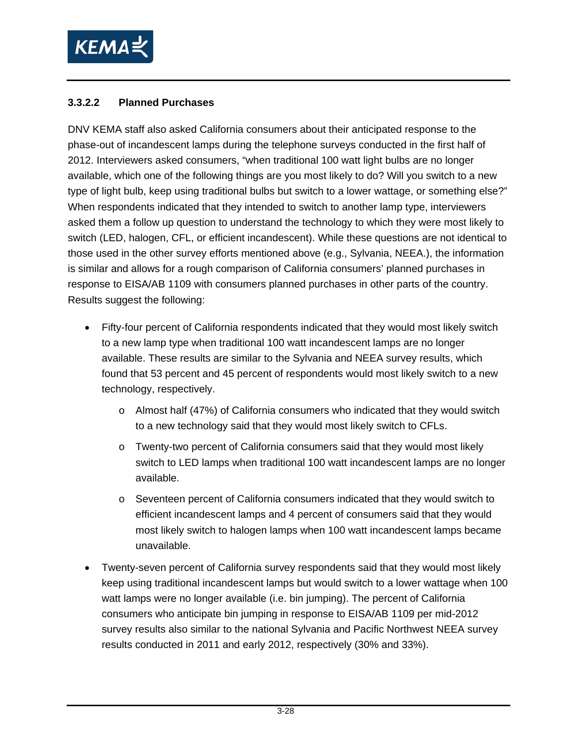#### 3.3.2.2 Planned Purchases

DNV KEMA staff also asked California consumers about their anticipated response to the phase-out of incandescent lamps during the telephone surveys conducted in the first half of 2012. Interviewers asked consumers, "when traditional 100 watt light bulbs are no longer available, which one of the following things are you most likely to do? Will you switch to a new type of light bulb, keep using traditional bulbs but switch to a lower wattage, or something else?" When respondents indicated that they intended to switch to another lamp type, interviewers asked them a follow up question to understand the technology to which they were most likely to switch (LED, halogen, CFL, or efficient incandescent). While these questions are not identical to those used in the other survey efforts mentioned above (e.g., Sylvania, NEEA.), the information is similar and allows for a rough comparison of California consumers' planned purchases in response to EISA/AB 1109 with consumers planned purchases in other parts of the country. Results suggest the following:

- Fifty-four percent of California respondents indicated that they would most likely switch to a new lamp type when traditional 100 watt incandescent lamps are no longer available. These results are similar to the Sylvania and NEEA survey results, which found that 53 percent and 45 percent of respondents would most likely switch to a new technology, respectively.
    - Almost half (47%) of California consumers who indicated that they would switch to a new technology said that they would most likely switch to CFLs.
    - Twenty-two percent of California consumers said that they would most likely switch to LED lamps when traditional 100 watt incandescent lamps are no longer available.
    - Seventeen percent of California consumers indicated that they would switch to efficient incandescent lamps and 4 percent of consumers said that they would most likely switch to halogen lamps when 100 watt incandescent lamps became unavailable.
- Twenty-seven percent of California survey respondents said that they would most likely keep using traditional incandescent lamps but would switch to a lower wattage when 100 watt lamps were no longer available (i.e. bin jumping). The percent of California consumers who anticipate bin jumping in response to EISA/AB 1109 per mid-2012 survey results also similar to the national Sylvania and Pacific Northwest NEEA survey results conducted in 2011 and early 2012, respectively (30% and 33%).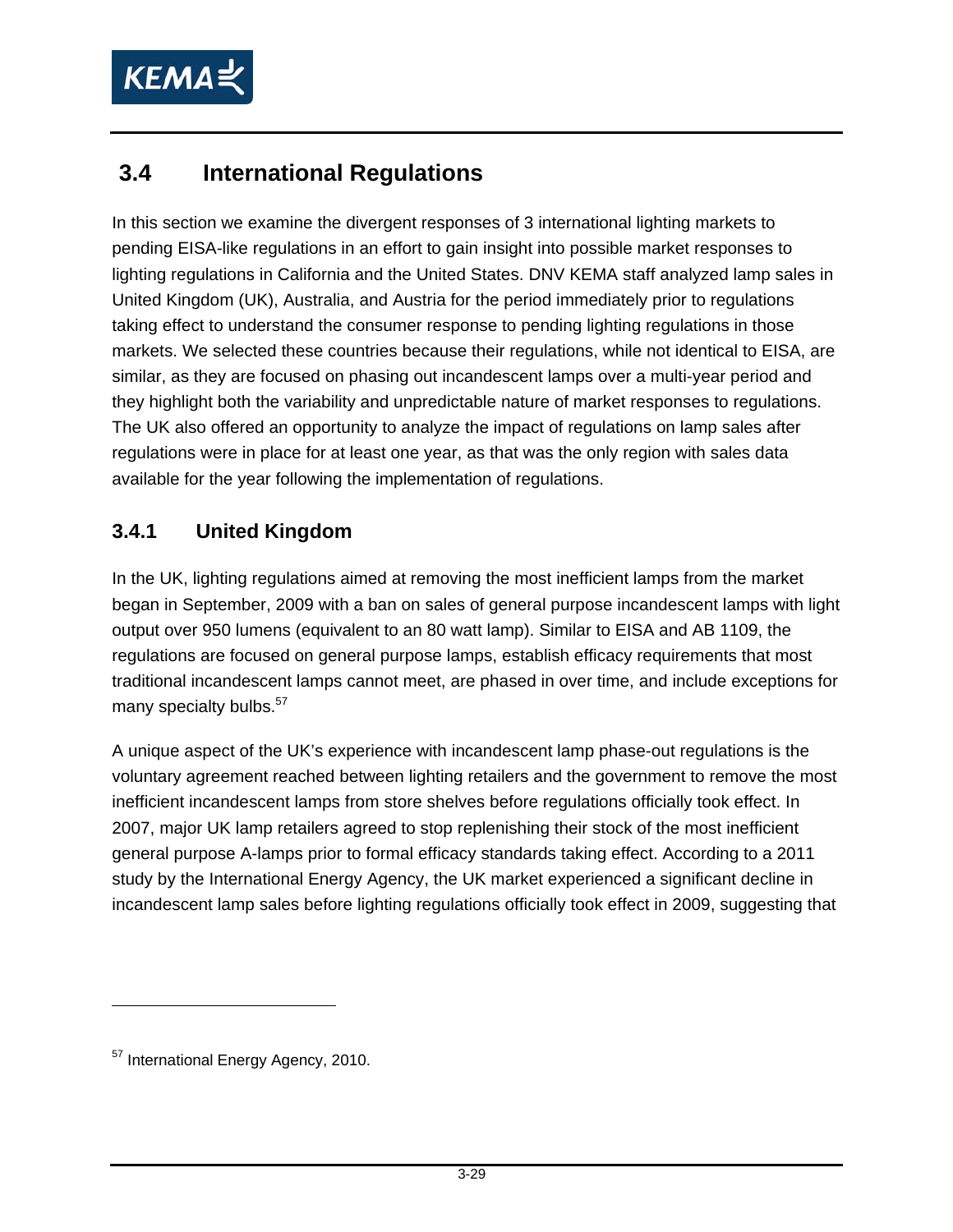## 3.4 International Regulations

In this section we examine the divergent responses of 3 international lighting markets to pending EISA-like regulations in an effort to gain insight into possible market responses to lighting regulations in California and the United States. DNV KEMA staff analyzed lamp sales in United Kingdom (UK), Australia, and Austria for the period immediately prior to regulations taking effect to understand the consumer response to pending lighting regulations in those markets. We selected these countries because their regulations, while not identical to EISA, are similar, as they are focused on phasing out incandescent lamps over a multi-year period and they highlight both the variability and unpredictable nature of market responses to regulations. The UK also offered an opportunity to analyze the impact of regulations on lamp sales after regulations were in place for at least one year, as that was the only region with sales data available for the year following the implementation of regulations.

### 3.4.1 United Kingdom

In the UK, lighting regulations aimed at removing the most inefficient lamps from the market began in September, 2009 with a ban on sales of general purpose incandescent lamps with light output over 950 lumens (equivalent to an 80 watt lamp). Similar to EISA and AB 1109, the regulations are focused on general purpose lamps, establish efficacy requirements that most traditional incandescent lamps cannot meet, are phased in over time, and include exceptions for many specialty bulbs.[57]

A unique aspect of the UK's experience with incandescent lamp phase-out regulations is the voluntary agreement reached between lighting retailers and the government to remove the most inefficient incandescent lamps from store shelves before regulations officially took effect. In 2007, major UK lamp retailers agreed to stop replenishing their stock of the most inefficient general purpose A-lamps prior to formal efficacy standards taking effect. According to a 2011 study by the International Energy Agency, the UK market experienced a significant decline in incandescent lamp sales before lighting regulations officially took effect in 2009, suggesting that

[57] International Energy Agency, 2010.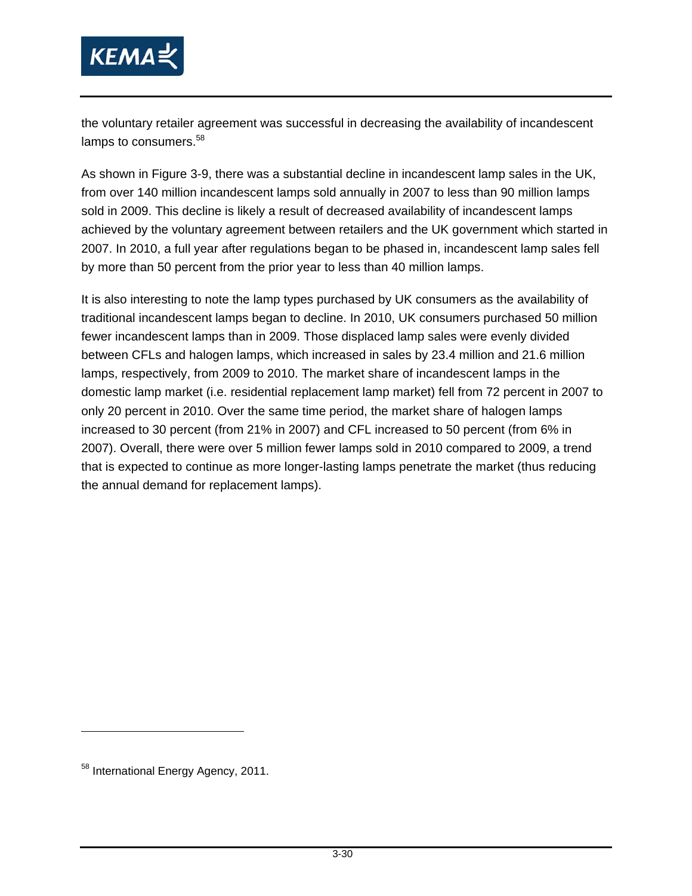the voluntary retailer agreement was successful in decreasing the availability of incandescent lamps to consumers.[58]

As shown in Figure 3-9, there was a substantial decline in incandescent lamp sales in the UK, from over 140 million incandescent lamps sold annually in 2007 to less than 90 million lamps sold in 2009. This decline is likely a result of decreased availability of incandescent lamps achieved by the voluntary agreement between retailers and the UK government which started in 2007. In 2010, a full year after regulations began to be phased in, incandescent lamp sales fell by more than 50 percent from the prior year to less than 40 million lamps.

It is also interesting to note the lamp types purchased by UK consumers as the availability of traditional incandescent lamps began to decline. In 2010, UK consumers purchased 50 million fewer incandescent lamps than in 2009. Those displaced lamp sales were evenly divided between CFLs and halogen lamps, which increased in sales by 23.4 million and 21.6 million lamps, respectively, from 2009 to 2010. The market share of incandescent lamps in the domestic lamp market (i.e. residential replacement lamp market) fell from 72 percent in 2007 to only 20 percent in 2010. Over the same time period, the market share of halogen lamps increased to 30 percent (from 21% in 2007) and CFL increased to 50 percent (from 6% in 2007). Overall, there were over 5 million fewer lamps sold in 2010 compared to 2009, a trend that is expected to continue as more longer-lasting lamps penetrate the market (thus reducing the annual demand for replacement lamps).

[58] International Energy Agency, 2011.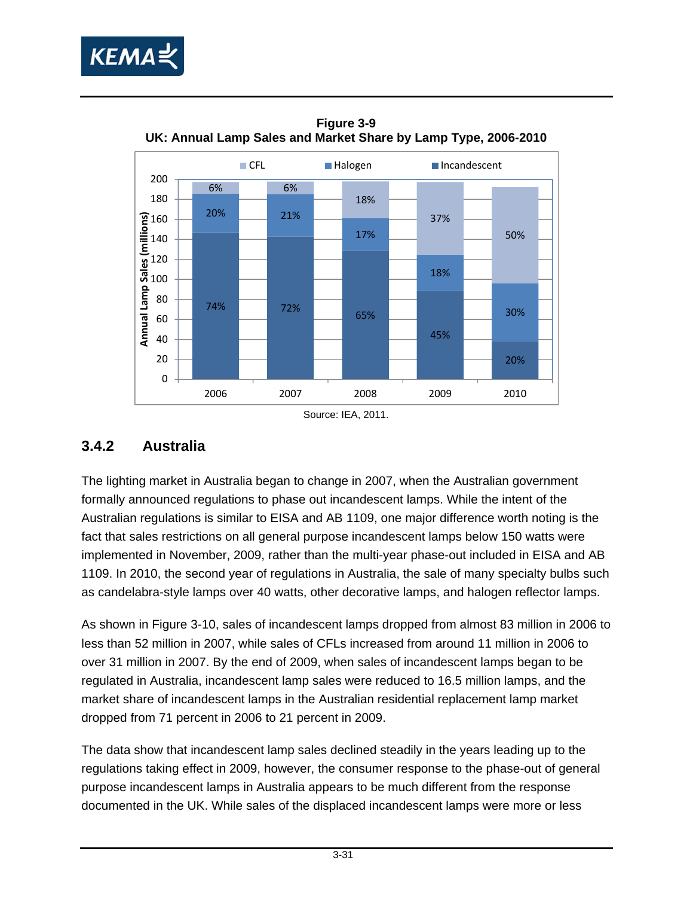**Figure 3-9**
**UK: Annual Lamp Sales and Market Share by Lamp Type, 2006-2010**

CFL
Halogen
Incandescent

Annual Lamp Sales (millions)

200
180
160
140
120
100
80
60
40
20
0

2006: 74%, 20%, 6%
2007: 72%, 21%, 6%
2008: 65%, 17%, 18%
2009: 45%, 18%, 37%
2010: 20%, 30%, 50%

Source: IEA, 2011.

### 3.4.2 Australia

The lighting market in Australia began to change in 2007, when the Australian government formally announced regulations to phase out incandescent lamps. While the intent of the Australian regulations is similar to EISA and AB 1109, one major difference worth noting is the fact that sales restrictions on all general purpose incandescent lamps below 150 watts were implemented in November, 2009, rather than the multi-year phase-out included in EISA and AB 1109. In 2010, the second year of regulations in Australia, the sale of many specialty bulbs such as candelabra-style lamps over 40 watts, other decorative lamps, and halogen reflector lamps.

As shown in Figure 3-10, sales of incandescent lamps dropped from almost 83 million in 2006 to less than 52 million in 2007, while sales of CFLs increased from around 11 million in 2006 to over 31 million in 2007. By the end of 2009, when sales of incandescent lamps began to be regulated in Australia, incandescent lamp sales were reduced to 16.5 million lamps, and the market share of incandescent lamps in the Australian residential replacement lamp market dropped from 71 percent in 2006 to 21 percent in 2009.

The data show that incandescent lamp sales declined steadily in the years leading up to the regulations taking effect in 2009, however, the consumer response to the phase-out of general purpose incandescent lamps in Australia appears to be much different from the response documented in the UK. While sales of the displaced incandescent lamps were more or less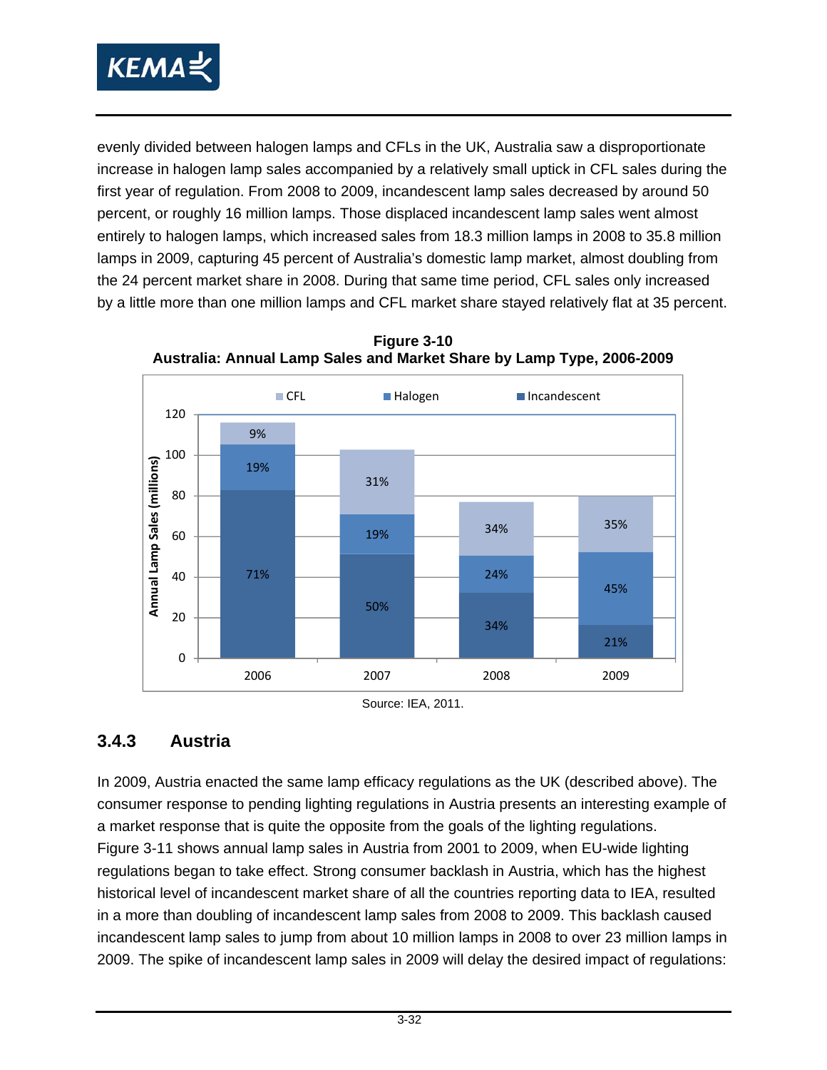evenly divided between halogen lamps and CFLs in the UK, Australia saw a disproportionate increase in halogen lamp sales accompanied by a relatively small uptick in CFL sales during the first year of regulation. From 2008 to 2009, incandescent lamp sales decreased by around 50 percent, or roughly 16 million lamps. Those displaced incandescent lamp sales went almost entirely to halogen lamps, which increased sales from 18.3 million lamps in 2008 to 35.8 million lamps in 2009, capturing 45 percent of Australia's domestic lamp market, almost doubling from the 24 percent market share in 2008. During that same time period, CFL sales only increased by a little more than one million lamps and CFL market share stayed relatively flat at 35 percent.

**Figure 3-10**
**Australia: Annual Lamp Sales and Market Share by Lamp Type, 2006-2009**

CFL Halogen Incandescent

Annual Lamp Sales (millions)

120
100
80
60
40
20
0

2006: 9%, 19%, 71%
2007: 31%, 19%, 50%
2008: 34%, 24%, 34%
2009: 35%, 45%, 21%

Source: IEA, 2011.

### 3.4.3 Austria

In 2009, Austria enacted the same lamp efficacy regulations as the UK (described above). The consumer response to pending lighting regulations in Austria presents an interesting example of a market response that is quite the opposite from the goals of the lighting regulations. Figure 3-11 shows annual lamp sales in Austria from 2001 to 2009, when EU-wide lighting regulations began to take effect. Strong consumer backlash in Austria, which has the highest historical level of incandescent market share of all the countries reporting data to IEA, resulted in a more than doubling of incandescent lamp sales from 2008 to 2009. This backlash caused incandescent lamp sales to jump from about 10 million lamps in 2008 to over 23 million lamps in 2009. The spike of incandescent lamp sales in 2009 will delay the desired impact of regulations: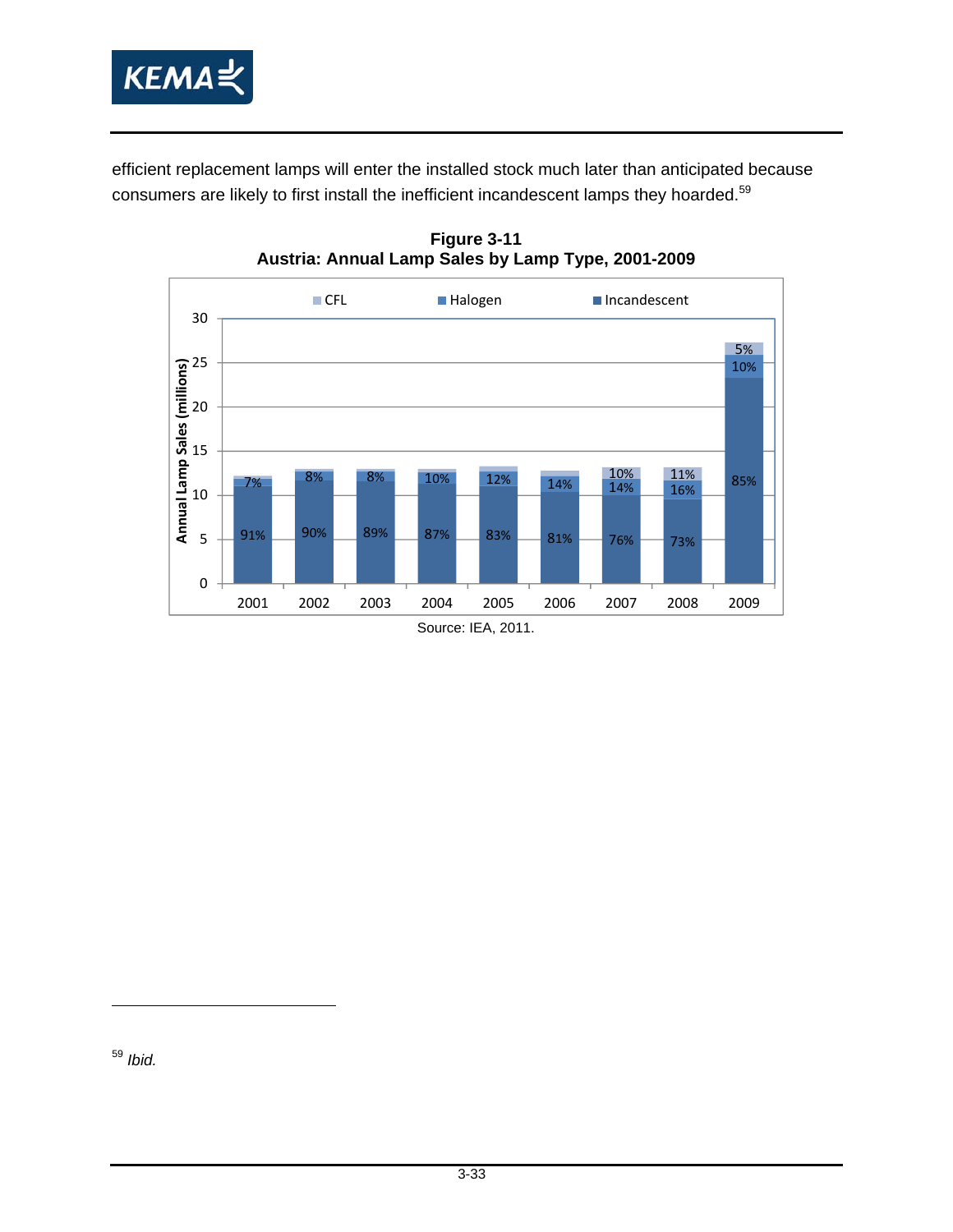efficient replacement lamps will enter the installed stock much later than anticipated because consumers are likely to first install the inefficient incandescent lamps they hoarded.[59]

**Figure 3-11**
**Austria: Annual Lamp Sales by Lamp Type, 2001-2009**

CFL
Halogen
Incandescent

Annual Lamp Sales (millions)

30
25
20
15
10
5
0

2001: 7%, 91%
2002: 8%, 90%
2003: 8%, 89%
2004: 10%, 87%
2005: 12%, 83%
2006: 14%, 81%
2007: 10%, 14%, 76%
2008: 11%, 16%, 73%
2009: 5%, 10%, 85%

2001 2002 2003 2004 2005 2006 2007 2008 2009

Source: IEA, 2011.

---

[59] *Ibid.*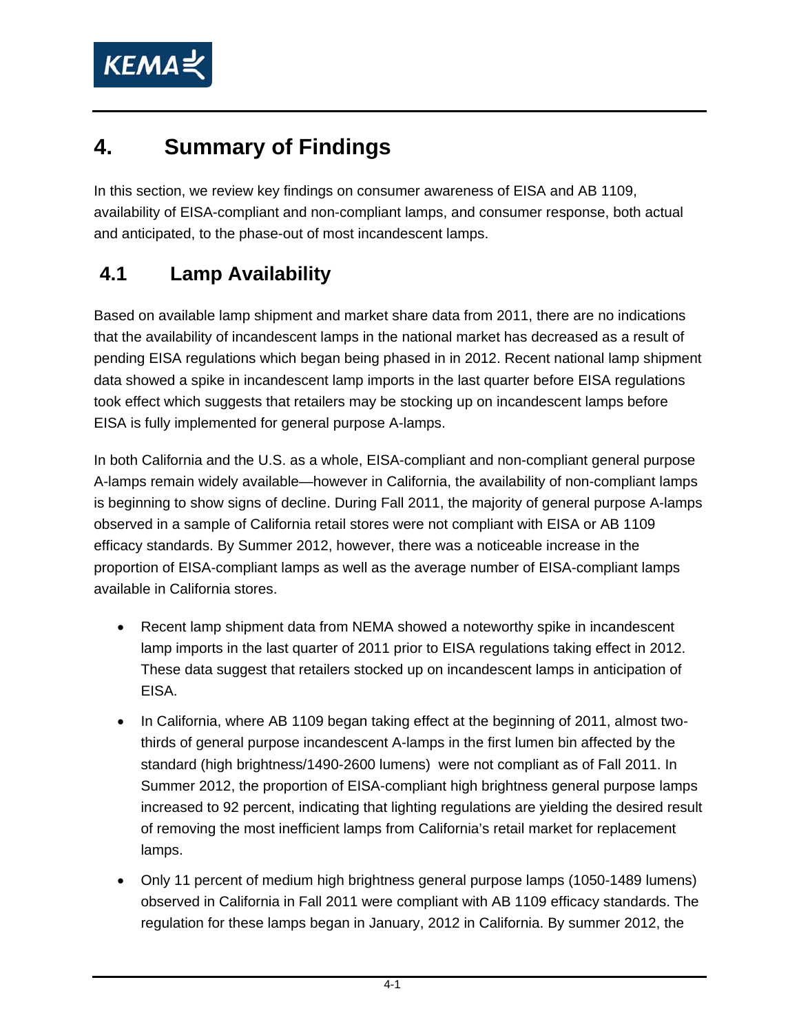# 4. Summary of Findings

In this section, we review key findings on consumer awareness of EISA and AB 1109, availability of EISA-compliant and non-compliant lamps, and consumer response, both actual and anticipated, to the phase-out of most incandescent lamps.

## 4.1 Lamp Availability

Based on available lamp shipment and market share data from 2011, there are no indications that the availability of incandescent lamps in the national market has decreased as a result of pending EISA regulations which began being phased in in 2012. Recent national lamp shipment data showed a spike in incandescent lamp imports in the last quarter before EISA regulations took effect which suggests that retailers may be stocking up on incandescent lamps before EISA is fully implemented for general purpose A-lamps.

In both California and the U.S. as a whole, EISA-compliant and non-compliant general purpose A-lamps remain widely available—however in California, the availability of non-compliant lamps is beginning to show signs of decline. During Fall 2011, the majority of general purpose A-lamps observed in a sample of California retail stores were not compliant with EISA or AB 1109 efficacy standards. By Summer 2012, however, there was a noticeable increase in the proportion of EISA-compliant lamps as well as the average number of EISA-compliant lamps available in California stores.

- Recent lamp shipment data from NEMA showed a noteworthy spike in incandescent lamp imports in the last quarter of 2011 prior to EISA regulations taking effect in 2012. These data suggest that retailers stocked up on incandescent lamps in anticipation of EISA.
- In California, where AB 1109 began taking effect at the beginning of 2011, almost two-thirds of general purpose incandescent A-lamps in the first lumen bin affected by the standard (high brightness/1490-2600 lumens) were not compliant as of Fall 2011. In Summer 2012, the proportion of EISA-compliant high brightness general purpose lamps increased to 92 percent, indicating that lighting regulations are yielding the desired result of removing the most inefficient lamps from California's retail market for replacement lamps.
- Only 11 percent of medium high brightness general purpose lamps (1050-1489 lumens) observed in California in Fall 2011 were compliant with AB 1109 efficacy standards. The regulation for these lamps began in January, 2012 in California. By summer 2012, the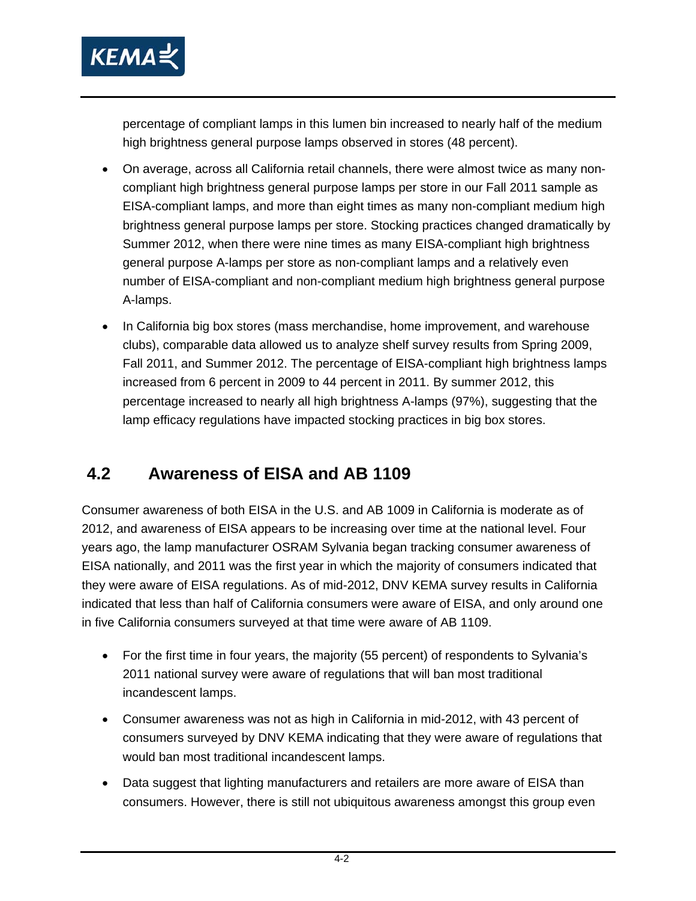percentage of compliant lamps in this lumen bin increased to nearly half of the medium high brightness general purpose lamps observed in stores (48 percent).

- On average, across all California retail channels, there were almost twice as many non-compliant high brightness general purpose lamps per store in our Fall 2011 sample as EISA-compliant lamps, and more than eight times as many non-compliant medium high brightness general purpose lamps per store. Stocking practices changed dramatically by Summer 2012, when there were nine times as many EISA-compliant high brightness general purpose A-lamps per store as non-compliant lamps and a relatively even number of EISA-compliant and non-compliant medium high brightness general purpose A-lamps.
- In California big box stores (mass merchandise, home improvement, and warehouse clubs), comparable data allowed us to analyze shelf survey results from Spring 2009, Fall 2011, and Summer 2012. The percentage of EISA-compliant high brightness lamps increased from 6 percent in 2009 to 44 percent in 2011. By summer 2012, this percentage increased to nearly all high brightness A-lamps (97%), suggesting that the lamp efficacy regulations have impacted stocking practices in big box stores.

## 4.2 Awareness of EISA and AB 1109

Consumer awareness of both EISA in the U.S. and AB 1009 in California is moderate as of 2012, and awareness of EISA appears to be increasing over time at the national level. Four years ago, the lamp manufacturer OSRAM Sylvania began tracking consumer awareness of EISA nationally, and 2011 was the first year in which the majority of consumers indicated that they were aware of EISA regulations. As of mid-2012, DNV KEMA survey results in California indicated that less than half of California consumers were aware of EISA, and only around one in five California consumers surveyed at that time were aware of AB 1109.

- For the first time in four years, the majority (55 percent) of respondents to Sylvania's 2011 national survey were aware of regulations that will ban most traditional incandescent lamps.
- Consumer awareness was not as high in California in mid-2012, with 43 percent of consumers surveyed by DNV KEMA indicating that they were aware of regulations that would ban most traditional incandescent lamps.
- Data suggest that lighting manufacturers and retailers are more aware of EISA than consumers. However, there is still not ubiquitous awareness amongst this group even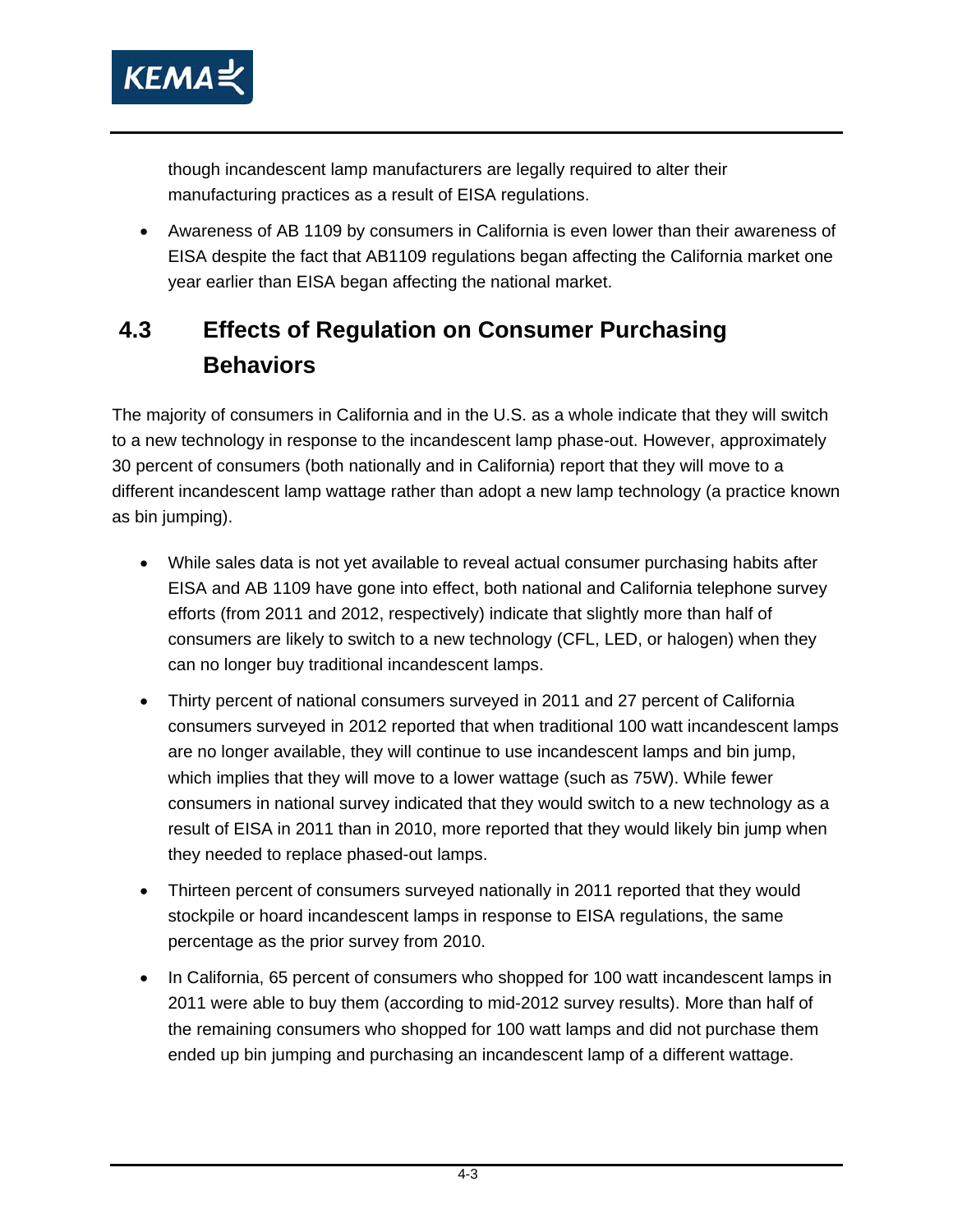though incandescent lamp manufacturers are legally required to alter their manufacturing practices as a result of EISA regulations.

- Awareness of AB 1109 by consumers in California is even lower than their awareness of EISA despite the fact that AB1109 regulations began affecting the California market one year earlier than EISA began affecting the national market.

## 4.3 Effects of Regulation on Consumer Purchasing Behaviors

The majority of consumers in California and in the U.S. as a whole indicate that they will switch to a new technology in response to the incandescent lamp phase-out. However, approximately 30 percent of consumers (both nationally and in California) report that they will move to a different incandescent lamp wattage rather than adopt a new lamp technology (a practice known as bin jumping).

- While sales data is not yet available to reveal actual consumer purchasing habits after EISA and AB 1109 have gone into effect, both national and California telephone survey efforts (from 2011 and 2012, respectively) indicate that slightly more than half of consumers are likely to switch to a new technology (CFL, LED, or halogen) when they can no longer buy traditional incandescent lamps.
- Thirty percent of national consumers surveyed in 2011 and 27 percent of California consumers surveyed in 2012 reported that when traditional 100 watt incandescent lamps are no longer available, they will continue to use incandescent lamps and bin jump, which implies that they will move to a lower wattage (such as 75W). While fewer consumers in national survey indicated that they would switch to a new technology as a result of EISA in 2011 than in 2010, more reported that they would likely bin jump when they needed to replace phased-out lamps.
- Thirteen percent of consumers surveyed nationally in 2011 reported that they would stockpile or hoard incandescent lamps in response to EISA regulations, the same percentage as the prior survey from 2010.
- In California, 65 percent of consumers who shopped for 100 watt incandescent lamps in 2011 were able to buy them (according to mid-2012 survey results). More than half of the remaining consumers who shopped for 100 watt lamps and did not purchase them ended up bin jumping and purchasing an incandescent lamp of a different wattage.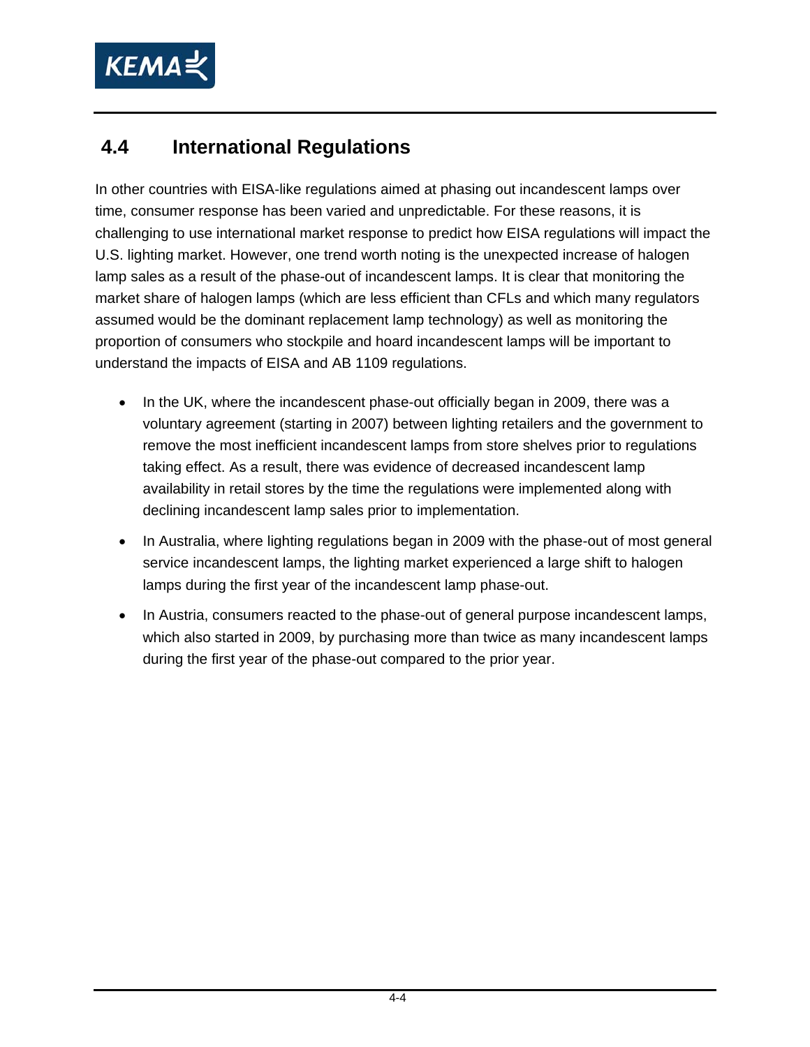## 4.4 International Regulations

In other countries with EISA-like regulations aimed at phasing out incandescent lamps over time, consumer response has been varied and unpredictable. For these reasons, it is challenging to use international market response to predict how EISA regulations will impact the U.S. lighting market. However, one trend worth noting is the unexpected increase of halogen lamp sales as a result of the phase-out of incandescent lamps. It is clear that monitoring the market share of halogen lamps (which are less efficient than CFLs and which many regulators assumed would be the dominant replacement lamp technology) as well as monitoring the proportion of consumers who stockpile and hoard incandescent lamps will be important to understand the impacts of EISA and AB 1109 regulations.

- In the UK, where the incandescent phase-out officially began in 2009, there was a voluntary agreement (starting in 2007) between lighting retailers and the government to remove the most inefficient incandescent lamps from store shelves prior to regulations taking effect. As a result, there was evidence of decreased incandescent lamp availability in retail stores by the time the regulations were implemented along with declining incandescent lamp sales prior to implementation.
- In Australia, where lighting regulations began in 2009 with the phase-out of most general service incandescent lamps, the lighting market experienced a large shift to halogen lamps during the first year of the incandescent lamp phase-out.
- In Austria, consumers reacted to the phase-out of general purpose incandescent lamps, which also started in 2009, by purchasing more than twice as many incandescent lamps during the first year of the phase-out compared to the prior year.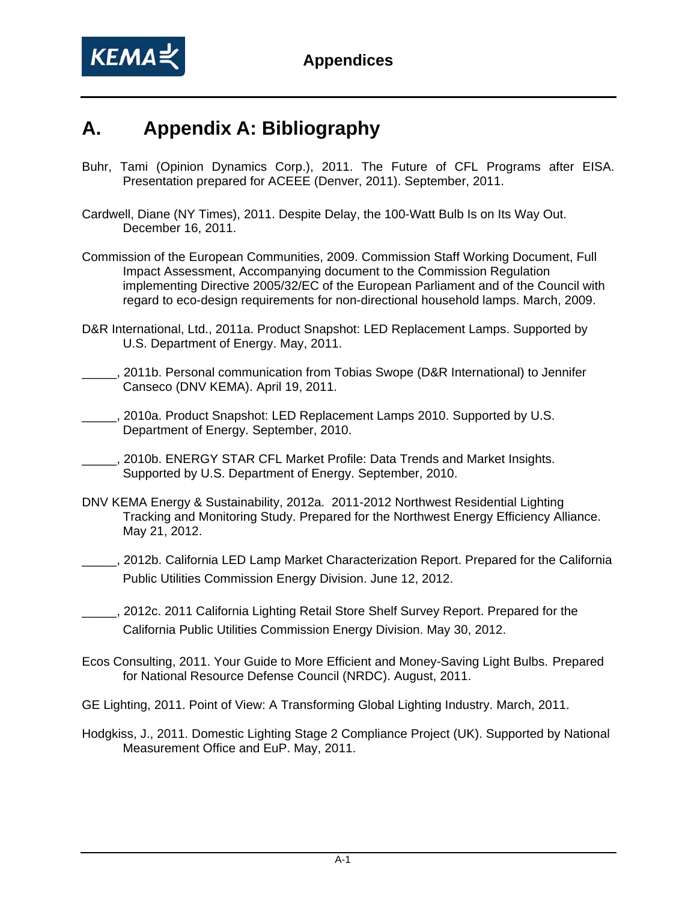# A. Appendix A: Bibliography

Buhr, Tami (Opinion Dynamics Corp.), 2011. The Future of CFL Programs after EISA. Presentation prepared for ACEEE (Denver, 2011). September, 2011.

Cardwell, Diane (NY Times), 2011. Despite Delay, the 100-Watt Bulb Is on Its Way Out. December 16, 2011.

Commission of the European Communities, 2009. Commission Staff Working Document, Full Impact Assessment, Accompanying document to the Commission Regulation implementing Directive 2005/32/EC of the European Parliament and of the Council with regard to eco-design requirements for non-directional household lamps. March, 2009.

D&R International, Ltd., 2011a. Product Snapshot: LED Replacement Lamps. Supported by U.S. Department of Energy. May, 2011.

_____, 2011b. Personal communication from Tobias Swope (D&R International) to Jennifer Canseco (DNV KEMA). April 19, 2011.

_____, 2010a. Product Snapshot: LED Replacement Lamps 2010. Supported by U.S. Department of Energy. September, 2010.

_____, 2010b. ENERGY STAR CFL Market Profile: Data Trends and Market Insights. Supported by U.S. Department of Energy. September, 2010.

DNV KEMA Energy & Sustainability, 2012a. 2011-2012 Northwest Residential Lighting Tracking and Monitoring Study. Prepared for the Northwest Energy Efficiency Alliance. May 21, 2012.

_____, 2012b. California LED Lamp Market Characterization Report. Prepared for the California Public Utilities Commission Energy Division. June 12, 2012.

_____, 2012c. 2011 California Lighting Retail Store Shelf Survey Report. Prepared for the California Public Utilities Commission Energy Division. May 30, 2012.

Ecos Consulting, 2011. Your Guide to More Efficient and Money-Saving Light Bulbs. Prepared for National Resource Defense Council (NRDC). August, 2011.

GE Lighting, 2011. Point of View: A Transforming Global Lighting Industry. March, 2011.

Hodgkiss, J., 2011. Domestic Lighting Stage 2 Compliance Project (UK). Supported by National Measurement Office and EuP. May, 2011.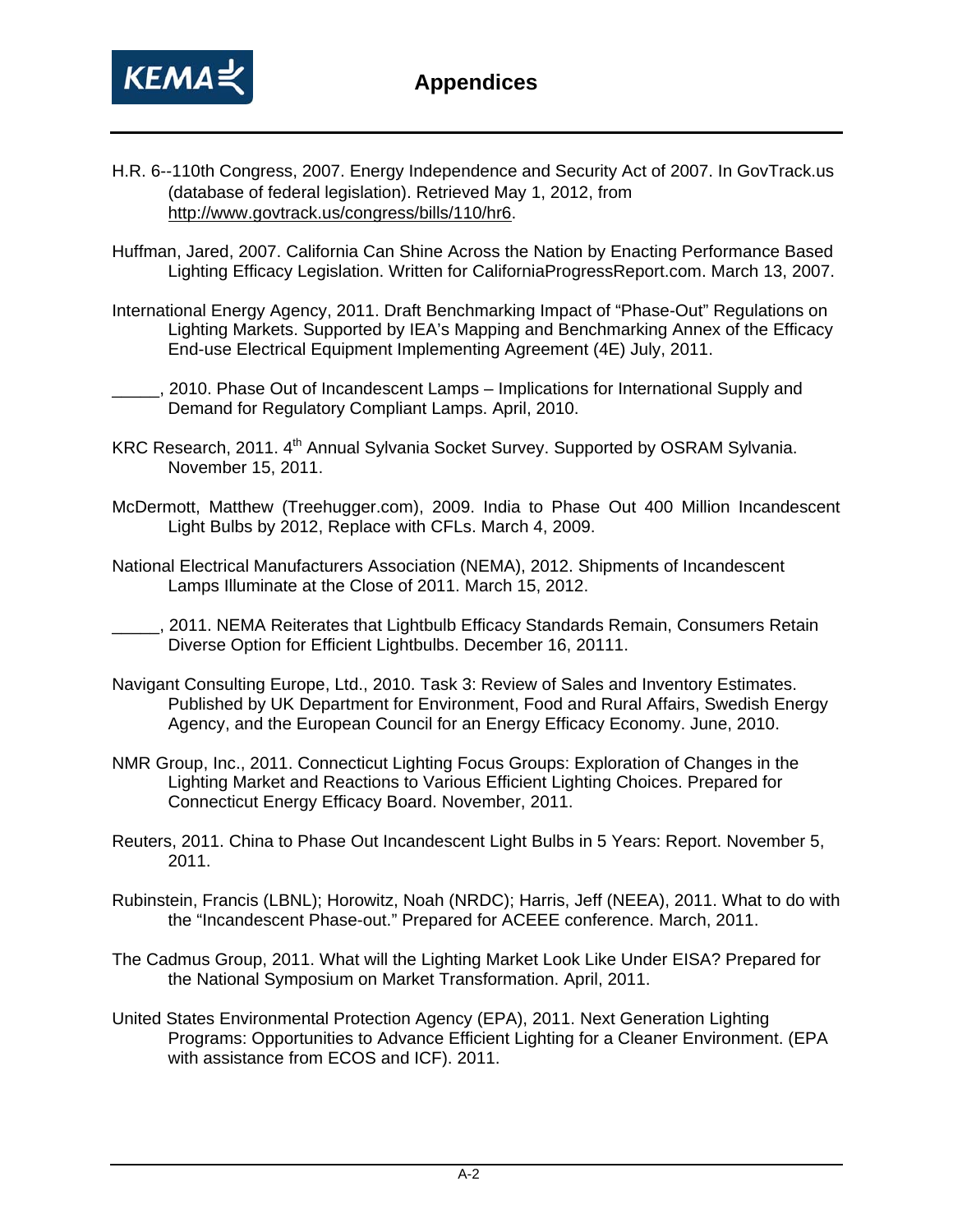H.R. 6--110th Congress, 2007. Energy Independence and Security Act of 2007. In GovTrack.us (database of federal legislation). Retrieved May 1, 2012, from http://www.govtrack.us/congress/bills/110/hr6.

Huffman, Jared, 2007. California Can Shine Across the Nation by Enacting Performance Based Lighting Efficacy Legislation. Written for CaliforniaProgressReport.com. March 13, 2007.

International Energy Agency, 2011. Draft Benchmarking Impact of "Phase-Out" Regulations on Lighting Markets. Supported by IEA's Mapping and Benchmarking Annex of the Efficacy End-use Electrical Equipment Implementing Agreement (4E) July, 2011.

_____, 2010. Phase Out of Incandescent Lamps – Implications for International Supply and Demand for Regulatory Compliant Lamps. April, 2010.

KRC Research, 2011. 4th Annual Sylvania Socket Survey. Supported by OSRAM Sylvania. November 15, 2011.

McDermott, Matthew (Treehugger.com), 2009. India to Phase Out 400 Million Incandescent Light Bulbs by 2012, Replace with CFLs. March 4, 2009.

National Electrical Manufacturers Association (NEMA), 2012. Shipments of Incandescent Lamps Illuminate at the Close of 2011. March 15, 2012.

_____, 2011. NEMA Reiterates that Lightbulb Efficacy Standards Remain, Consumers Retain Diverse Option for Efficient Lightbulbs. December 16, 20111.

Navigant Consulting Europe, Ltd., 2010. Task 3: Review of Sales and Inventory Estimates. Published by UK Department for Environment, Food and Rural Affairs, Swedish Energy Agency, and the European Council for an Energy Efficacy Economy. June, 2010.

NMR Group, Inc., 2011. Connecticut Lighting Focus Groups: Exploration of Changes in the Lighting Market and Reactions to Various Efficient Lighting Choices. Prepared for Connecticut Energy Efficacy Board. November, 2011.

Reuters, 2011. China to Phase Out Incandescent Light Bulbs in 5 Years: Report. November 5, 2011.

Rubinstein, Francis (LBNL); Horowitz, Noah (NRDC); Harris, Jeff (NEEA), 2011. What to do with the "Incandescent Phase-out." Prepared for ACEEE conference. March, 2011.

The Cadmus Group, 2011. What will the Lighting Market Look Like Under EISA? Prepared for the National Symposium on Market Transformation. April, 2011.

United States Environmental Protection Agency (EPA), 2011. Next Generation Lighting Programs: Opportunities to Advance Efficient Lighting for a Cleaner Environment. (EPA with assistance from ECOS and ICF). 2011.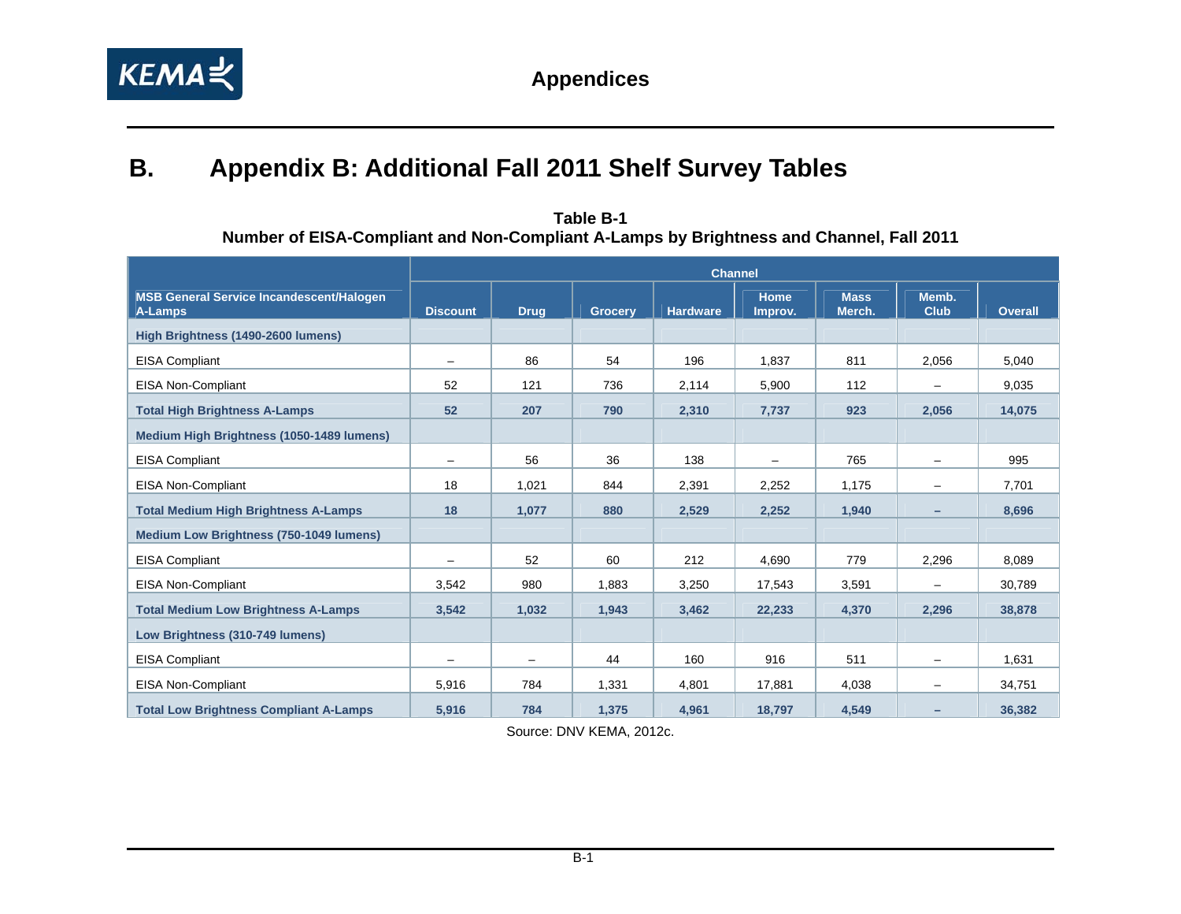# B. Appendix B: Additional Fall 2011 Shelf Survey Tables

**Table B-1**
**Number of EISA-Compliant and Non-Compliant A-Lamps by Brightness and Channel, Fall 2011**

| MSB General Service Incandescent/Halogen A-Lamps | Channel | | | | | | | |
|---|---|---|---|---|---|---|---|---|
| | Discount | Drug | Grocery | Hardware | Home Improv. | Mass Merch. | Memb. Club | Overall |
| **High Brightness (1490-2600 lumens)** | | | | | | | | |
| EISA Compliant | – | 86 | 54 | 196 | 1,837 | 811 | 2,056 | 5,040 |
| EISA Non-Compliant | 52 | 121 | 736 | 2,114 | 5,900 | 112 | – | 9,035 |
| **Total High Brightness A-Lamps** | **52** | **207** | **790** | **2,310** | **7,737** | **923** | **2,056** | **14,075** |
| **Medium High Brightness (1050-1489 lumens)** | | | | | | | | |
| EISA Compliant | – | 56 | 36 | 138 | – | 765 | – | 995 |
| EISA Non-Compliant | 18 | 1,021 | 844 | 2,391 | 2,252 | 1,175 | – | 7,701 |
| **Total Medium High Brightness A-Lamps** | **18** | **1,077** | **880** | **2,529** | **2,252** | **1,940** | **–** | **8,696** |
| **Medium Low Brightness (750-1049 lumens)** | | | | | | | | |
| EISA Compliant | – | 52 | 60 | 212 | 4,690 | 779 | 2,296 | 8,089 |
| EISA Non-Compliant | 3,542 | 980 | 1,883 | 3,250 | 17,543 | 3,591 | – | 30,789 |
| **Total Medium Low Brightness A-Lamps** | **3,542** | **1,032** | **1,943** | **3,462** | **22,233** | **4,370** | **2,296** | **38,878** |
| **Low Brightness (310-749 lumens)** | | | | | | | | |
| EISA Compliant | – | – | 44 | 160 | 916 | 511 | – | 1,631 |
| EISA Non-Compliant | 5,916 | 784 | 1,331 | 4,801 | 17,881 | 4,038 | – | 34,751 |
| **Total Low Brightness Compliant A-Lamps** | **5,916** | **784** | **1,375** | **4,961** | **18,797** | **4,549** | **–** | **36,382** |

Source: DNV KEMA, 2012c.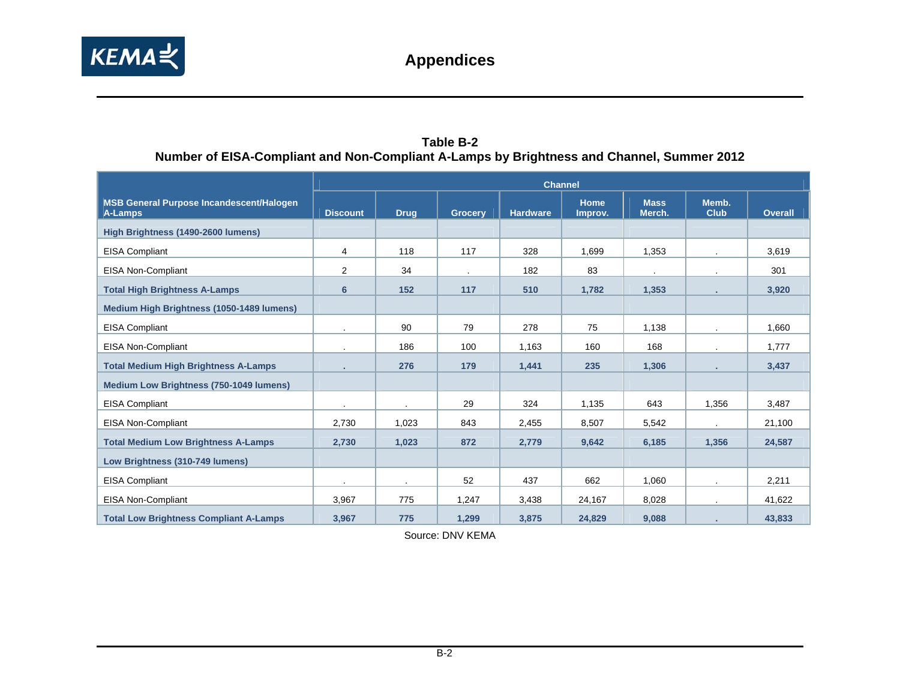**Table B-2**
**Number of EISA-Compliant and Non-Compliant A-Lamps by Brightness and Channel, Summer 2012**

| MSB General Purpose Incandescent/Halogen A-Lamps | Channel | | | | | | | |
|---|---|---|---|---|---|---|---|---|
| | Discount | Drug | Grocery | Hardware | Home Improv. | Mass Merch. | Memb. Club | Overall |
| **High Brightness (1490-2600 lumens)** | | | | | | | | |
| EISA Compliant | 4 | 118 | 117 | 328 | 1,699 | 1,353 | . | 3,619 |
| EISA Non-Compliant | 2 | 34 | . | 182 | 83 | . | . | 301 |
| **Total High Brightness A-Lamps** | **6** | **152** | **117** | **510** | **1,782** | **1,353** | **.** | **3,920** |
| **Medium High Brightness (1050-1489 lumens)** | | | | | | | | |
| EISA Compliant | . | 90 | 79 | 278 | 75 | 1,138 | . | 1,660 |
| EISA Non-Compliant | . | 186 | 100 | 1,163 | 160 | 168 | . | 1,777 |
| **Total Medium High Brightness A-Lamps** | **.** | **276** | **179** | **1,441** | **235** | **1,306** | **.** | **3,437** |
| **Medium Low Brightness (750-1049 lumens)** | | | | | | | | |
| EISA Compliant | . | . | 29 | 324 | 1,135 | 643 | 1,356 | 3,487 |
| EISA Non-Compliant | 2,730 | 1,023 | 843 | 2,455 | 8,507 | 5,542 | . | 21,100 |
| **Total Medium Low Brightness A-Lamps** | **2,730** | **1,023** | **872** | **2,779** | **9,642** | **6,185** | **1,356** | **24,587** |
| **Low Brightness (310-749 lumens)** | | | | | | | | |
| EISA Compliant | . | . | 52 | 437 | 662 | 1,060 | . | 2,211 |
| EISA Non-Compliant | 3,967 | 775 | 1,247 | 3,438 | 24,167 | 8,028 | . | 41,622 |
| **Total Low Brightness Compliant A-Lamps** | **3,967** | **775** | **1,299** | **3,875** | **24,829** | **9,088** | **.** | **43,833** |

Source: DNV KEMA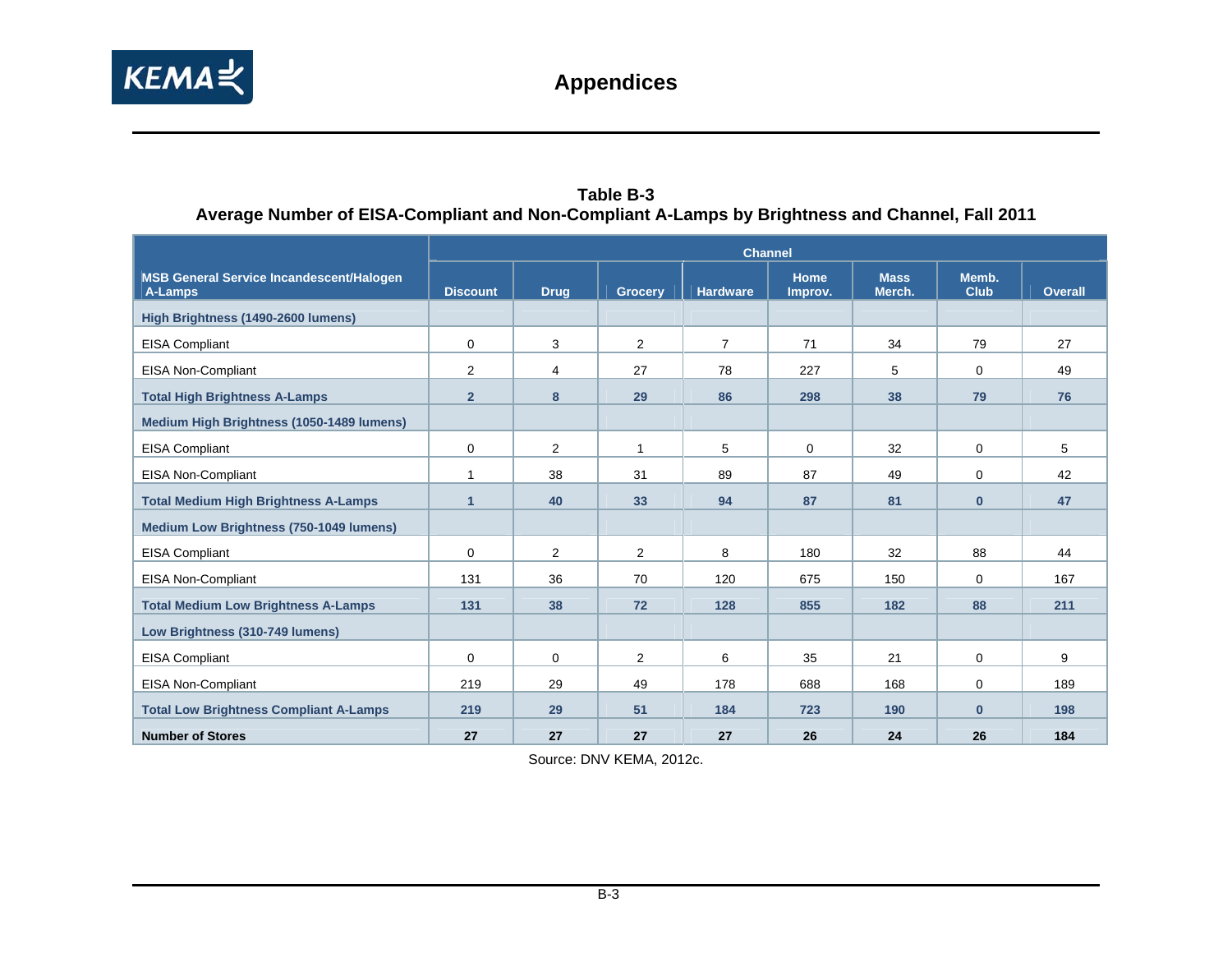**Table B-3**
**Average Number of EISA-Compliant and Non-Compliant A-Lamps by Brightness and Channel, Fall 2011**

| MSB General Service Incandescent/Halogen A-Lamps | Channel | | | | | | | |
|---|---|---|---|---|---|---|---|---|
| | Discount | Drug | Grocery | Hardware | Home Improv. | Mass Merch. | Memb. Club | Overall |
| **High Brightness (1490-2600 lumens)** | | | | | | | | |
| EISA Compliant | 0 | 3 | 2 | 7 | 71 | 34 | 79 | 27 |
| EISA Non-Compliant | 2 | 4 | 27 | 78 | 227 | 5 | 0 | 49 |
| **Total High Brightness A-Lamps** | **2** | **8** | **29** | **86** | **298** | **38** | **79** | **76** |
| **Medium High Brightness (1050-1489 lumens)** | | | | | | | | |
| EISA Compliant | 0 | 2 | 1 | 5 | 0 | 32 | 0 | 5 |
| EISA Non-Compliant | 1 | 38 | 31 | 89 | 87 | 49 | 0 | 42 |
| **Total Medium High Brightness A-Lamps** | **1** | **40** | **33** | **94** | **87** | **81** | **0** | **47** |
| **Medium Low Brightness (750-1049 lumens)** | | | | | | | | |
| EISA Compliant | 0 | 2 | 2 | 8 | 180 | 32 | 88 | 44 |
| EISA Non-Compliant | 131 | 36 | 70 | 120 | 675 | 150 | 0 | 167 |
| **Total Medium Low Brightness A-Lamps** | **131** | **38** | **72** | **128** | **855** | **182** | **88** | **211** |
| **Low Brightness (310-749 lumens)** | | | | | | | | |
| EISA Compliant | 0 | 0 | 2 | 6 | 35 | 21 | 0 | 9 |
| EISA Non-Compliant | 219 | 29 | 49 | 178 | 688 | 168 | 0 | 189 |
| **Total Low Brightness Compliant A-Lamps** | **219** | **29** | **51** | **184** | **723** | **190** | **0** | **198** |
| **Number of Stores** | **27** | **27** | **27** | **27** | **26** | **24** | **26** | **184** |

Source: DNV KEMA, 2012c.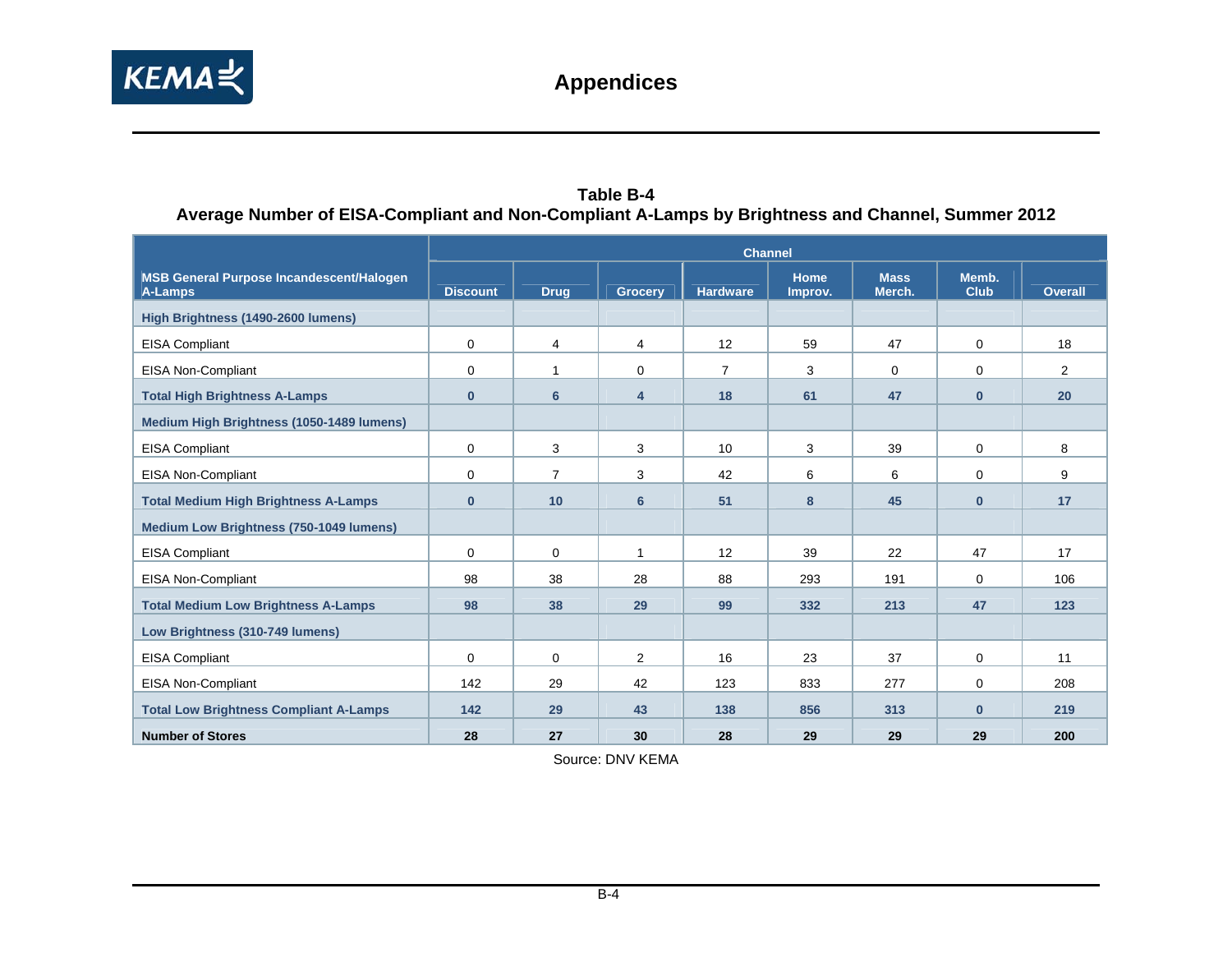**Table B-4**
**Average Number of EISA-Compliant and Non-Compliant A-Lamps by Brightness and Channel, Summer 2012**

| MSB General Purpose Incandescent/Halogen A-Lamps | Channel | | | | | | | |
|---|---|---|---|---|---|---|---|---|
| | Discount | Drug | Grocery | Hardware | Home Improv. | Mass Merch. | Memb. Club | Overall |
| **High Brightness (1490-2600 lumens)** | | | | | | | | |
| EISA Compliant | 0 | 4 | 4 | 12 | 59 | 47 | 0 | 18 |
| EISA Non-Compliant | 0 | 1 | 0 | 7 | 3 | 0 | 0 | 2 |
| **Total High Brightness A-Lamps** | **0** | **6** | **4** | **18** | **61** | **47** | **0** | **20** |
| **Medium High Brightness (1050-1489 lumens)** | | | | | | | | |
| EISA Compliant | 0 | 3 | 3 | 10 | 3 | 39 | 0 | 8 |
| EISA Non-Compliant | 0 | 7 | 3 | 42 | 6 | 6 | 0 | 9 |
| **Total Medium High Brightness A-Lamps** | **0** | **10** | **6** | **51** | **8** | **45** | **0** | **17** |
| **Medium Low Brightness (750-1049 lumens)** | | | | | | | | |
| EISA Compliant | 0 | 0 | 1 | 12 | 39 | 22 | 47 | 17 |
| EISA Non-Compliant | 98 | 38 | 28 | 88 | 293 | 191 | 0 | 106 |
| **Total Medium Low Brightness A-Lamps** | **98** | **38** | **29** | **99** | **332** | **213** | **47** | **123** |
| **Low Brightness (310-749 lumens)** | | | | | | | | |
| EISA Compliant | 0 | 0 | 2 | 16 | 23 | 37 | 0 | 11 |
| EISA Non-Compliant | 142 | 29 | 42 | 123 | 833 | 277 | 0 | 208 |
| **Total Low Brightness Compliant A-Lamps** | **142** | **29** | **43** | **138** | **856** | **313** | **0** | **219** |
| **Number of Stores** | **28** | **27** | **30** | **28** | **29** | **29** | **29** | **200** |

Source: DNV KEMA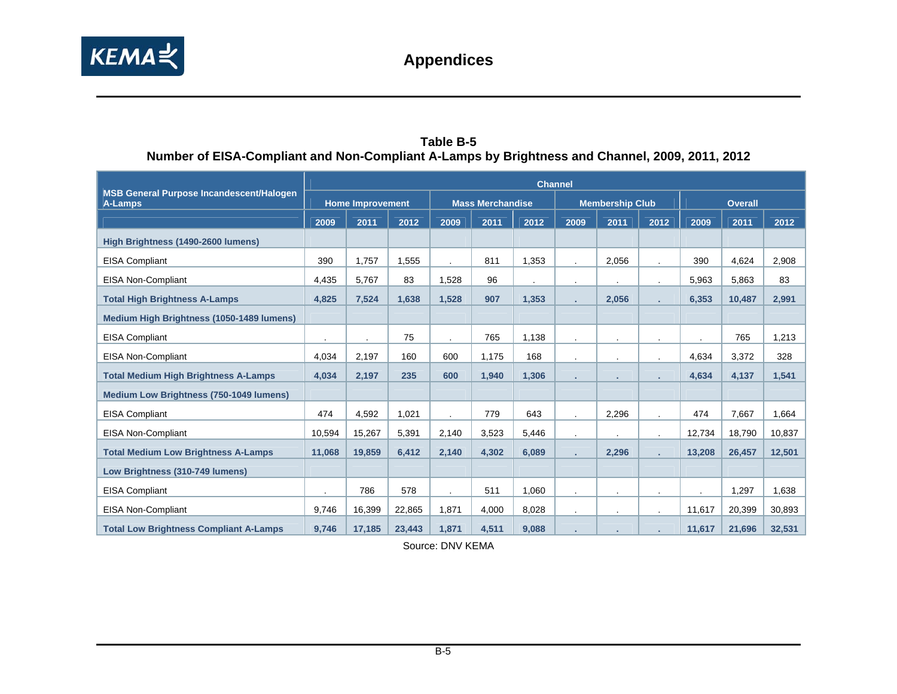## Appendices

**Table B-5**
**Number of EISA-Compliant and Non-Compliant A-Lamps by Brightness and Channel, 2009, 2011, 2012**

| MSB General Purpose Incandescent/Halogen A-Lamps | Channel | | | | | | | | | | | |
|---|---|---|---|---|---|---|---|---|---|---|---|---|
| | Home Improvement | | | Mass Merchandise | | | Membership Club | | | Overall | | |
| | 2009 | 2011 | 2012 | 2009 | 2011 | 2012 | 2009 | 2011 | 2012 | 2009 | 2011 | 2012 |
| **High Brightness (1490-2600 lumens)** | | | | | | | | | | | | |
| EISA Compliant | 390 | 1,757 | 1,555 | . | 811 | 1,353 | . | 2,056 | . | 390 | 4,624 | 2,908 |
| EISA Non-Compliant | 4,435 | 5,767 | 83 | 1,528 | 96 | . | . | . | . | 5,963 | 5,863 | 83 |
| **Total High Brightness A-Lamps** | **4,825** | **7,524** | **1,638** | **1,528** | **907** | **1,353** | **.** | **2,056** | **.** | **6,353** | **10,487** | **2,991** |
| **Medium High Brightness (1050-1489 lumens)** | | | | | | | | | | | | |
| EISA Compliant | . | . | 75 | . | 765 | 1,138 | . | . | . | . | 765 | 1,213 |
| EISA Non-Compliant | 4,034 | 2,197 | 160 | 600 | 1,175 | 168 | . | . | . | 4,634 | 3,372 | 328 |
| **Total Medium High Brightness A-Lamps** | **4,034** | **2,197** | **235** | **600** | **1,940** | **1,306** | **.** | **.** | **.** | **4,634** | **4,137** | **1,541** |
| **Medium Low Brightness (750-1049 lumens)** | | | | | | | | | | | | |
| EISA Compliant | 474 | 4,592 | 1,021 | . | 779 | 643 | . | 2,296 | . | 474 | 7,667 | 1,664 |
| EISA Non-Compliant | 10,594 | 15,267 | 5,391 | 2,140 | 3,523 | 5,446 | . | . | . | 12,734 | 18,790 | 10,837 |
| **Total Medium Low Brightness A-Lamps** | **11,068** | **19,859** | **6,412** | **2,140** | **4,302** | **6,089** | **.** | **2,296** | **.** | **13,208** | **26,457** | **12,501** |
| **Low Brightness (310-749 lumens)** | | | | | | | | | | | | |
| EISA Compliant | . | 786 | 578 | . | 511 | 1,060 | . | . | . | . | 1,297 | 1,638 |
| EISA Non-Compliant | 9,746 | 16,399 | 22,865 | 1,871 | 4,000 | 8,028 | . | . | . | 11,617 | 20,399 | 30,893 |
| **Total Low Brightness Compliant A-Lamps** | **9,746** | **17,185** | **23,443** | **1,871** | **4,511** | **9,088** | **.** | **.** | **.** | **11,617** | **21,696** | **32,531** |

Source: DNV KEMA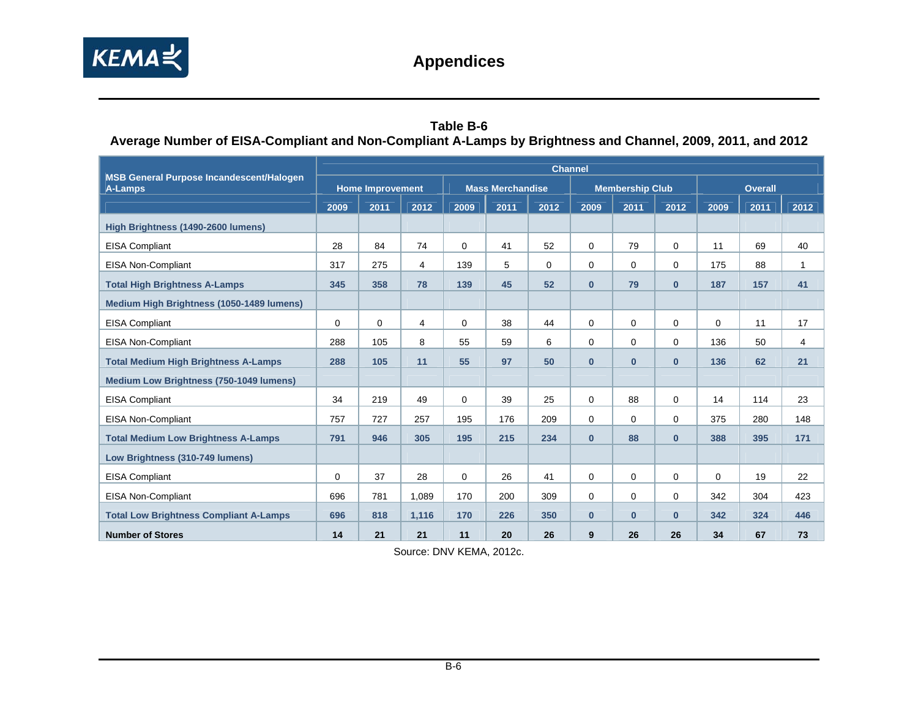# Appendices

**Table B-6**
**Average Number of EISA-Compliant and Non-Compliant A-Lamps by Brightness and Channel, 2009, 2011, and 2012**

| MSB General Purpose Incandescent/Halogen A-Lamps | Channel | | | | | | | | | | | |
|---|---|---|---|---|---|---|---|---|---|---|---|---|
| | Home Improvement | | | Mass Merchandise | | | Membership Club | | | Overall | | |
| | 2009 | 2011 | 2012 | 2009 | 2011 | 2012 | 2009 | 2011 | 2012 | 2009 | 2011 | 2012 |
| **High Brightness (1490-2600 lumens)** | | | | | | | | | | | | |
| EISA Compliant | 28 | 84 | 74 | 0 | 41 | 52 | 0 | 79 | 0 | 11 | 69 | 40 |
| EISA Non-Compliant | 317 | 275 | 4 | 139 | 5 | 0 | 0 | 0 | 0 | 175 | 88 | 1 |
| **Total High Brightness A-Lamps** | **345** | **358** | **78** | **139** | **45** | **52** | **0** | **79** | **0** | **187** | **157** | **41** |
| **Medium High Brightness (1050-1489 lumens)** | | | | | | | | | | | | |
| EISA Compliant | 0 | 0 | 4 | 0 | 38 | 44 | 0 | 0 | 0 | 0 | 11 | 17 |
| EISA Non-Compliant | 288 | 105 | 8 | 55 | 59 | 6 | 0 | 0 | 0 | 136 | 50 | 4 |
| **Total Medium High Brightness A-Lamps** | **288** | **105** | **11** | **55** | **97** | **50** | **0** | **0** | **0** | **136** | **62** | **21** |
| **Medium Low Brightness (750-1049 lumens)** | | | | | | | | | | | | |
| EISA Compliant | 34 | 219 | 49 | 0 | 39 | 25 | 0 | 88 | 0 | 14 | 114 | 23 |
| EISA Non-Compliant | 757 | 727 | 257 | 195 | 176 | 209 | 0 | 0 | 0 | 375 | 280 | 148 |
| **Total Medium Low Brightness A-Lamps** | **791** | **946** | **305** | **195** | **215** | **234** | **0** | **88** | **0** | **388** | **395** | **171** |
| **Low Brightness (310-749 lumens)** | | | | | | | | | | | | |
| EISA Compliant | 0 | 37 | 28 | 0 | 26 | 41 | 0 | 0 | 0 | 0 | 19 | 22 |
| EISA Non-Compliant | 696 | 781 | 1,089 | 170 | 200 | 309 | 0 | 0 | 0 | 342 | 304 | 423 |
| **Total Low Brightness Compliant A-Lamps** | **696** | **818** | **1,116** | **170** | **226** | **350** | **0** | **0** | **0** | **342** | **324** | **446** |
| **Number of Stores** | **14** | **21** | **21** | **11** | **20** | **26** | **9** | **26** | **26** | **34** | **67** | **73** |

Source: DNV KEMA, 2012c.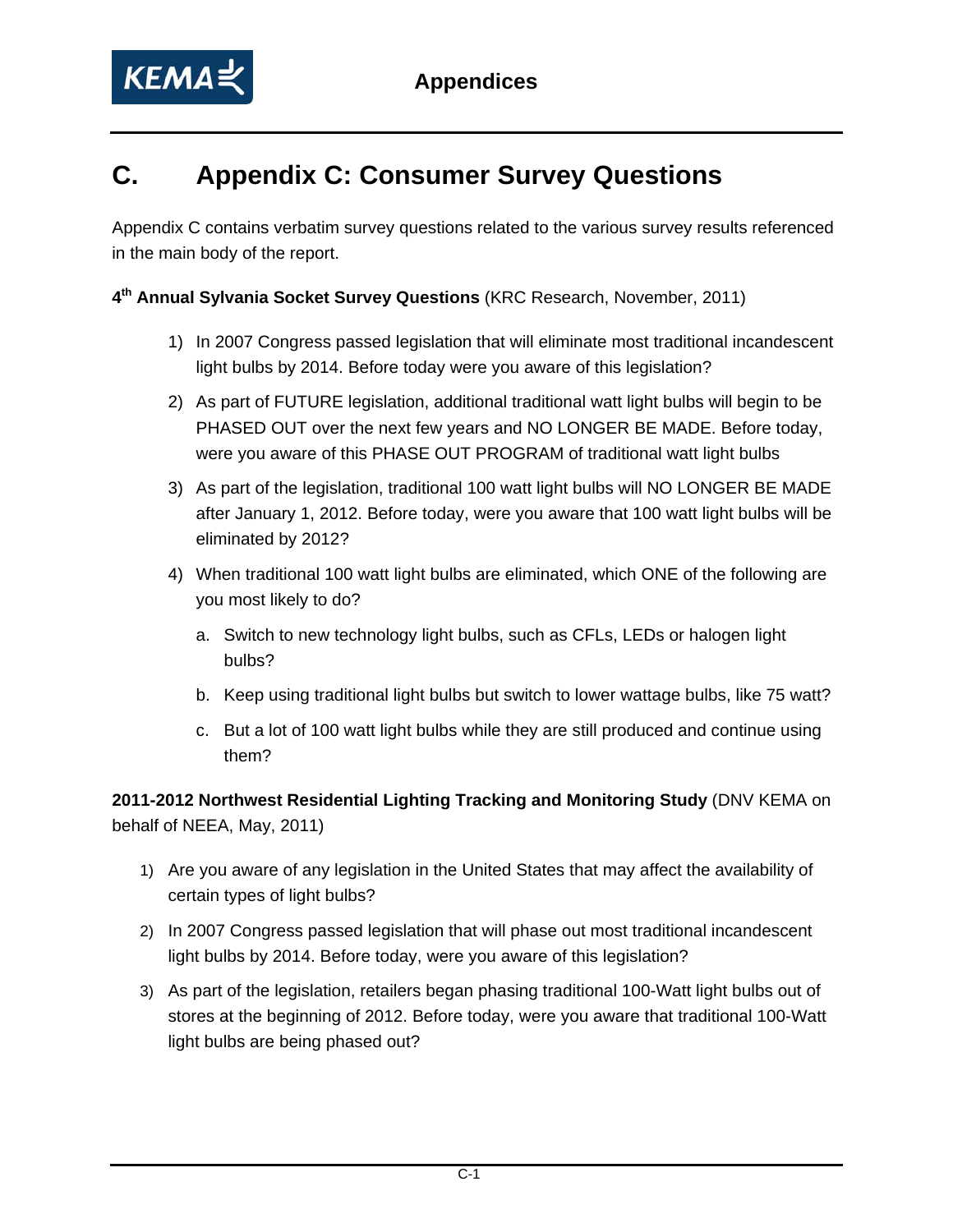# C. Appendix C: Consumer Survey Questions

Appendix C contains verbatim survey questions related to the various survey results referenced in the main body of the report.

**4th Annual Sylvania Socket Survey Questions** (KRC Research, November, 2011)

1) In 2007 Congress passed legislation that will eliminate most traditional incandescent light bulbs by 2014. Before today were you aware of this legislation?
2) As part of FUTURE legislation, additional traditional watt light bulbs will begin to be PHASED OUT over the next few years and NO LONGER BE MADE. Before today, were you aware of this PHASE OUT PROGRAM of traditional watt light bulbs
3) As part of the legislation, traditional 100 watt light bulbs will NO LONGER BE MADE after January 1, 2012. Before today, were you aware that 100 watt light bulbs will be eliminated by 2012?
4) When traditional 100 watt light bulbs are eliminated, which ONE of the following are you most likely to do?
   a. Switch to new technology light bulbs, such as CFLs, LEDs or halogen light bulbs?
   b. Keep using traditional light bulbs but switch to lower wattage bulbs, like 75 watt?
   c. But a lot of 100 watt light bulbs while they are still produced and continue using them?

**2011-2012 Northwest Residential Lighting Tracking and Monitoring Study** (DNV KEMA on behalf of NEEA, May, 2011)

1) Are you aware of any legislation in the United States that may affect the availability of certain types of light bulbs?
2) In 2007 Congress passed legislation that will phase out most traditional incandescent light bulbs by 2014. Before today, were you aware of this legislation?
3) As part of the legislation, retailers began phasing traditional 100-Watt light bulbs out of stores at the beginning of 2012. Before today, were you aware that traditional 100-Watt light bulbs are being phased out?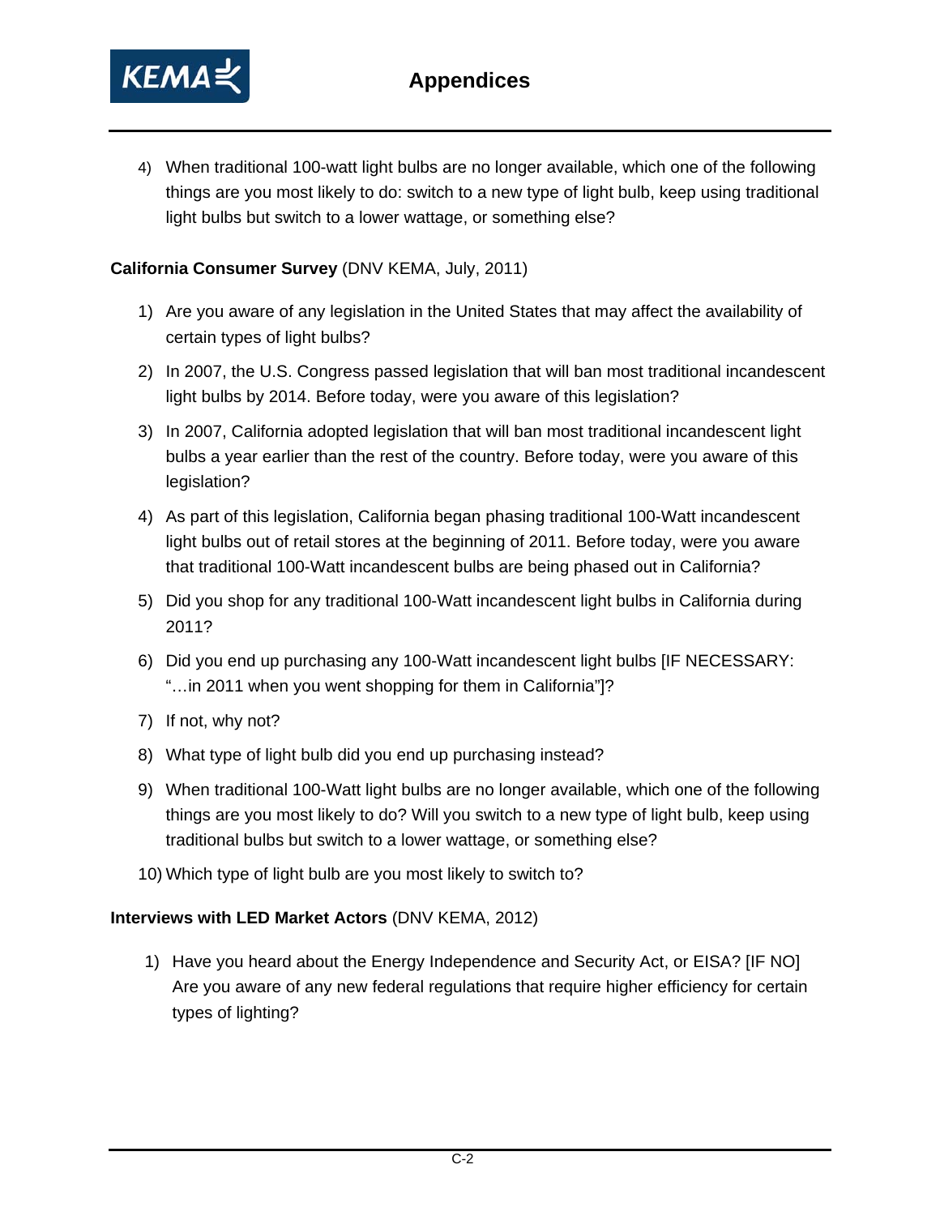4) When traditional 100-watt light bulbs are no longer available, which one of the following things are you most likely to do: switch to a new type of light bulb, keep using traditional light bulbs but switch to a lower wattage, or something else?

**California Consumer Survey** (DNV KEMA, July, 2011)

1) Are you aware of any legislation in the United States that may affect the availability of certain types of light bulbs?
2) In 2007, the U.S. Congress passed legislation that will ban most traditional incandescent light bulbs by 2014. Before today, were you aware of this legislation?
3) In 2007, California adopted legislation that will ban most traditional incandescent light bulbs a year earlier than the rest of the country. Before today, were you aware of this legislation?
4) As part of this legislation, California began phasing traditional 100-Watt incandescent light bulbs out of retail stores at the beginning of 2011. Before today, were you aware that traditional 100-Watt incandescent bulbs are being phased out in California?
5) Did you shop for any traditional 100-Watt incandescent light bulbs in California during 2011?
6) Did you end up purchasing any 100-Watt incandescent light bulbs [IF NECESSARY: "…in 2011 when you went shopping for them in California"]?
7) If not, why not?
8) What type of light bulb did you end up purchasing instead?
9) When traditional 100-Watt light bulbs are no longer available, which one of the following things are you most likely to do? Will you switch to a new type of light bulb, keep using traditional bulbs but switch to a lower wattage, or something else?
10) Which type of light bulb are you most likely to switch to?

**Interviews with LED Market Actors** (DNV KEMA, 2012)

1) Have you heard about the Energy Independence and Security Act, or EISA? [IF NO] Are you aware of any new federal regulations that require higher efficiency for certain types of lighting?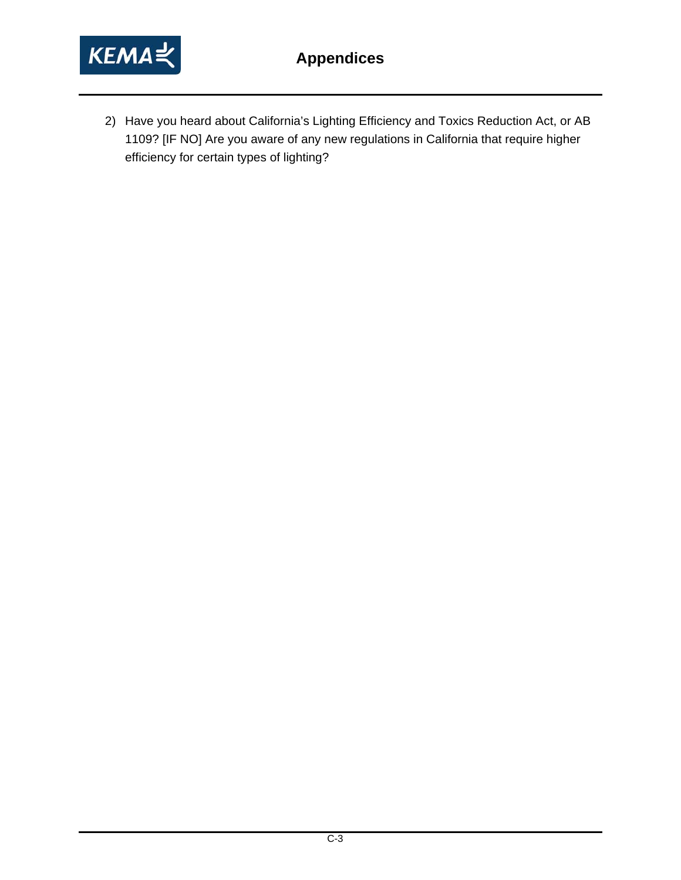2) Have you heard about California's Lighting Efficiency and Toxics Reduction Act, or AB 1109? [IF NO] Are you aware of any new regulations in California that require higher efficiency for certain types of lighting?